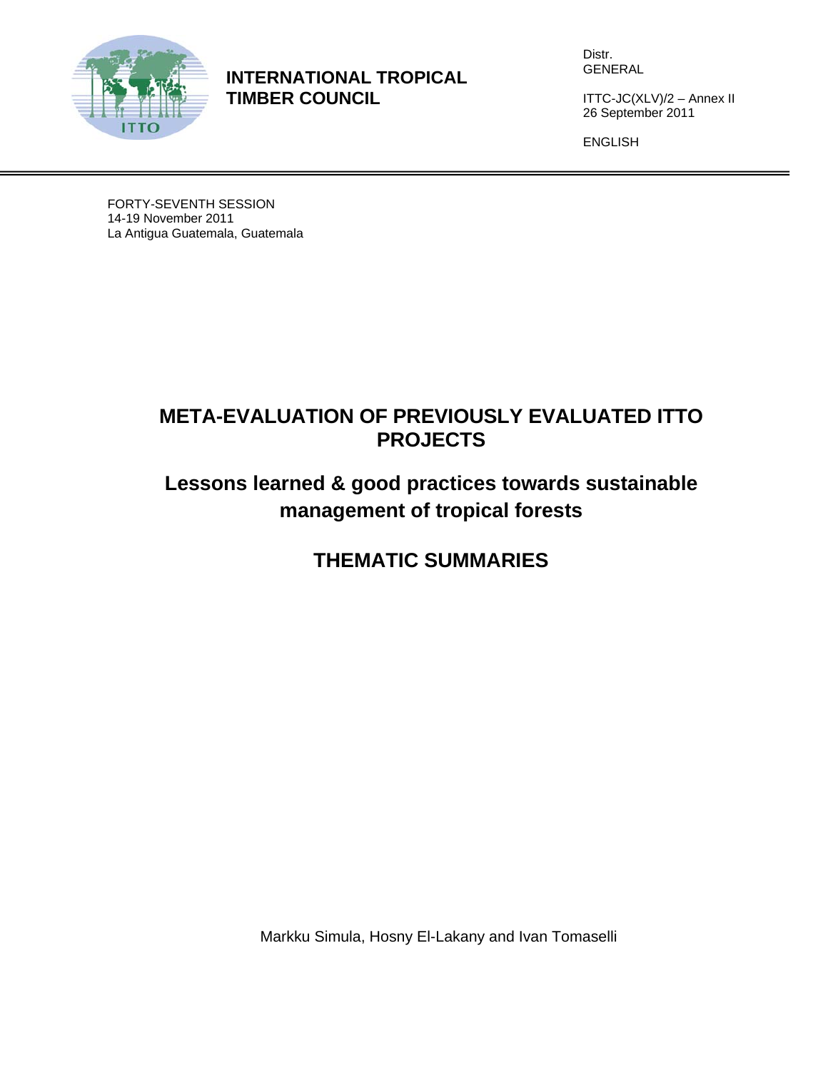**INTERNATIONAL TROPICAL TIMBER COUNCIL**

Distr.
GENERAL

ITTC-JC(XLV)/2 – Annex II
26 September 2011

ENGLISH

FORTY-SEVENTH SESSION
14-19 November 2011
La Antigua Guatemala, Guatemala

# META-EVALUATION OF PREVIOUSLY EVALUATED ITTO PROJECTS

## Lessons learned & good practices towards sustainable management of tropical forests

## THEMATIC SUMMARIES

Markku Simula, Hosny El-Lakany and Ivan Tomaselli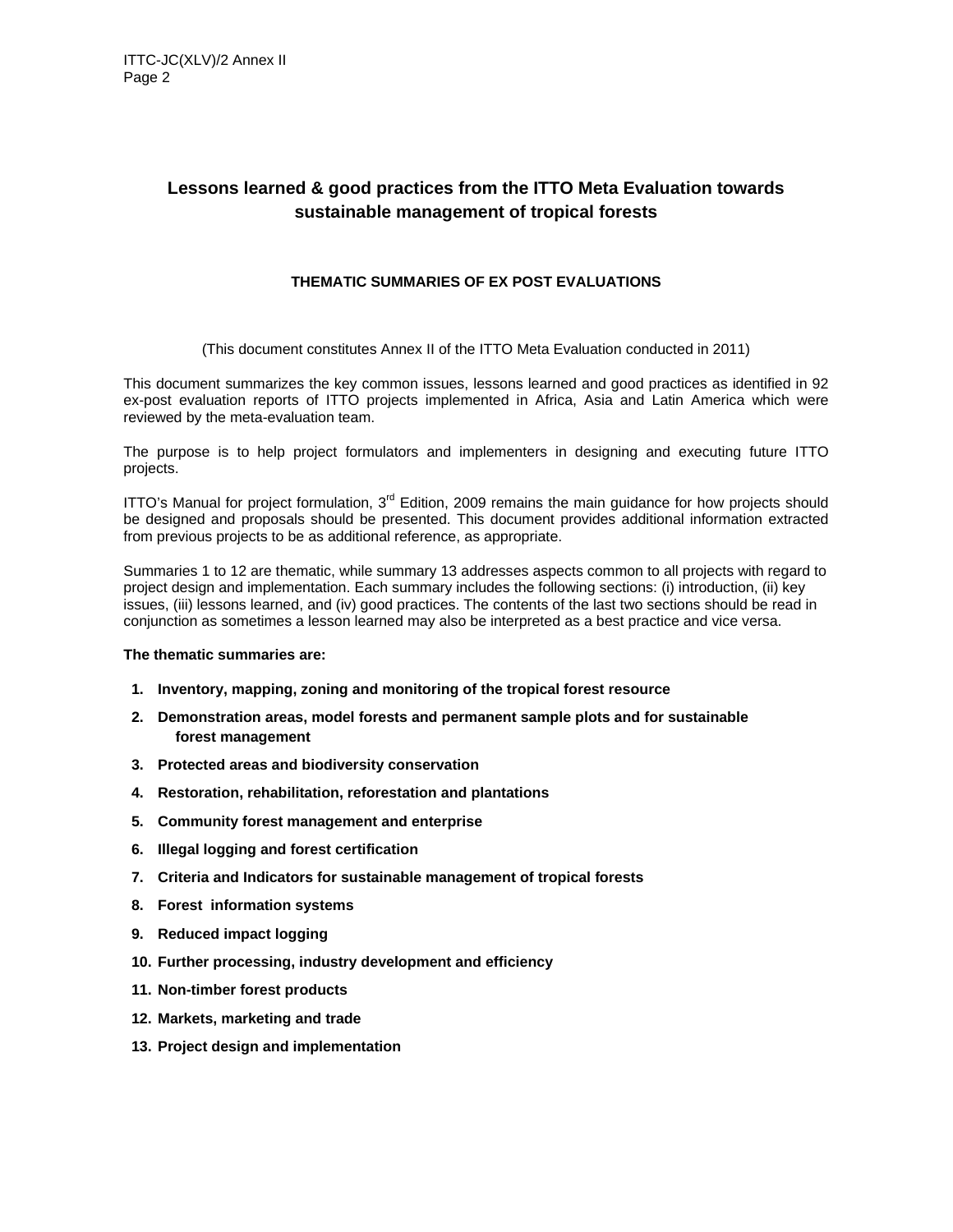# Lessons learned & good practices from the ITTO Meta Evaluation towards sustainable management of tropical forests

## THEMATIC SUMMARIES OF EX POST EVALUATIONS

(This document constitutes Annex II of the ITTO Meta Evaluation conducted in 2011)

This document summarizes the key common issues, lessons learned and good practices as identified in 92 ex-post evaluation reports of ITTO projects implemented in Africa, Asia and Latin America which were reviewed by the meta-evaluation team.

The purpose is to help project formulators and implementers in designing and executing future ITTO projects.

ITTO's Manual for project formulation, 3rd Edition, 2009 remains the main guidance for how projects should be designed and proposals should be presented. This document provides additional information extracted from previous projects to be as additional reference, as appropriate.

Summaries 1 to 12 are thematic, while summary 13 addresses aspects common to all projects with regard to project design and implementation. Each summary includes the following sections: (i) introduction, (ii) key issues, (iii) lessons learned, and (iv) good practices. The contents of the last two sections should be read in conjunction as sometimes a lesson learned may also be interpreted as a best practice and vice versa.

**The thematic summaries are:**

1. **Inventory, mapping, zoning and monitoring of the tropical forest resource**
2. **Demonstration areas, model forests and permanent sample plots and for sustainable forest management**
3. **Protected areas and biodiversity conservation**
4. **Restoration, rehabilitation, reforestation and plantations**
5. **Community forest management and enterprise**
6. **Illegal logging and forest certification**
7. **Criteria and Indicators for sustainable management of tropical forests**
8. **Forest information systems**
9. **Reduced impact logging**
10. **Further processing, industry development and efficiency**
11. **Non-timber forest products**
12. **Markets, marketing and trade**
13. **Project design and implementation**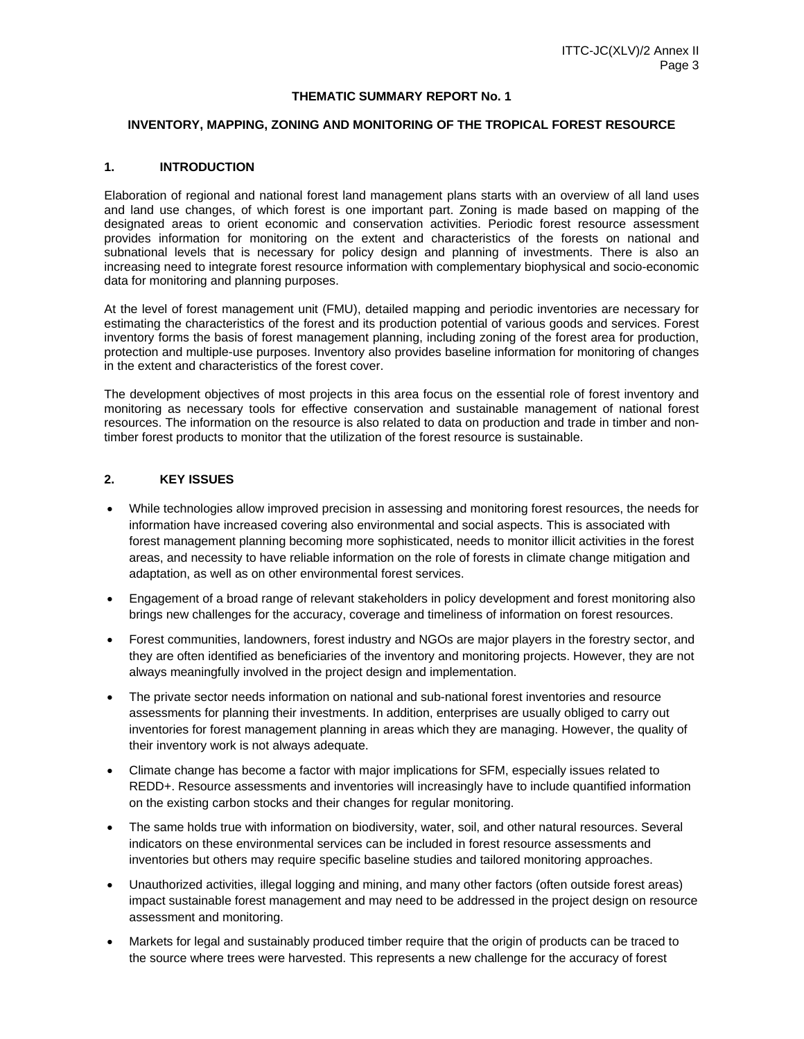**THEMATIC SUMMARY REPORT No. 1**

**INVENTORY, MAPPING, ZONING AND MONITORING OF THE TROPICAL FOREST RESOURCE**

## 1. INTRODUCTION

Elaboration of regional and national forest land management plans starts with an overview of all land uses and land use changes, of which forest is one important part. Zoning is made based on mapping of the designated areas to orient economic and conservation activities. Periodic forest resource assessment provides information for monitoring on the extent and characteristics of the forests on national and subnational levels that is necessary for policy design and planning of investments. There is also an increasing need to integrate forest resource information with complementary biophysical and socio-economic data for monitoring and planning purposes.

At the level of forest management unit (FMU), detailed mapping and periodic inventories are necessary for estimating the characteristics of the forest and its production potential of various goods and services. Forest inventory forms the basis of forest management planning, including zoning of the forest area for production, protection and multiple-use purposes. Inventory also provides baseline information for monitoring of changes in the extent and characteristics of the forest cover.

The development objectives of most projects in this area focus on the essential role of forest inventory and monitoring as necessary tools for effective conservation and sustainable management of national forest resources. The information on the resource is also related to data on production and trade in timber and non-timber forest products to monitor that the utilization of the forest resource is sustainable.

## 2. KEY ISSUES

- While technologies allow improved precision in assessing and monitoring forest resources, the needs for information have increased covering also environmental and social aspects. This is associated with forest management planning becoming more sophisticated, needs to monitor illicit activities in the forest areas, and necessity to have reliable information on the role of forests in climate change mitigation and adaptation, as well as on other environmental forest services.
- Engagement of a broad range of relevant stakeholders in policy development and forest monitoring also brings new challenges for the accuracy, coverage and timeliness of information on forest resources.
- Forest communities, landowners, forest industry and NGOs are major players in the forestry sector, and they are often identified as beneficiaries of the inventory and monitoring projects. However, they are not always meaningfully involved in the project design and implementation.
- The private sector needs information on national and sub-national forest inventories and resource assessments for planning their investments. In addition, enterprises are usually obliged to carry out inventories for forest management planning in areas which they are managing. However, the quality of their inventory work is not always adequate.
- Climate change has become a factor with major implications for SFM, especially issues related to REDD+. Resource assessments and inventories will increasingly have to include quantified information on the existing carbon stocks and their changes for regular monitoring.
- The same holds true with information on biodiversity, water, soil, and other natural resources. Several indicators on these environmental services can be included in forest resource assessments and inventories but others may require specific baseline studies and tailored monitoring approaches.
- Unauthorized activities, illegal logging and mining, and many other factors (often outside forest areas) impact sustainable forest management and may need to be addressed in the project design on resource assessment and monitoring.
- Markets for legal and sustainably produced timber require that the origin of products can be traced to the source where trees were harvested. This represents a new challenge for the accuracy of forest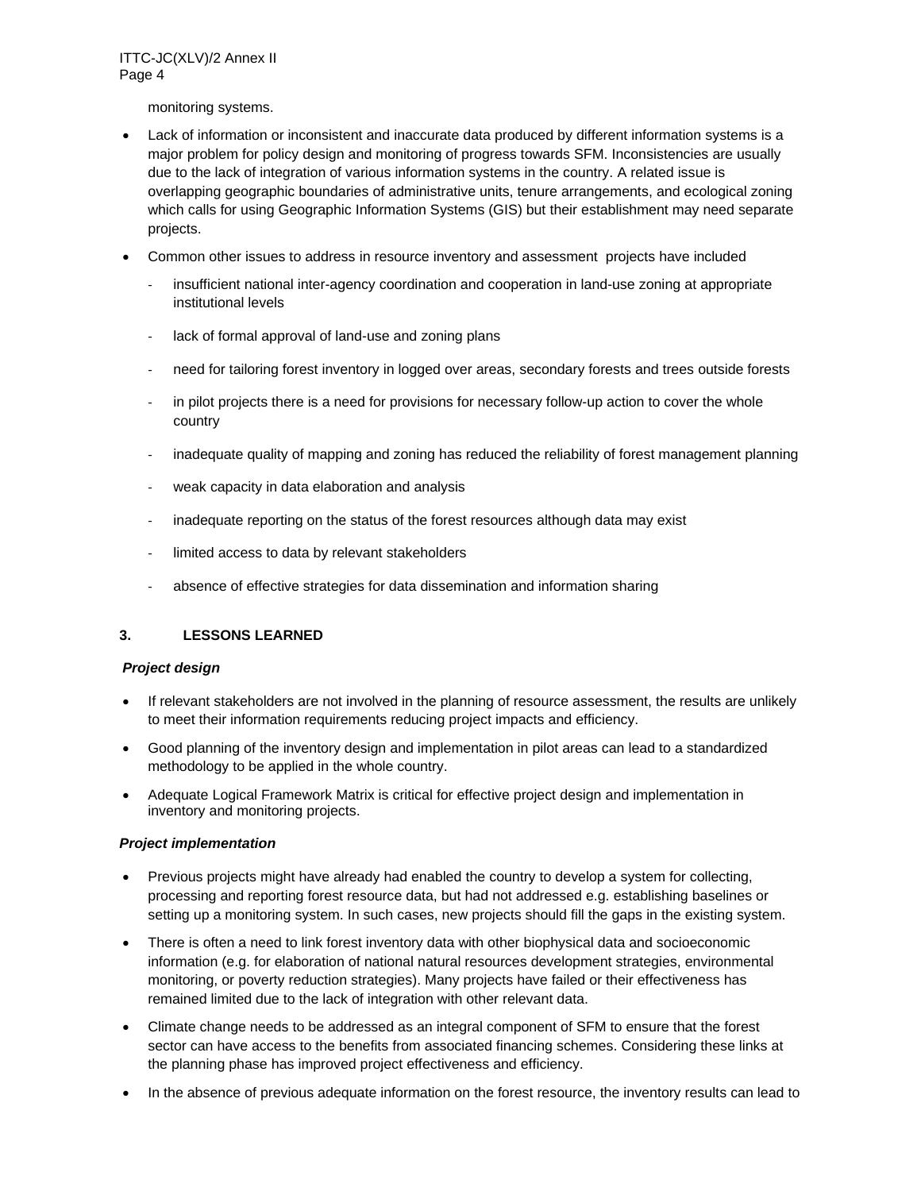monitoring systems.

- Lack of information or inconsistent and inaccurate data produced by different information systems is a major problem for policy design and monitoring of progress towards SFM. Inconsistencies are usually due to the lack of integration of various information systems in the country. A related issue is overlapping geographic boundaries of administrative units, tenure arrangements, and ecological zoning which calls for using Geographic Information Systems (GIS) but their establishment may need separate projects.

- Common other issues to address in resource inventory and assessment projects have included
  - insufficient national inter-agency coordination and cooperation in land-use zoning at appropriate institutional levels
  - lack of formal approval of land-use and zoning plans
  - need for tailoring forest inventory in logged over areas, secondary forests and trees outside forests
  - in pilot projects there is a need for provisions for necessary follow-up action to cover the whole country
  - inadequate quality of mapping and zoning has reduced the reliability of forest management planning
  - weak capacity in data elaboration and analysis
  - inadequate reporting on the status of the forest resources although data may exist
  - limited access to data by relevant stakeholders
  - absence of effective strategies for data dissemination and information sharing

## 3. LESSONS LEARNED

***Project design***

- If relevant stakeholders are not involved in the planning of resource assessment, the results are unlikely to meet their information requirements reducing project impacts and efficiency.
- Good planning of the inventory design and implementation in pilot areas can lead to a standardized methodology to be applied in the whole country.
- Adequate Logical Framework Matrix is critical for effective project design and implementation in inventory and monitoring projects.

***Project implementation***

- Previous projects might have already had enabled the country to develop a system for collecting, processing and reporting forest resource data, but had not addressed e.g. establishing baselines or setting up a monitoring system. In such cases, new projects should fill the gaps in the existing system.
- There is often a need to link forest inventory data with other biophysical data and socioeconomic information (e.g. for elaboration of national natural resources development strategies, environmental monitoring, or poverty reduction strategies). Many projects have failed or their effectiveness has remained limited due to the lack of integration with other relevant data.
- Climate change needs to be addressed as an integral component of SFM to ensure that the forest sector can have access to the benefits from associated financing schemes. Considering these links at the planning phase has improved project effectiveness and efficiency.
- In the absence of previous adequate information on the forest resource, the inventory results can lead to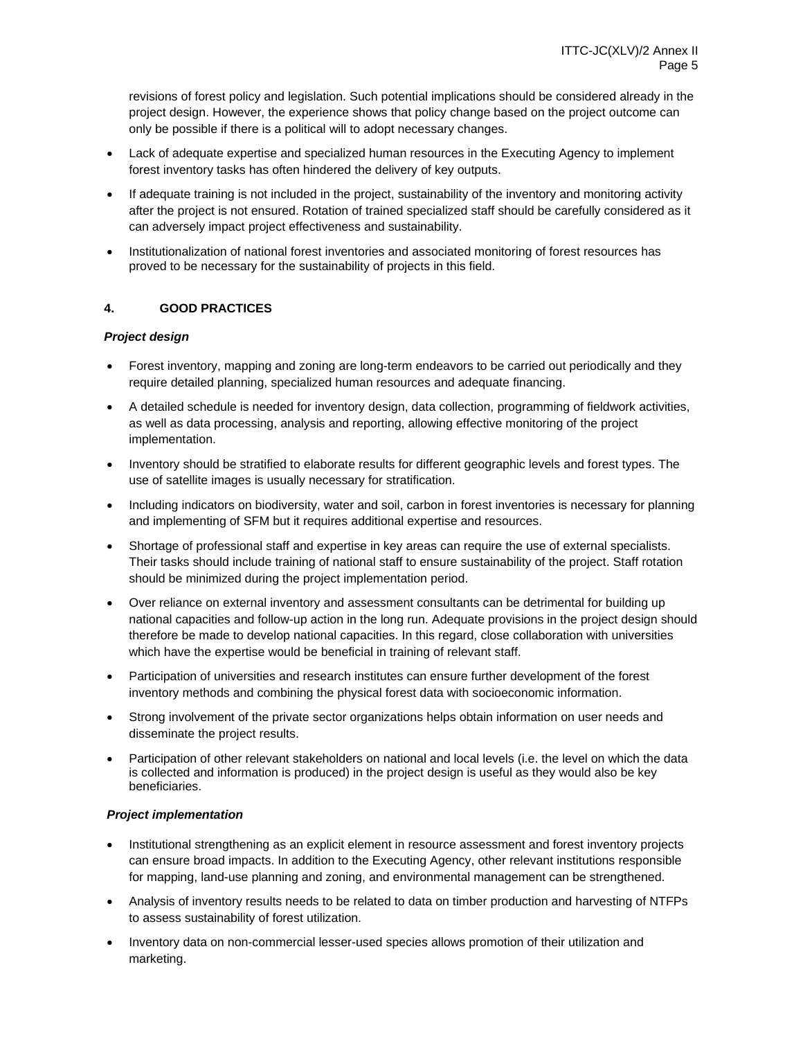revisions of forest policy and legislation. Such potential implications should be considered already in the project design. However, the experience shows that policy change based on the project outcome can only be possible if there is a political will to adopt necessary changes.

- Lack of adequate expertise and specialized human resources in the Executing Agency to implement forest inventory tasks has often hindered the delivery of key outputs.
- If adequate training is not included in the project, sustainability of the inventory and monitoring activity after the project is not ensured. Rotation of trained specialized staff should be carefully considered as it can adversely impact project effectiveness and sustainability.
- Institutionalization of national forest inventories and associated monitoring of forest resources has proved to be necessary for the sustainability of projects in this field.

## 4. GOOD PRACTICES

***Project design***

- Forest inventory, mapping and zoning are long-term endeavors to be carried out periodically and they require detailed planning, specialized human resources and adequate financing.
- A detailed schedule is needed for inventory design, data collection, programming of fieldwork activities, as well as data processing, analysis and reporting, allowing effective monitoring of the project implementation.
- Inventory should be stratified to elaborate results for different geographic levels and forest types. The use of satellite images is usually necessary for stratification.
- Including indicators on biodiversity, water and soil, carbon in forest inventories is necessary for planning and implementing of SFM but it requires additional expertise and resources.
- Shortage of professional staff and expertise in key areas can require the use of external specialists. Their tasks should include training of national staff to ensure sustainability of the project. Staff rotation should be minimized during the project implementation period.
- Over reliance on external inventory and assessment consultants can be detrimental for building up national capacities and follow-up action in the long run. Adequate provisions in the project design should therefore be made to develop national capacities. In this regard, close collaboration with universities which have the expertise would be beneficial in training of relevant staff.
- Participation of universities and research institutes can ensure further development of the forest inventory methods and combining the physical forest data with socioeconomic information.
- Strong involvement of the private sector organizations helps obtain information on user needs and disseminate the project results.
- Participation of other relevant stakeholders on national and local levels (i.e. the level on which the data is collected and information is produced) in the project design is useful as they would also be key beneficiaries.

***Project implementation***

- Institutional strengthening as an explicit element in resource assessment and forest inventory projects can ensure broad impacts. In addition to the Executing Agency, other relevant institutions responsible for mapping, land-use planning and zoning, and environmental management can be strengthened.
- Analysis of inventory results needs to be related to data on timber production and harvesting of NTFPs to assess sustainability of forest utilization.
- Inventory data on non-commercial lesser-used species allows promotion of their utilization and marketing.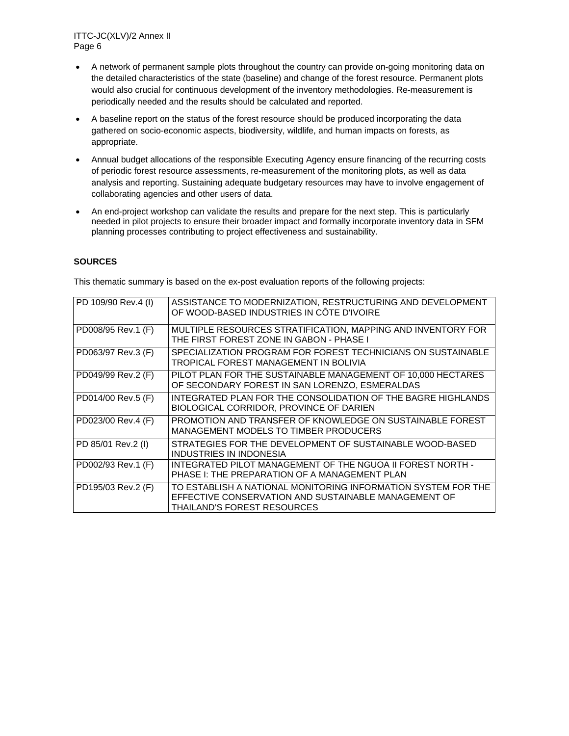- A network of permanent sample plots throughout the country can provide on-going monitoring data on the detailed characteristics of the state (baseline) and change of the forest resource. Permanent plots would also crucial for continuous development of the inventory methodologies. Re-measurement is periodically needed and the results should be calculated and reported.
- A baseline report on the status of the forest resource should be produced incorporating the data gathered on socio-economic aspects, biodiversity, wildlife, and human impacts on forests, as appropriate.
- Annual budget allocations of the responsible Executing Agency ensure financing of the recurring costs of periodic forest resource assessments, re-measurement of the monitoring plots, as well as data analysis and reporting. Sustaining adequate budgetary resources may have to involve engagement of collaborating agencies and other users of data.
- An end-project workshop can validate the results and prepare for the next step. This is particularly needed in pilot projects to ensure their broader impact and formally incorporate inventory data in SFM planning processes contributing to project effectiveness and sustainability.

**SOURCES**

This thematic summary is based on the ex-post evaluation reports of the following projects:

| | |
|---|---|
| PD 109/90 Rev.4 (I) | ASSISTANCE TO MODERNIZATION, RESTRUCTURING AND DEVELOPMENT OF WOOD-BASED INDUSTRIES IN CÔTE D'IVOIRE |
| PD008/95 Rev.1 (F) | MULTIPLE RESOURCES STRATIFICATION, MAPPING AND INVENTORY FOR THE FIRST FOREST ZONE IN GABON - PHASE I |
| PD063/97 Rev.3 (F) | SPECIALIZATION PROGRAM FOR FOREST TECHNICIANS ON SUSTAINABLE TROPICAL FOREST MANAGEMENT IN BOLIVIA |
| PD049/99 Rev.2 (F) | PILOT PLAN FOR THE SUSTAINABLE MANAGEMENT OF 10,000 HECTARES OF SECONDARY FOREST IN SAN LORENZO, ESMERALDAS |
| PD014/00 Rev.5 (F) | INTEGRATED PLAN FOR THE CONSOLIDATION OF THE BAGRE HIGHLANDS BIOLOGICAL CORRIDOR, PROVINCE OF DARIEN |
| PD023/00 Rev.4 (F) | PROMOTION AND TRANSFER OF KNOWLEDGE ON SUSTAINABLE FOREST MANAGEMENT MODELS TO TIMBER PRODUCERS |
| PD 85/01 Rev.2 (I) | STRATEGIES FOR THE DEVELOPMENT OF SUSTAINABLE WOOD-BASED INDUSTRIES IN INDONESIA |
| PD002/93 Rev.1 (F) | INTEGRATED PILOT MANAGEMENT OF THE NGUOA II FOREST NORTH - PHASE I: THE PREPARATION OF A MANAGEMENT PLAN |
| PD195/03 Rev.2 (F) | TO ESTABLISH A NATIONAL MONITORING INFORMATION SYSTEM FOR THE EFFECTIVE CONSERVATION AND SUSTAINABLE MANAGEMENT OF THAILAND'S FOREST RESOURCES |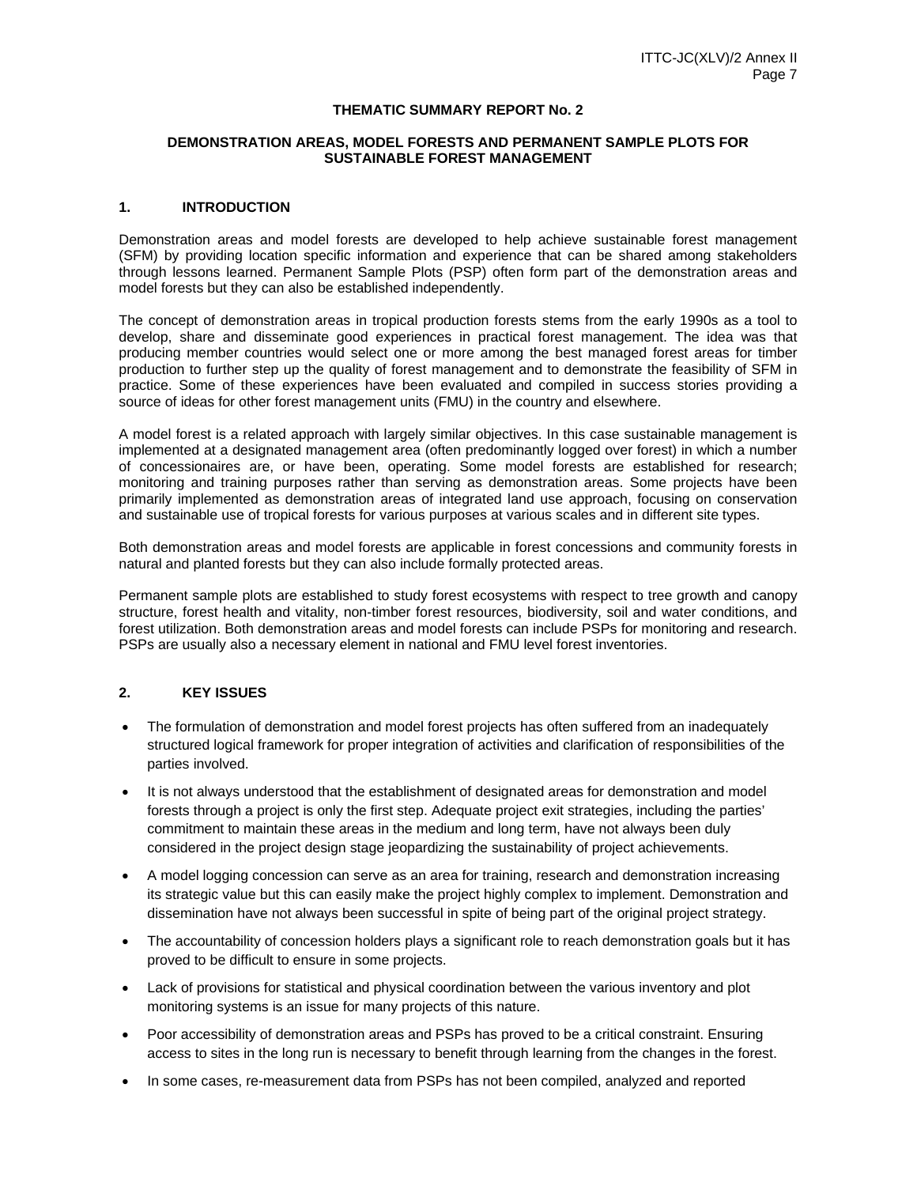**THEMATIC SUMMARY REPORT No. 2**

**DEMONSTRATION AREAS, MODEL FORESTS AND PERMANENT SAMPLE PLOTS FOR SUSTAINABLE FOREST MANAGEMENT**

## 1. INTRODUCTION

Demonstration areas and model forests are developed to help achieve sustainable forest management (SFM) by providing location specific information and experience that can be shared among stakeholders through lessons learned. Permanent Sample Plots (PSP) often form part of the demonstration areas and model forests but they can also be established independently.

The concept of demonstration areas in tropical production forests stems from the early 1990s as a tool to develop, share and disseminate good experiences in practical forest management. The idea was that producing member countries would select one or more among the best managed forest areas for timber production to further step up the quality of forest management and to demonstrate the feasibility of SFM in practice. Some of these experiences have been evaluated and compiled in success stories providing a source of ideas for other forest management units (FMU) in the country and elsewhere.

A model forest is a related approach with largely similar objectives. In this case sustainable management is implemented at a designated management area (often predominantly logged over forest) in which a number of concessionaires are, or have been, operating. Some model forests are established for research; monitoring and training purposes rather than serving as demonstration areas. Some projects have been primarily implemented as demonstration areas of integrated land use approach, focusing on conservation and sustainable use of tropical forests for various purposes at various scales and in different site types.

Both demonstration areas and model forests are applicable in forest concessions and community forests in natural and planted forests but they can also include formally protected areas.

Permanent sample plots are established to study forest ecosystems with respect to tree growth and canopy structure, forest health and vitality, non-timber forest resources, biodiversity, soil and water conditions, and forest utilization. Both demonstration areas and model forests can include PSPs for monitoring and research. PSPs are usually also a necessary element in national and FMU level forest inventories.

## 2. KEY ISSUES

- The formulation of demonstration and model forest projects has often suffered from an inadequately structured logical framework for proper integration of activities and clarification of responsibilities of the parties involved.
- It is not always understood that the establishment of designated areas for demonstration and model forests through a project is only the first step. Adequate project exit strategies, including the parties' commitment to maintain these areas in the medium and long term, have not always been duly considered in the project design stage jeopardizing the sustainability of project achievements.
- A model logging concession can serve as an area for training, research and demonstration increasing its strategic value but this can easily make the project highly complex to implement. Demonstration and dissemination have not always been successful in spite of being part of the original project strategy.
- The accountability of concession holders plays a significant role to reach demonstration goals but it has proved to be difficult to ensure in some projects.
- Lack of provisions for statistical and physical coordination between the various inventory and plot monitoring systems is an issue for many projects of this nature.
- Poor accessibility of demonstration areas and PSPs has proved to be a critical constraint. Ensuring access to sites in the long run is necessary to benefit through learning from the changes in the forest.
- In some cases, re-measurement data from PSPs has not been compiled, analyzed and reported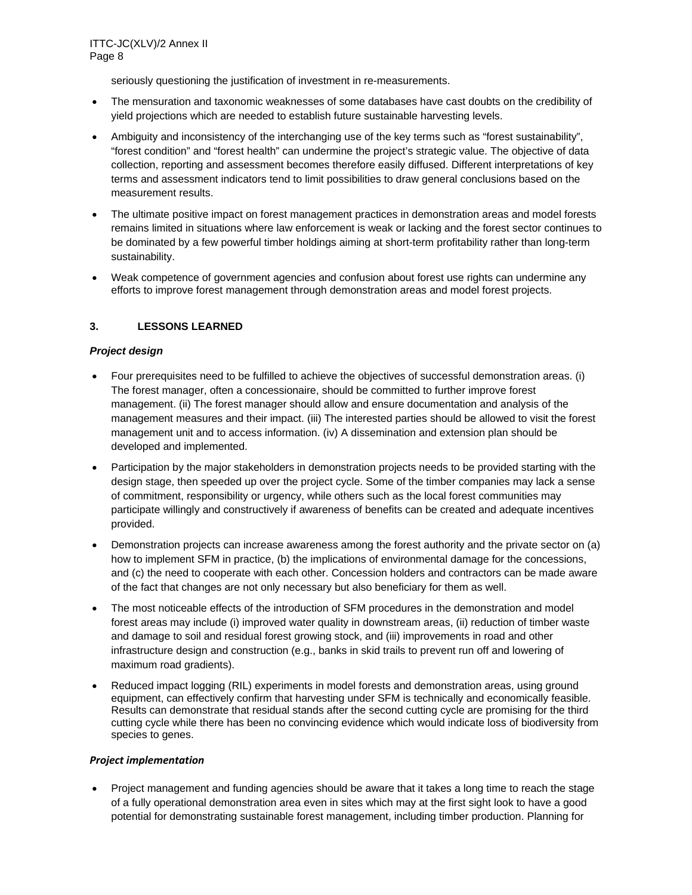seriously questioning the justification of investment in re-measurements.

- The mensuration and taxonomic weaknesses of some databases have cast doubts on the credibility of yield projections which are needed to establish future sustainable harvesting levels.
- Ambiguity and inconsistency of the interchanging use of the key terms such as “forest sustainability”, “forest condition” and “forest health” can undermine the project’s strategic value. The objective of data collection, reporting and assessment becomes therefore easily diffused. Different interpretations of key terms and assessment indicators tend to limit possibilities to draw general conclusions based on the measurement results.
- The ultimate positive impact on forest management practices in demonstration areas and model forests remains limited in situations where law enforcement is weak or lacking and the forest sector continues to be dominated by a few powerful timber holdings aiming at short-term profitability rather than long-term sustainability.
- Weak competence of government agencies and confusion about forest use rights can undermine any efforts to improve forest management through demonstration areas and model forest projects.

## 3. LESSONS LEARNED

***Project design***

- Four prerequisites need to be fulfilled to achieve the objectives of successful demonstration areas. (i) The forest manager, often a concessionaire, should be committed to further improve forest management. (ii) The forest manager should allow and ensure documentation and analysis of the management measures and their impact. (iii) The interested parties should be allowed to visit the forest management unit and to access information. (iv) A dissemination and extension plan should be developed and implemented.
- Participation by the major stakeholders in demonstration projects needs to be provided starting with the design stage, then speeded up over the project cycle. Some of the timber companies may lack a sense of commitment, responsibility or urgency, while others such as the local forest communities may participate willingly and constructively if awareness of benefits can be created and adequate incentives provided.
- Demonstration projects can increase awareness among the forest authority and the private sector on (a) how to implement SFM in practice, (b) the implications of environmental damage for the concessions, and (c) the need to cooperate with each other. Concession holders and contractors can be made aware of the fact that changes are not only necessary but also beneficiary for them as well.
- The most noticeable effects of the introduction of SFM procedures in the demonstration and model forest areas may include (i) improved water quality in downstream areas, (ii) reduction of timber waste and damage to soil and residual forest growing stock, and (iii) improvements in road and other infrastructure design and construction (e.g., banks in skid trails to prevent run off and lowering of maximum road gradients).
- Reduced impact logging (RIL) experiments in model forests and demonstration areas, using ground equipment, can effectively confirm that harvesting under SFM is technically and economically feasible. Results can demonstrate that residual stands after the second cutting cycle are promising for the third cutting cycle while there has been no convincing evidence which would indicate loss of biodiversity from species to genes.

***Project implementation***

- Project management and funding agencies should be aware that it takes a long time to reach the stage of a fully operational demonstration area even in sites which may at the first sight look to have a good potential for demonstrating sustainable forest management, including timber production. Planning for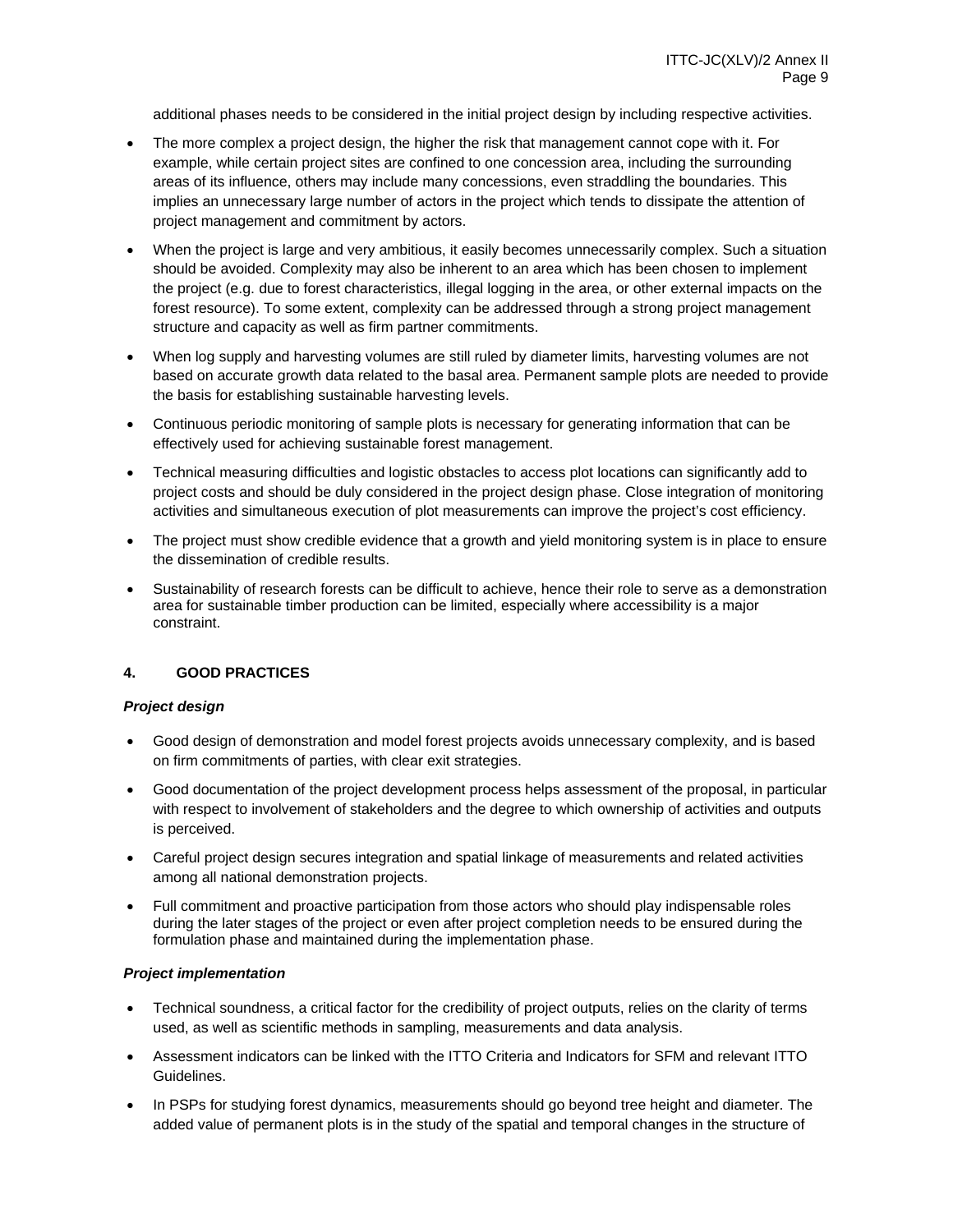additional phases needs to be considered in the initial project design by including respective activities.

- The more complex a project design, the higher the risk that management cannot cope with it. For example, while certain project sites are confined to one concession area, including the surrounding areas of its influence, others may include many concessions, even straddling the boundaries. This implies an unnecessary large number of actors in the project which tends to dissipate the attention of project management and commitment by actors.
- When the project is large and very ambitious, it easily becomes unnecessarily complex. Such a situation should be avoided. Complexity may also be inherent to an area which has been chosen to implement the project (e.g. due to forest characteristics, illegal logging in the area, or other external impacts on the forest resource). To some extent, complexity can be addressed through a strong project management structure and capacity as well as firm partner commitments.
- When log supply and harvesting volumes are still ruled by diameter limits, harvesting volumes are not based on accurate growth data related to the basal area. Permanent sample plots are needed to provide the basis for establishing sustainable harvesting levels.
- Continuous periodic monitoring of sample plots is necessary for generating information that can be effectively used for achieving sustainable forest management.
- Technical measuring difficulties and logistic obstacles to access plot locations can significantly add to project costs and should be duly considered in the project design phase. Close integration of monitoring activities and simultaneous execution of plot measurements can improve the project's cost efficiency.
- The project must show credible evidence that a growth and yield monitoring system is in place to ensure the dissemination of credible results.
- Sustainability of research forests can be difficult to achieve, hence their role to serve as a demonstration area for sustainable timber production can be limited, especially where accessibility is a major constraint.

## 4. GOOD PRACTICES

***Project design***

- Good design of demonstration and model forest projects avoids unnecessary complexity, and is based on firm commitments of parties, with clear exit strategies.
- Good documentation of the project development process helps assessment of the proposal, in particular with respect to involvement of stakeholders and the degree to which ownership of activities and outputs is perceived.
- Careful project design secures integration and spatial linkage of measurements and related activities among all national demonstration projects.
- Full commitment and proactive participation from those actors who should play indispensable roles during the later stages of the project or even after project completion needs to be ensured during the formulation phase and maintained during the implementation phase.

***Project implementation***

- Technical soundness, a critical factor for the credibility of project outputs, relies on the clarity of terms used, as well as scientific methods in sampling, measurements and data analysis.
- Assessment indicators can be linked with the ITTO Criteria and Indicators for SFM and relevant ITTO Guidelines.
- In PSPs for studying forest dynamics, measurements should go beyond tree height and diameter. The added value of permanent plots is in the study of the spatial and temporal changes in the structure of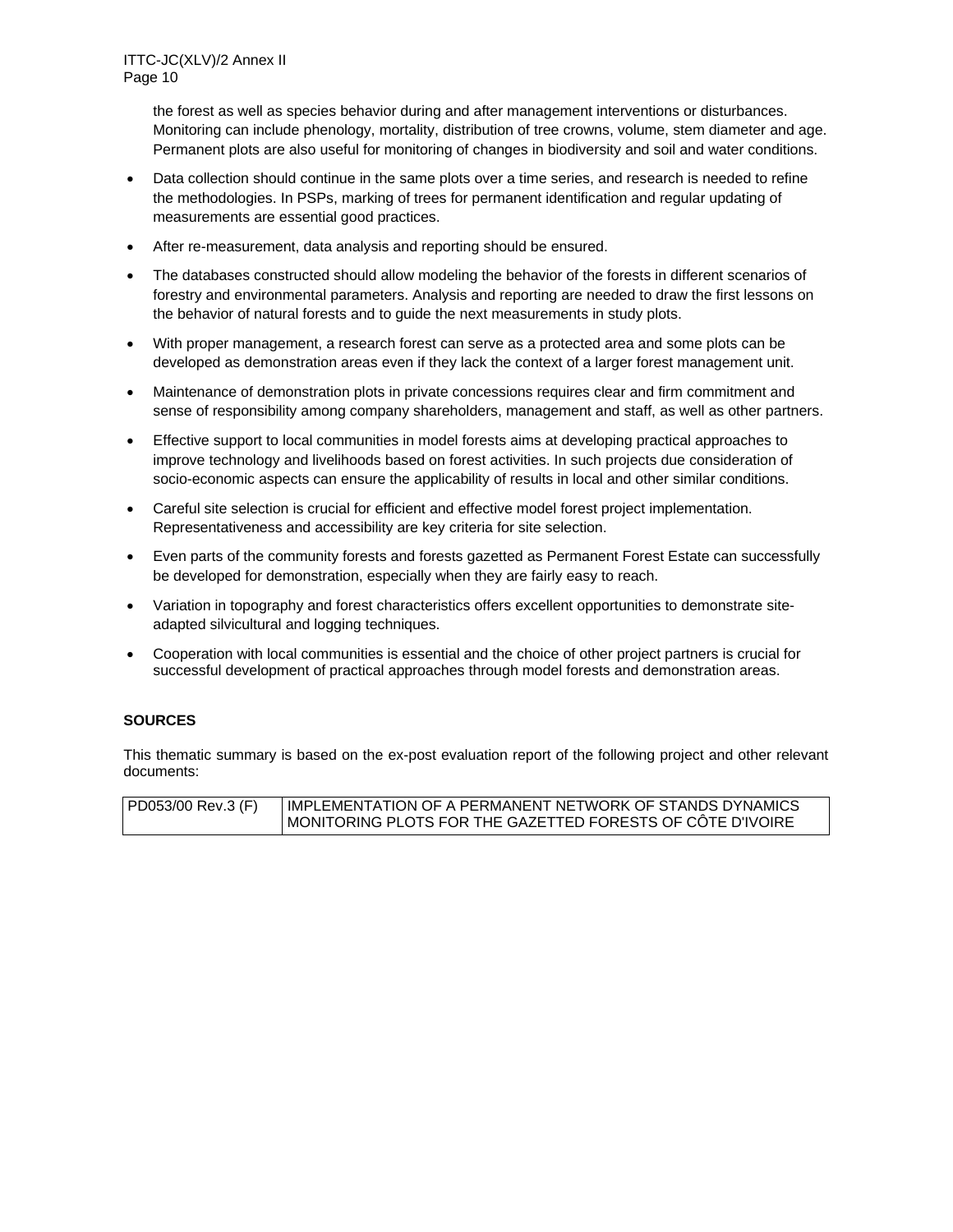the forest as well as species behavior during and after management interventions or disturbances. Monitoring can include phenology, mortality, distribution of tree crowns, volume, stem diameter and age. Permanent plots are also useful for monitoring of changes in biodiversity and soil and water conditions.

- Data collection should continue in the same plots over a time series, and research is needed to refine the methodologies. In PSPs, marking of trees for permanent identification and regular updating of measurements are essential good practices.
- After re-measurement, data analysis and reporting should be ensured.
- The databases constructed should allow modeling the behavior of the forests in different scenarios of forestry and environmental parameters. Analysis and reporting are needed to draw the first lessons on the behavior of natural forests and to guide the next measurements in study plots.
- With proper management, a research forest can serve as a protected area and some plots can be developed as demonstration areas even if they lack the context of a larger forest management unit.
- Maintenance of demonstration plots in private concessions requires clear and firm commitment and sense of responsibility among company shareholders, management and staff, as well as other partners.
- Effective support to local communities in model forests aims at developing practical approaches to improve technology and livelihoods based on forest activities. In such projects due consideration of socio-economic aspects can ensure the applicability of results in local and other similar conditions.
- Careful site selection is crucial for efficient and effective model forest project implementation. Representativeness and accessibility are key criteria for site selection.
- Even parts of the community forests and forests gazetted as Permanent Forest Estate can successfully be developed for demonstration, especially when they are fairly easy to reach.
- Variation in topography and forest characteristics offers excellent opportunities to demonstrate site-adapted silvicultural and logging techniques.
- Cooperation with local communities is essential and the choice of other project partners is crucial for successful development of practical approaches through model forests and demonstration areas.

**SOURCES**

This thematic summary is based on the ex-post evaluation report of the following project and other relevant documents:

| PD053/00 Rev.3 (F) | IMPLEMENTATION OF A PERMANENT NETWORK OF STANDS DYNAMICS MONITORING PLOTS FOR THE GAZETTED FORESTS OF CÔTE D'IVOIRE |
|---|---|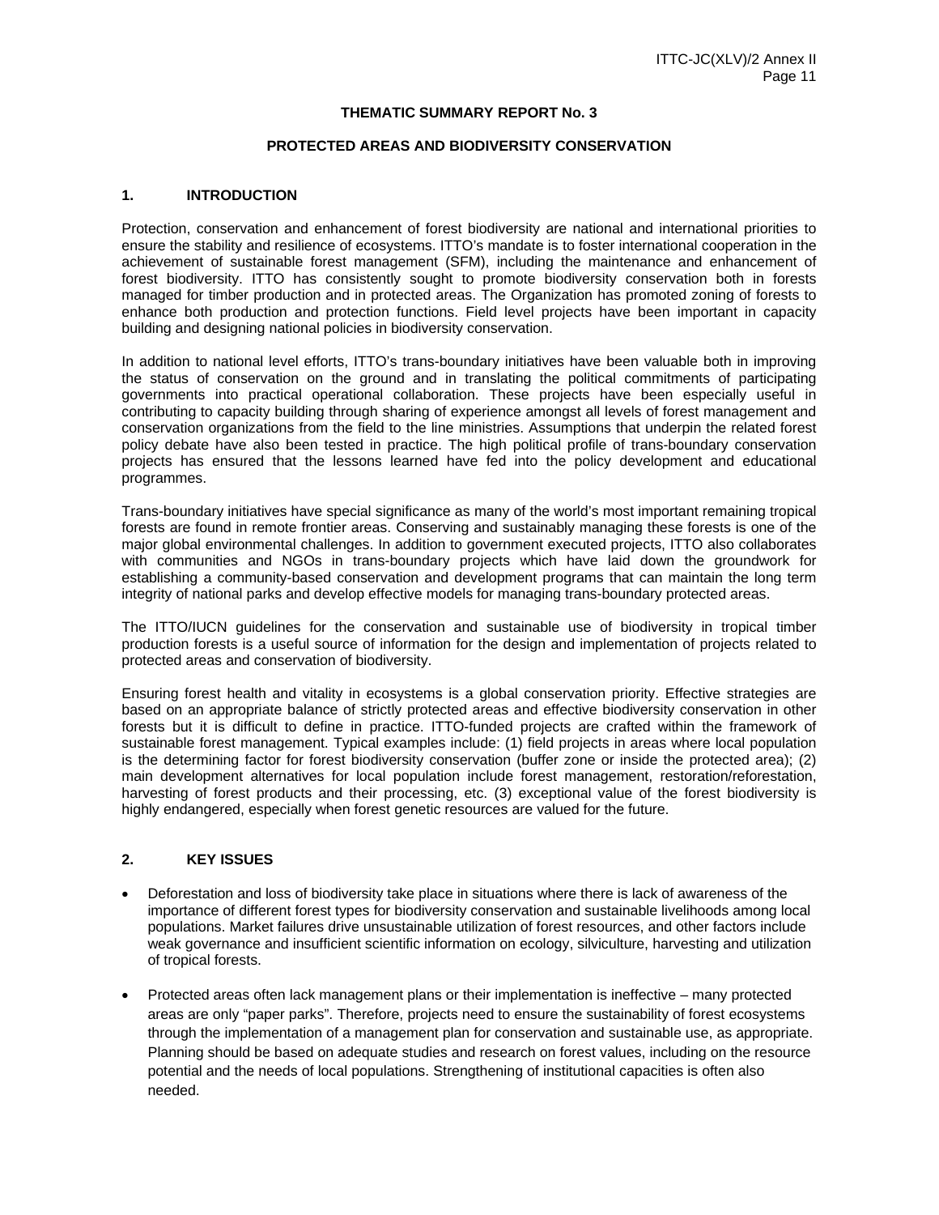**THEMATIC SUMMARY REPORT No. 3**

**PROTECTED AREAS AND BIODIVERSITY CONSERVATION**

## 1. INTRODUCTION

Protection, conservation and enhancement of forest biodiversity are national and international priorities to ensure the stability and resilience of ecosystems. ITTO's mandate is to foster international cooperation in the achievement of sustainable forest management (SFM), including the maintenance and enhancement of forest biodiversity. ITTO has consistently sought to promote biodiversity conservation both in forests managed for timber production and in protected areas. The Organization has promoted zoning of forests to enhance both production and protection functions. Field level projects have been important in capacity building and designing national policies in biodiversity conservation.

In addition to national level efforts, ITTO's trans-boundary initiatives have been valuable both in improving the status of conservation on the ground and in translating the political commitments of participating governments into practical operational collaboration. These projects have been especially useful in contributing to capacity building through sharing of experience amongst all levels of forest management and conservation organizations from the field to the line ministries. Assumptions that underpin the related forest policy debate have also been tested in practice. The high political profile of trans-boundary conservation projects has ensured that the lessons learned have fed into the policy development and educational programmes.

Trans-boundary initiatives have special significance as many of the world's most important remaining tropical forests are found in remote frontier areas. Conserving and sustainably managing these forests is one of the major global environmental challenges. In addition to government executed projects, ITTO also collaborates with communities and NGOs in trans-boundary projects which have laid down the groundwork for establishing a community-based conservation and development programs that can maintain the long term integrity of national parks and develop effective models for managing trans-boundary protected areas.

The ITTO/IUCN guidelines for the conservation and sustainable use of biodiversity in tropical timber production forests is a useful source of information for the design and implementation of projects related to protected areas and conservation of biodiversity.

Ensuring forest health and vitality in ecosystems is a global conservation priority. Effective strategies are based on an appropriate balance of strictly protected areas and effective biodiversity conservation in other forests but it is difficult to define in practice. ITTO-funded projects are crafted within the framework of sustainable forest management. Typical examples include: (1) field projects in areas where local population is the determining factor for forest biodiversity conservation (buffer zone or inside the protected area); (2) main development alternatives for local population include forest management, restoration/reforestation, harvesting of forest products and their processing, etc. (3) exceptional value of the forest biodiversity is highly endangered, especially when forest genetic resources are valued for the future.

## 2. KEY ISSUES

- Deforestation and loss of biodiversity take place in situations where there is lack of awareness of the importance of different forest types for biodiversity conservation and sustainable livelihoods among local populations. Market failures drive unsustainable utilization of forest resources, and other factors include weak governance and insufficient scientific information on ecology, silviculture, harvesting and utilization of tropical forests.

- Protected areas often lack management plans or their implementation is ineffective – many protected areas are only "paper parks". Therefore, projects need to ensure the sustainability of forest ecosystems through the implementation of a management plan for conservation and sustainable use, as appropriate. Planning should be based on adequate studies and research on forest values, including on the resource potential and the needs of local populations. Strengthening of institutional capacities is often also needed.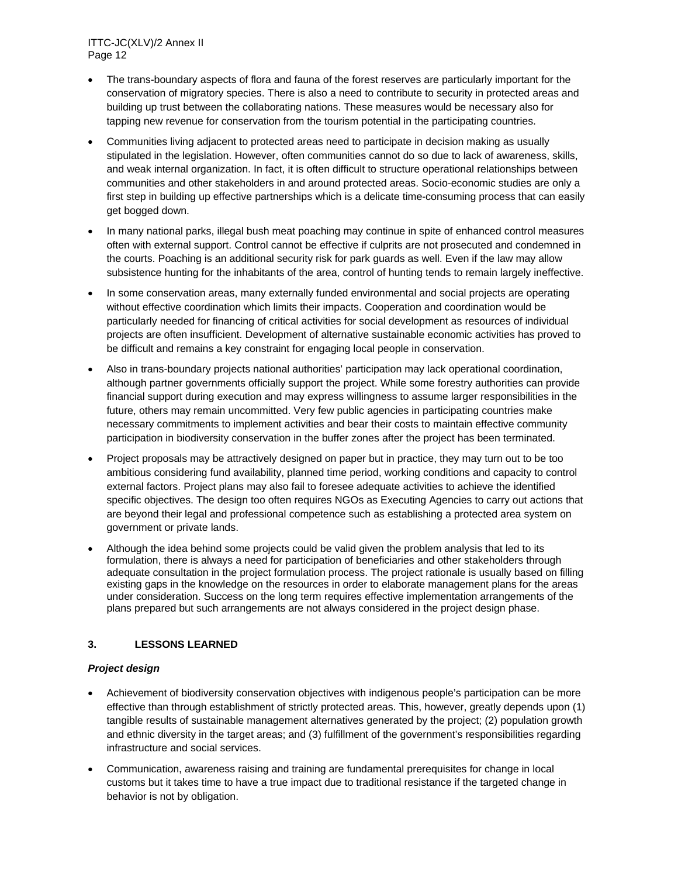- The trans-boundary aspects of flora and fauna of the forest reserves are particularly important for the conservation of migratory species. There is also a need to contribute to security in protected areas and building up trust between the collaborating nations. These measures would be necessary also for tapping new revenue for conservation from the tourism potential in the participating countries.

- Communities living adjacent to protected areas need to participate in decision making as usually stipulated in the legislation. However, often communities cannot do so due to lack of awareness, skills, and weak internal organization. In fact, it is often difficult to structure operational relationships between communities and other stakeholders in and around protected areas. Socio-economic studies are only a first step in building up effective partnerships which is a delicate time-consuming process that can easily get bogged down.

- In many national parks, illegal bush meat poaching may continue in spite of enhanced control measures often with external support. Control cannot be effective if culprits are not prosecuted and condemned in the courts. Poaching is an additional security risk for park guards as well. Even if the law may allow subsistence hunting for the inhabitants of the area, control of hunting tends to remain largely ineffective.

- In some conservation areas, many externally funded environmental and social projects are operating without effective coordination which limits their impacts. Cooperation and coordination would be particularly needed for financing of critical activities for social development as resources of individual projects are often insufficient. Development of alternative sustainable economic activities has proved to be difficult and remains a key constraint for engaging local people in conservation.

- Also in trans-boundary projects national authorities' participation may lack operational coordination, although partner governments officially support the project. While some forestry authorities can provide financial support during execution and may express willingness to assume larger responsibilities in the future, others may remain uncommitted. Very few public agencies in participating countries make necessary commitments to implement activities and bear their costs to maintain effective community participation in biodiversity conservation in the buffer zones after the project has been terminated.

- Project proposals may be attractively designed on paper but in practice, they may turn out to be too ambitious considering fund availability, planned time period, working conditions and capacity to control external factors. Project plans may also fail to foresee adequate activities to achieve the identified specific objectives. The design too often requires NGOs as Executing Agencies to carry out actions that are beyond their legal and professional competence such as establishing a protected area system on government or private lands.

- Although the idea behind some projects could be valid given the problem analysis that led to its formulation, there is always a need for participation of beneficiaries and other stakeholders through adequate consultation in the project formulation process. The project rationale is usually based on filling existing gaps in the knowledge on the resources in order to elaborate management plans for the areas under consideration. Success on the long term requires effective implementation arrangements of the plans prepared but such arrangements are not always considered in the project design phase.

## 3. LESSONS LEARNED

### *Project design*

- Achievement of biodiversity conservation objectives with indigenous people's participation can be more effective than through establishment of strictly protected areas. This, however, greatly depends upon (1) tangible results of sustainable management alternatives generated by the project; (2) population growth and ethnic diversity in the target areas; and (3) fulfillment of the government's responsibilities regarding infrastructure and social services.

- Communication, awareness raising and training are fundamental prerequisites for change in local customs but it takes time to have a true impact due to traditional resistance if the targeted change in behavior is not by obligation.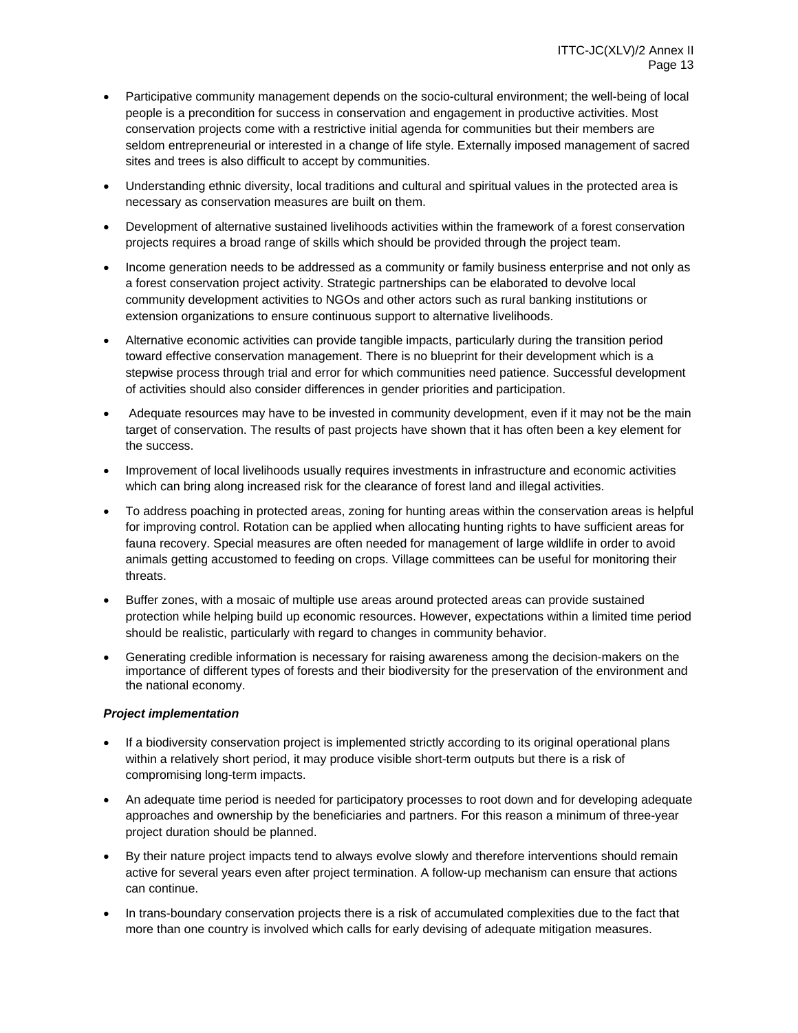- Participative community management depends on the socio-cultural environment; the well-being of local people is a precondition for success in conservation and engagement in productive activities. Most conservation projects come with a restrictive initial agenda for communities but their members are seldom entrepreneurial or interested in a change of life style. Externally imposed management of sacred sites and trees is also difficult to accept by communities.
- Understanding ethnic diversity, local traditions and cultural and spiritual values in the protected area is necessary as conservation measures are built on them.
- Development of alternative sustained livelihoods activities within the framework of a forest conservation projects requires a broad range of skills which should be provided through the project team.
- Income generation needs to be addressed as a community or family business enterprise and not only as a forest conservation project activity. Strategic partnerships can be elaborated to devolve local community development activities to NGOs and other actors such as rural banking institutions or extension organizations to ensure continuous support to alternative livelihoods.
- Alternative economic activities can provide tangible impacts, particularly during the transition period toward effective conservation management. There is no blueprint for their development which is a stepwise process through trial and error for which communities need patience. Successful development of activities should also consider differences in gender priorities and participation.
- Adequate resources may have to be invested in community development, even if it may not be the main target of conservation. The results of past projects have shown that it has often been a key element for the success.
- Improvement of local livelihoods usually requires investments in infrastructure and economic activities which can bring along increased risk for the clearance of forest land and illegal activities.
- To address poaching in protected areas, zoning for hunting areas within the conservation areas is helpful for improving control. Rotation can be applied when allocating hunting rights to have sufficient areas for fauna recovery. Special measures are often needed for management of large wildlife in order to avoid animals getting accustomed to feeding on crops. Village committees can be useful for monitoring their threats.
- Buffer zones, with a mosaic of multiple use areas around protected areas can provide sustained protection while helping build up economic resources. However, expectations within a limited time period should be realistic, particularly with regard to changes in community behavior.
- Generating credible information is necessary for raising awareness among the decision-makers on the importance of different types of forests and their biodiversity for the preservation of the environment and the national economy.

***Project implementation***

- If a biodiversity conservation project is implemented strictly according to its original operational plans within a relatively short period, it may produce visible short-term outputs but there is a risk of compromising long-term impacts.
- An adequate time period is needed for participatory processes to root down and for developing adequate approaches and ownership by the beneficiaries and partners. For this reason a minimum of three-year project duration should be planned.
- By their nature project impacts tend to always evolve slowly and therefore interventions should remain active for several years even after project termination. A follow-up mechanism can ensure that actions can continue.
- In trans-boundary conservation projects there is a risk of accumulated complexities due to the fact that more than one country is involved which calls for early devising of adequate mitigation measures.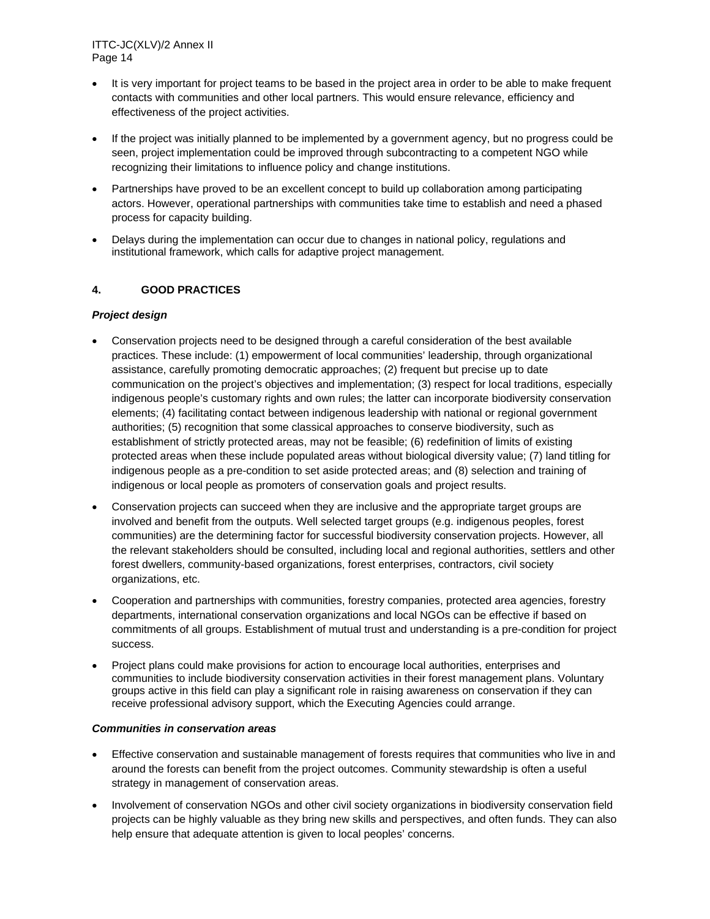- It is very important for project teams to be based in the project area in order to be able to make frequent contacts with communities and other local partners. This would ensure relevance, efficiency and effectiveness of the project activities.
- If the project was initially planned to be implemented by a government agency, but no progress could be seen, project implementation could be improved through subcontracting to a competent NGO while recognizing their limitations to influence policy and change institutions.
- Partnerships have proved to be an excellent concept to build up collaboration among participating actors. However, operational partnerships with communities take time to establish and need a phased process for capacity building.
- Delays during the implementation can occur due to changes in national policy, regulations and institutional framework, which calls for adaptive project management.

## 4. GOOD PRACTICES

***Project design***

- Conservation projects need to be designed through a careful consideration of the best available practices. These include: (1) empowerment of local communities' leadership, through organizational assistance, carefully promoting democratic approaches; (2) frequent but precise up to date communication on the project's objectives and implementation; (3) respect for local traditions, especially indigenous people's customary rights and own rules; the latter can incorporate biodiversity conservation elements; (4) facilitating contact between indigenous leadership with national or regional government authorities; (5) recognition that some classical approaches to conserve biodiversity, such as establishment of strictly protected areas, may not be feasible; (6) redefinition of limits of existing protected areas when these include populated areas without biological diversity value; (7) land titling for indigenous people as a pre-condition to set aside protected areas; and (8) selection and training of indigenous or local people as promoters of conservation goals and project results.
- Conservation projects can succeed when they are inclusive and the appropriate target groups are involved and benefit from the outputs. Well selected target groups (e.g. indigenous peoples, forest communities) are the determining factor for successful biodiversity conservation projects. However, all the relevant stakeholders should be consulted, including local and regional authorities, settlers and other forest dwellers, community-based organizations, forest enterprises, contractors, civil society organizations, etc.
- Cooperation and partnerships with communities, forestry companies, protected area agencies, forestry departments, international conservation organizations and local NGOs can be effective if based on commitments of all groups. Establishment of mutual trust and understanding is a pre-condition for project success.
- Project plans could make provisions for action to encourage local authorities, enterprises and communities to include biodiversity conservation activities in their forest management plans. Voluntary groups active in this field can play a significant role in raising awareness on conservation if they can receive professional advisory support, which the Executing Agencies could arrange.

***Communities in conservation areas***

- Effective conservation and sustainable management of forests requires that communities who live in and around the forests can benefit from the project outcomes. Community stewardship is often a useful strategy in management of conservation areas.
- Involvement of conservation NGOs and other civil society organizations in biodiversity conservation field projects can be highly valuable as they bring new skills and perspectives, and often funds. They can also help ensure that adequate attention is given to local peoples' concerns.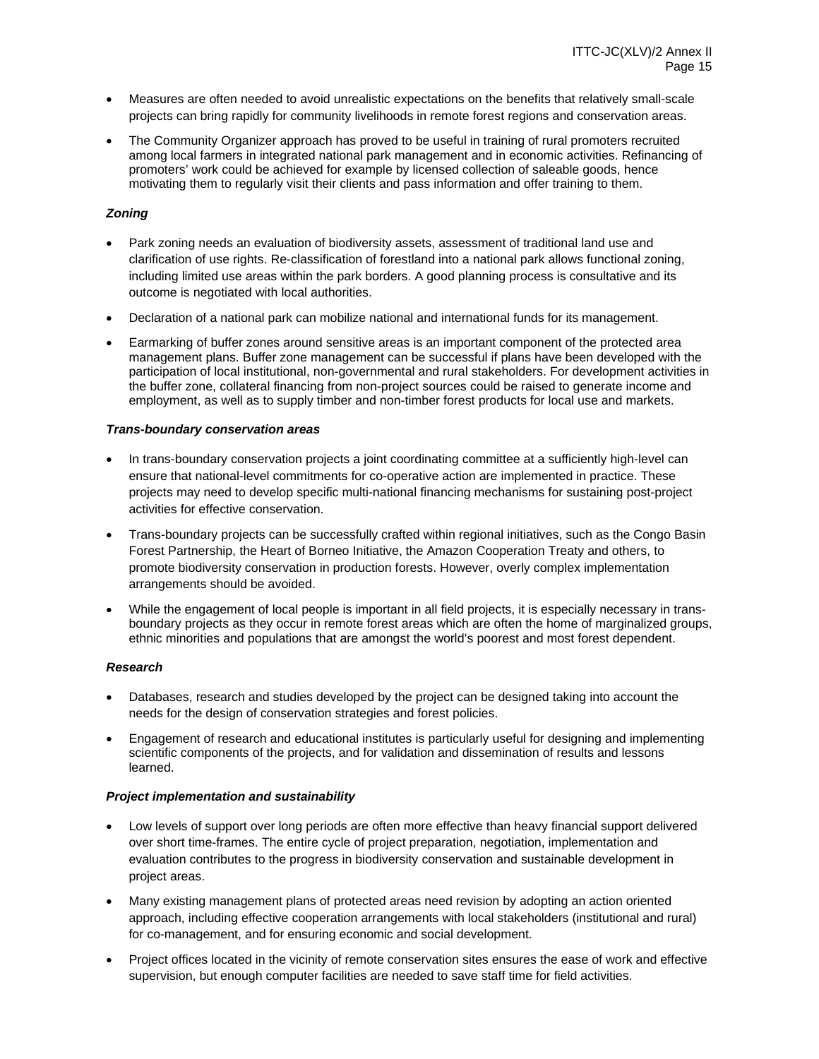- Measures are often needed to avoid unrealistic expectations on the benefits that relatively small-scale projects can bring rapidly for community livelihoods in remote forest regions and conservation areas.
- The Community Organizer approach has proved to be useful in training of rural promoters recruited among local farmers in integrated national park management and in economic activities. Refinancing of promoters' work could be achieved for example by licensed collection of saleable goods, hence motivating them to regularly visit their clients and pass information and offer training to them.

***Zoning***

- Park zoning needs an evaluation of biodiversity assets, assessment of traditional land use and clarification of use rights. Re-classification of forestland into a national park allows functional zoning, including limited use areas within the park borders. A good planning process is consultative and its outcome is negotiated with local authorities.
- Declaration of a national park can mobilize national and international funds for its management.
- Earmarking of buffer zones around sensitive areas is an important component of the protected area management plans. Buffer zone management can be successful if plans have been developed with the participation of local institutional, non-governmental and rural stakeholders. For development activities in the buffer zone, collateral financing from non-project sources could be raised to generate income and employment, as well as to supply timber and non-timber forest products for local use and markets.

***Trans-boundary conservation areas***

- In trans-boundary conservation projects a joint coordinating committee at a sufficiently high-level can ensure that national-level commitments for co-operative action are implemented in practice. These projects may need to develop specific multi-national financing mechanisms for sustaining post-project activities for effective conservation.
- Trans-boundary projects can be successfully crafted within regional initiatives, such as the Congo Basin Forest Partnership, the Heart of Borneo Initiative, the Amazon Cooperation Treaty and others, to promote biodiversity conservation in production forests. However, overly complex implementation arrangements should be avoided.
- While the engagement of local people is important in all field projects, it is especially necessary in trans-boundary projects as they occur in remote forest areas which are often the home of marginalized groups, ethnic minorities and populations that are amongst the world's poorest and most forest dependent.

***Research***

- Databases, research and studies developed by the project can be designed taking into account the needs for the design of conservation strategies and forest policies.
- Engagement of research and educational institutes is particularly useful for designing and implementing scientific components of the projects, and for validation and dissemination of results and lessons learned.

***Project implementation and sustainability***

- Low levels of support over long periods are often more effective than heavy financial support delivered over short time-frames. The entire cycle of project preparation, negotiation, implementation and evaluation contributes to the progress in biodiversity conservation and sustainable development in project areas.
- Many existing management plans of protected areas need revision by adopting an action oriented approach, including effective cooperation arrangements with local stakeholders (institutional and rural) for co-management, and for ensuring economic and social development.
- Project offices located in the vicinity of remote conservation sites ensures the ease of work and effective supervision, but enough computer facilities are needed to save staff time for field activities.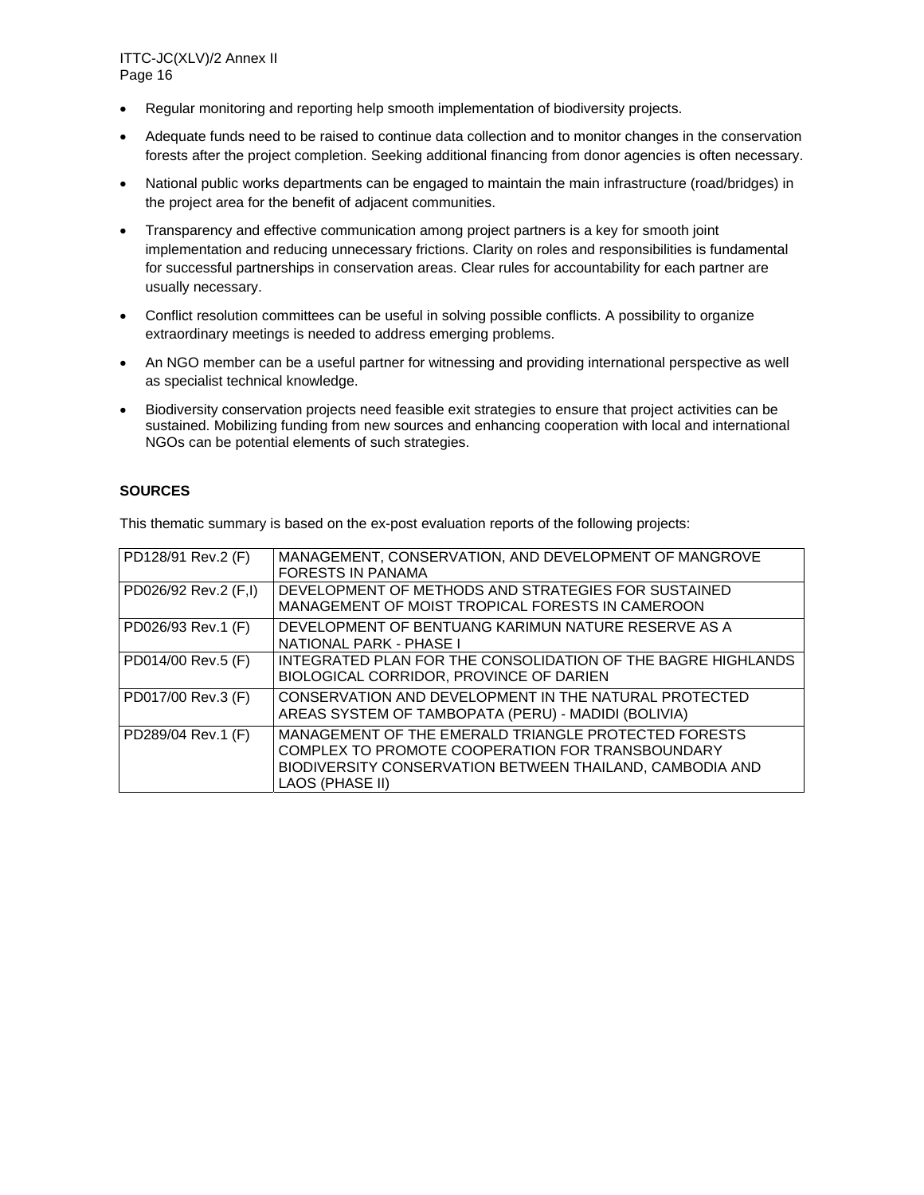- Regular monitoring and reporting help smooth implementation of biodiversity projects.
- Adequate funds need to be raised to continue data collection and to monitor changes in the conservation forests after the project completion. Seeking additional financing from donor agencies is often necessary.
- National public works departments can be engaged to maintain the main infrastructure (road/bridges) in the project area for the benefit of adjacent communities.
- Transparency and effective communication among project partners is a key for smooth joint implementation and reducing unnecessary frictions. Clarity on roles and responsibilities is fundamental for successful partnerships in conservation areas. Clear rules for accountability for each partner are usually necessary.
- Conflict resolution committees can be useful in solving possible conflicts. A possibility to organize extraordinary meetings is needed to address emerging problems.
- An NGO member can be a useful partner for witnessing and providing international perspective as well as specialist technical knowledge.
- Biodiversity conservation projects need feasible exit strategies to ensure that project activities can be sustained. Mobilizing funding from new sources and enhancing cooperation with local and international NGOs can be potential elements of such strategies.

**SOURCES**

This thematic summary is based on the ex-post evaluation reports of the following projects:

| | |
|---|---|
| PD128/91 Rev.2 (F) | MANAGEMENT, CONSERVATION, AND DEVELOPMENT OF MANGROVE FORESTS IN PANAMA |
| PD026/92 Rev.2 (F,I) | DEVELOPMENT OF METHODS AND STRATEGIES FOR SUSTAINED MANAGEMENT OF MOIST TROPICAL FORESTS IN CAMEROON |
| PD026/93 Rev.1 (F) | DEVELOPMENT OF BENTUANG KARIMUN NATURE RESERVE AS A NATIONAL PARK - PHASE I |
| PD014/00 Rev.5 (F) | INTEGRATED PLAN FOR THE CONSOLIDATION OF THE BAGRE HIGHLANDS BIOLOGICAL CORRIDOR, PROVINCE OF DARIEN |
| PD017/00 Rev.3 (F) | CONSERVATION AND DEVELOPMENT IN THE NATURAL PROTECTED AREAS SYSTEM OF TAMBOPATA (PERU) - MADIDI (BOLIVIA) |
| PD289/04 Rev.1 (F) | MANAGEMENT OF THE EMERALD TRIANGLE PROTECTED FORESTS COMPLEX TO PROMOTE COOPERATION FOR TRANSBOUNDARY BIODIVERSITY CONSERVATION BETWEEN THAILAND, CAMBODIA AND LAOS (PHASE II) |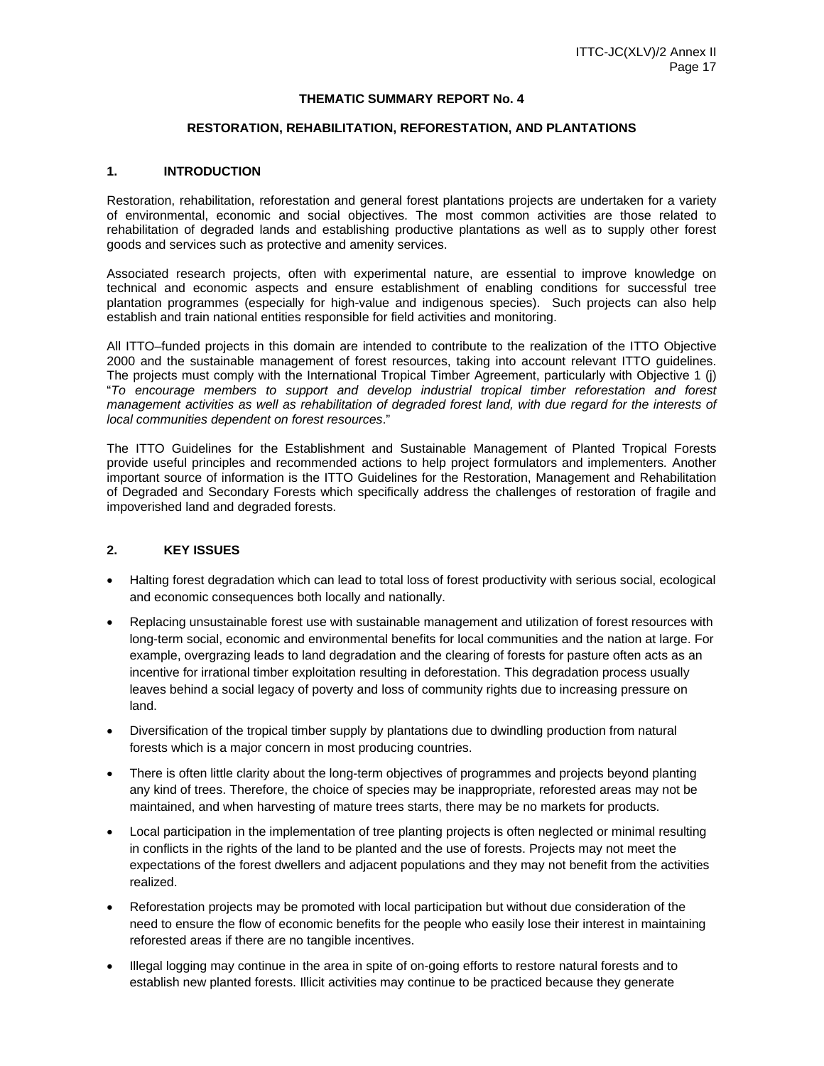**THEMATIC SUMMARY REPORT No. 4**

**RESTORATION, REHABILITATION, REFORESTATION, AND PLANTATIONS**

## 1. INTRODUCTION

Restoration, rehabilitation, reforestation and general forest plantations projects are undertaken for a variety of environmental, economic and social objectives. The most common activities are those related to rehabilitation of degraded lands and establishing productive plantations as well as to supply other forest goods and services such as protective and amenity services.

Associated research projects, often with experimental nature, are essential to improve knowledge on technical and economic aspects and ensure establishment of enabling conditions for successful tree plantation programmes (especially for high-value and indigenous species). Such projects can also help establish and train national entities responsible for field activities and monitoring.

All ITTO–funded projects in this domain are intended to contribute to the realization of the ITTO Objective 2000 and the sustainable management of forest resources, taking into account relevant ITTO guidelines. The projects must comply with the International Tropical Timber Agreement, particularly with Objective 1 (j) "*To encourage members to support and develop industrial tropical timber reforestation and forest management activities as well as rehabilitation of degraded forest land, with due regard for the interests of local communities dependent on forest resources*."

The ITTO Guidelines for the Establishment and Sustainable Management of Planted Tropical Forests provide useful principles and recommended actions to help project formulators and implementers. Another important source of information is the ITTO Guidelines for the Restoration, Management and Rehabilitation of Degraded and Secondary Forests which specifically address the challenges of restoration of fragile and impoverished land and degraded forests.

## 2. KEY ISSUES

- Halting forest degradation which can lead to total loss of forest productivity with serious social, ecological and economic consequences both locally and nationally.
- Replacing unsustainable forest use with sustainable management and utilization of forest resources with long-term social, economic and environmental benefits for local communities and the nation at large. For example, overgrazing leads to land degradation and the clearing of forests for pasture often acts as an incentive for irrational timber exploitation resulting in deforestation. This degradation process usually leaves behind a social legacy of poverty and loss of community rights due to increasing pressure on land.
- Diversification of the tropical timber supply by plantations due to dwindling production from natural forests which is a major concern in most producing countries.
- There is often little clarity about the long-term objectives of programmes and projects beyond planting any kind of trees. Therefore, the choice of species may be inappropriate, reforested areas may not be maintained, and when harvesting of mature trees starts, there may be no markets for products.
- Local participation in the implementation of tree planting projects is often neglected or minimal resulting in conflicts in the rights of the land to be planted and the use of forests. Projects may not meet the expectations of the forest dwellers and adjacent populations and they may not benefit from the activities realized.
- Reforestation projects may be promoted with local participation but without due consideration of the need to ensure the flow of economic benefits for the people who easily lose their interest in maintaining reforested areas if there are no tangible incentives.
- Illegal logging may continue in the area in spite of on-going efforts to restore natural forests and to establish new planted forests. Illicit activities may continue to be practiced because they generate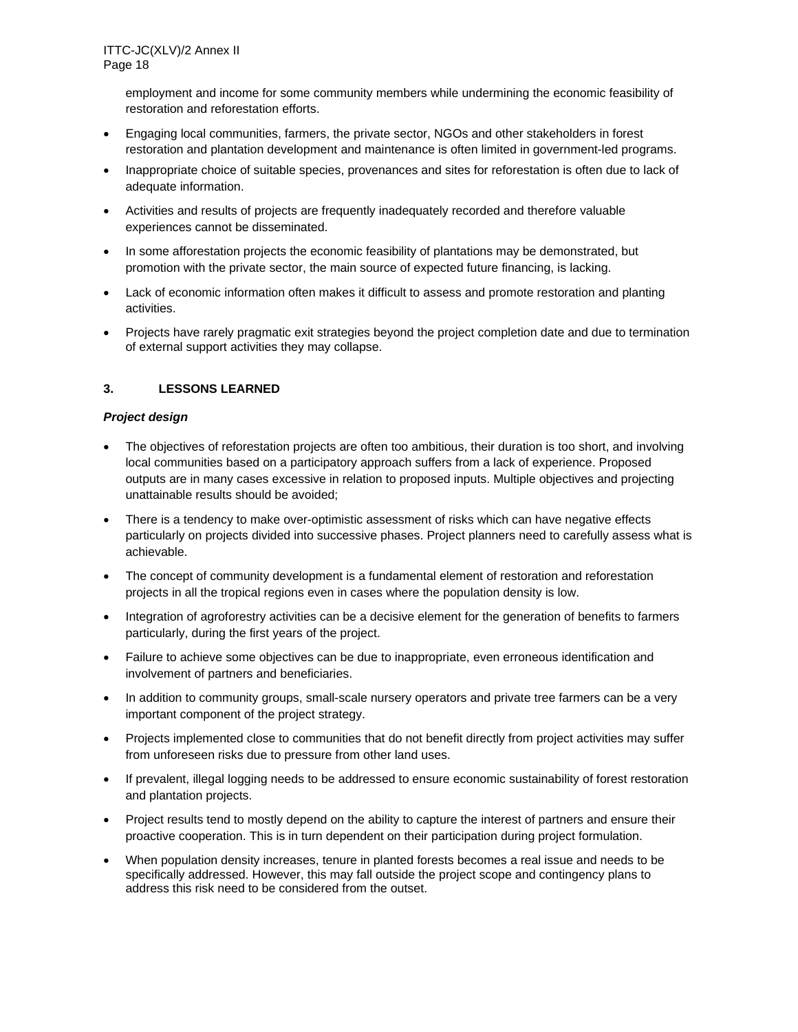employment and income for some community members while undermining the economic feasibility of restoration and reforestation efforts.

- Engaging local communities, farmers, the private sector, NGOs and other stakeholders in forest restoration and plantation development and maintenance is often limited in government-led programs.
- Inappropriate choice of suitable species, provenances and sites for reforestation is often due to lack of adequate information.
- Activities and results of projects are frequently inadequately recorded and therefore valuable experiences cannot be disseminated.
- In some afforestation projects the economic feasibility of plantations may be demonstrated, but promotion with the private sector, the main source of expected future financing, is lacking.
- Lack of economic information often makes it difficult to assess and promote restoration and planting activities.
- Projects have rarely pragmatic exit strategies beyond the project completion date and due to termination of external support activities they may collapse.

## 3. LESSONS LEARNED

***Project design***

- The objectives of reforestation projects are often too ambitious, their duration is too short, and involving local communities based on a participatory approach suffers from a lack of experience. Proposed outputs are in many cases excessive in relation to proposed inputs. Multiple objectives and projecting unattainable results should be avoided;
- There is a tendency to make over-optimistic assessment of risks which can have negative effects particularly on projects divided into successive phases. Project planners need to carefully assess what is achievable.
- The concept of community development is a fundamental element of restoration and reforestation projects in all the tropical regions even in cases where the population density is low.
- Integration of agroforestry activities can be a decisive element for the generation of benefits to farmers particularly, during the first years of the project.
- Failure to achieve some objectives can be due to inappropriate, even erroneous identification and involvement of partners and beneficiaries.
- In addition to community groups, small-scale nursery operators and private tree farmers can be a very important component of the project strategy.
- Projects implemented close to communities that do not benefit directly from project activities may suffer from unforeseen risks due to pressure from other land uses.
- If prevalent, illegal logging needs to be addressed to ensure economic sustainability of forest restoration and plantation projects.
- Project results tend to mostly depend on the ability to capture the interest of partners and ensure their proactive cooperation. This is in turn dependent on their participation during project formulation.
- When population density increases, tenure in planted forests becomes a real issue and needs to be specifically addressed. However, this may fall outside the project scope and contingency plans to address this risk need to be considered from the outset.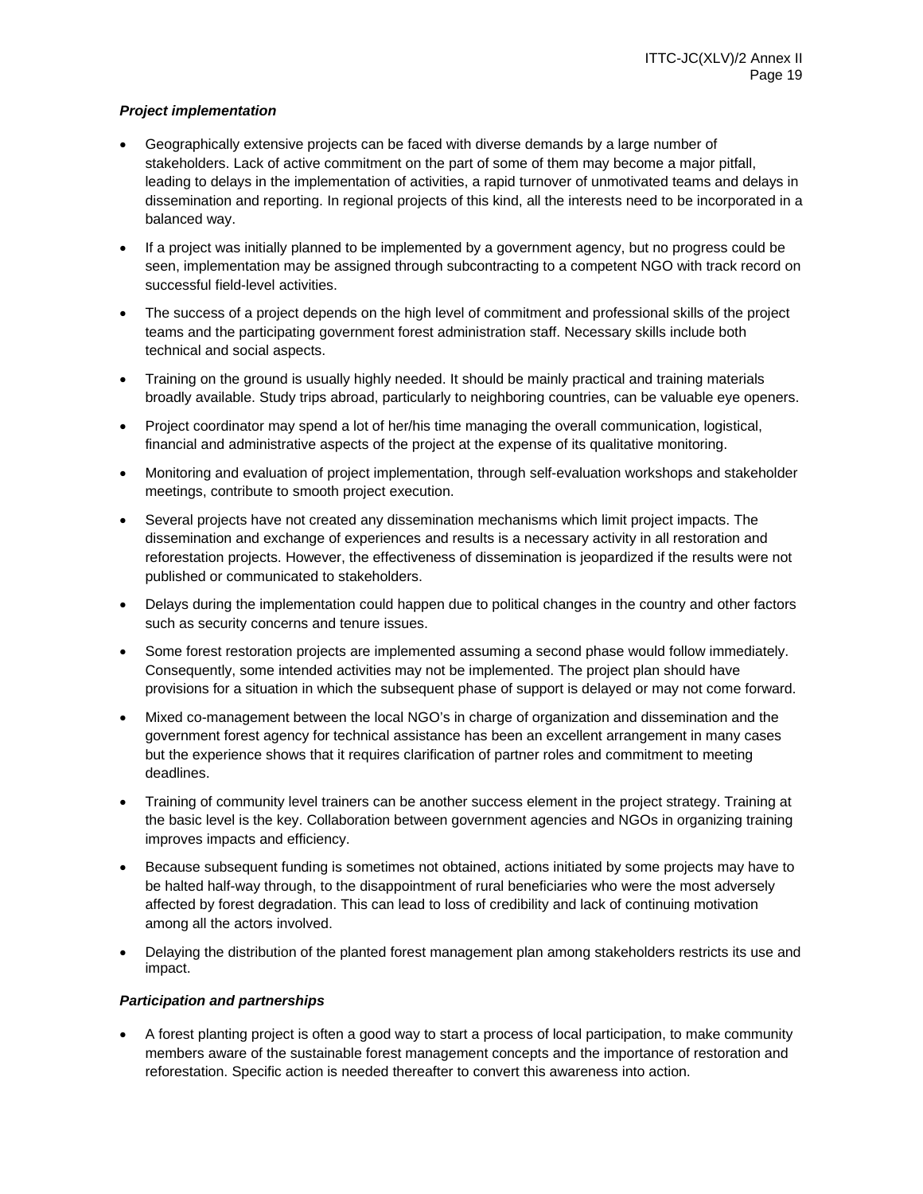***Project implementation***

- Geographically extensive projects can be faced with diverse demands by a large number of stakeholders. Lack of active commitment on the part of some of them may become a major pitfall, leading to delays in the implementation of activities, a rapid turnover of unmotivated teams and delays in dissemination and reporting. In regional projects of this kind, all the interests need to be incorporated in a balanced way.
- If a project was initially planned to be implemented by a government agency, but no progress could be seen, implementation may be assigned through subcontracting to a competent NGO with track record on successful field-level activities.
- The success of a project depends on the high level of commitment and professional skills of the project teams and the participating government forest administration staff. Necessary skills include both technical and social aspects.
- Training on the ground is usually highly needed. It should be mainly practical and training materials broadly available. Study trips abroad, particularly to neighboring countries, can be valuable eye openers.
- Project coordinator may spend a lot of her/his time managing the overall communication, logistical, financial and administrative aspects of the project at the expense of its qualitative monitoring.
- Monitoring and evaluation of project implementation, through self-evaluation workshops and stakeholder meetings, contribute to smooth project execution.
- Several projects have not created any dissemination mechanisms which limit project impacts. The dissemination and exchange of experiences and results is a necessary activity in all restoration and reforestation projects. However, the effectiveness of dissemination is jeopardized if the results were not published or communicated to stakeholders.
- Delays during the implementation could happen due to political changes in the country and other factors such as security concerns and tenure issues.
- Some forest restoration projects are implemented assuming a second phase would follow immediately. Consequently, some intended activities may not be implemented. The project plan should have provisions for a situation in which the subsequent phase of support is delayed or may not come forward.
- Mixed co-management between the local NGO's in charge of organization and dissemination and the government forest agency for technical assistance has been an excellent arrangement in many cases but the experience shows that it requires clarification of partner roles and commitment to meeting deadlines.
- Training of community level trainers can be another success element in the project strategy. Training at the basic level is the key. Collaboration between government agencies and NGOs in organizing training improves impacts and efficiency.
- Because subsequent funding is sometimes not obtained, actions initiated by some projects may have to be halted half-way through, to the disappointment of rural beneficiaries who were the most adversely affected by forest degradation. This can lead to loss of credibility and lack of continuing motivation among all the actors involved.
- Delaying the distribution of the planted forest management plan among stakeholders restricts its use and impact.

***Participation and partnerships***

- A forest planting project is often a good way to start a process of local participation, to make community members aware of the sustainable forest management concepts and the importance of restoration and reforestation. Specific action is needed thereafter to convert this awareness into action.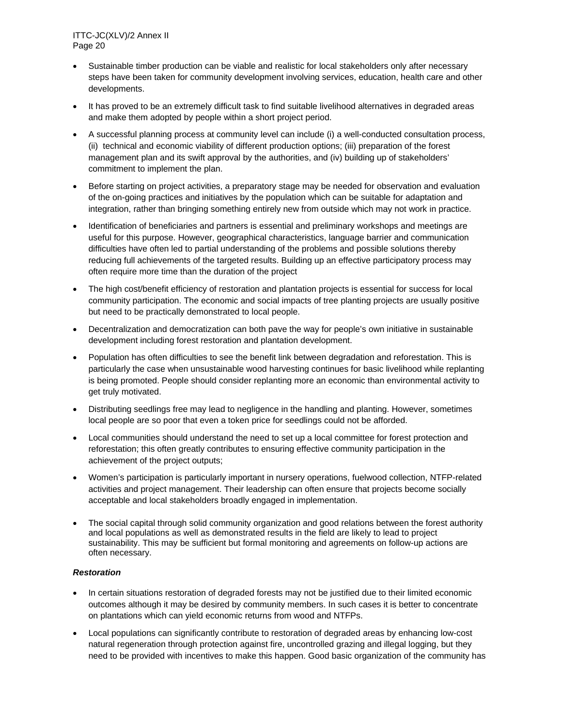- Sustainable timber production can be viable and realistic for local stakeholders only after necessary steps have been taken for community development involving services, education, health care and other developments.
- It has proved to be an extremely difficult task to find suitable livelihood alternatives in degraded areas and make them adopted by people within a short project period.
- A successful planning process at community level can include (i) a well-conducted consultation process, (ii) technical and economic viability of different production options; (iii) preparation of the forest management plan and its swift approval by the authorities, and (iv) building up of stakeholders' commitment to implement the plan.
- Before starting on project activities, a preparatory stage may be needed for observation and evaluation of the on-going practices and initiatives by the population which can be suitable for adaptation and integration, rather than bringing something entirely new from outside which may not work in practice.
- Identification of beneficiaries and partners is essential and preliminary workshops and meetings are useful for this purpose. However, geographical characteristics, language barrier and communication difficulties have often led to partial understanding of the problems and possible solutions thereby reducing full achievements of the targeted results. Building up an effective participatory process may often require more time than the duration of the project
- The high cost/benefit efficiency of restoration and plantation projects is essential for success for local community participation. The economic and social impacts of tree planting projects are usually positive but need to be practically demonstrated to local people.
- Decentralization and democratization can both pave the way for people's own initiative in sustainable development including forest restoration and plantation development.
- Population has often difficulties to see the benefit link between degradation and reforestation. This is particularly the case when unsustainable wood harvesting continues for basic livelihood while replanting is being promoted. People should consider replanting more an economic than environmental activity to get truly motivated.
- Distributing seedlings free may lead to negligence in the handling and planting. However, sometimes local people are so poor that even a token price for seedlings could not be afforded.
- Local communities should understand the need to set up a local committee for forest protection and reforestation; this often greatly contributes to ensuring effective community participation in the achievement of the project outputs;
- Women's participation is particularly important in nursery operations, fuelwood collection, NTFP-related activities and project management. Their leadership can often ensure that projects become socially acceptable and local stakeholders broadly engaged in implementation.
- The social capital through solid community organization and good relations between the forest authority and local populations as well as demonstrated results in the field are likely to lead to project sustainability. This may be sufficient but formal monitoring and agreements on follow-up actions are often necessary.

***Restoration***

- In certain situations restoration of degraded forests may not be justified due to their limited economic outcomes although it may be desired by community members. In such cases it is better to concentrate on plantations which can yield economic returns from wood and NTFPs.
- Local populations can significantly contribute to restoration of degraded areas by enhancing low-cost natural regeneration through protection against fire, uncontrolled grazing and illegal logging, but they need to be provided with incentives to make this happen. Good basic organization of the community has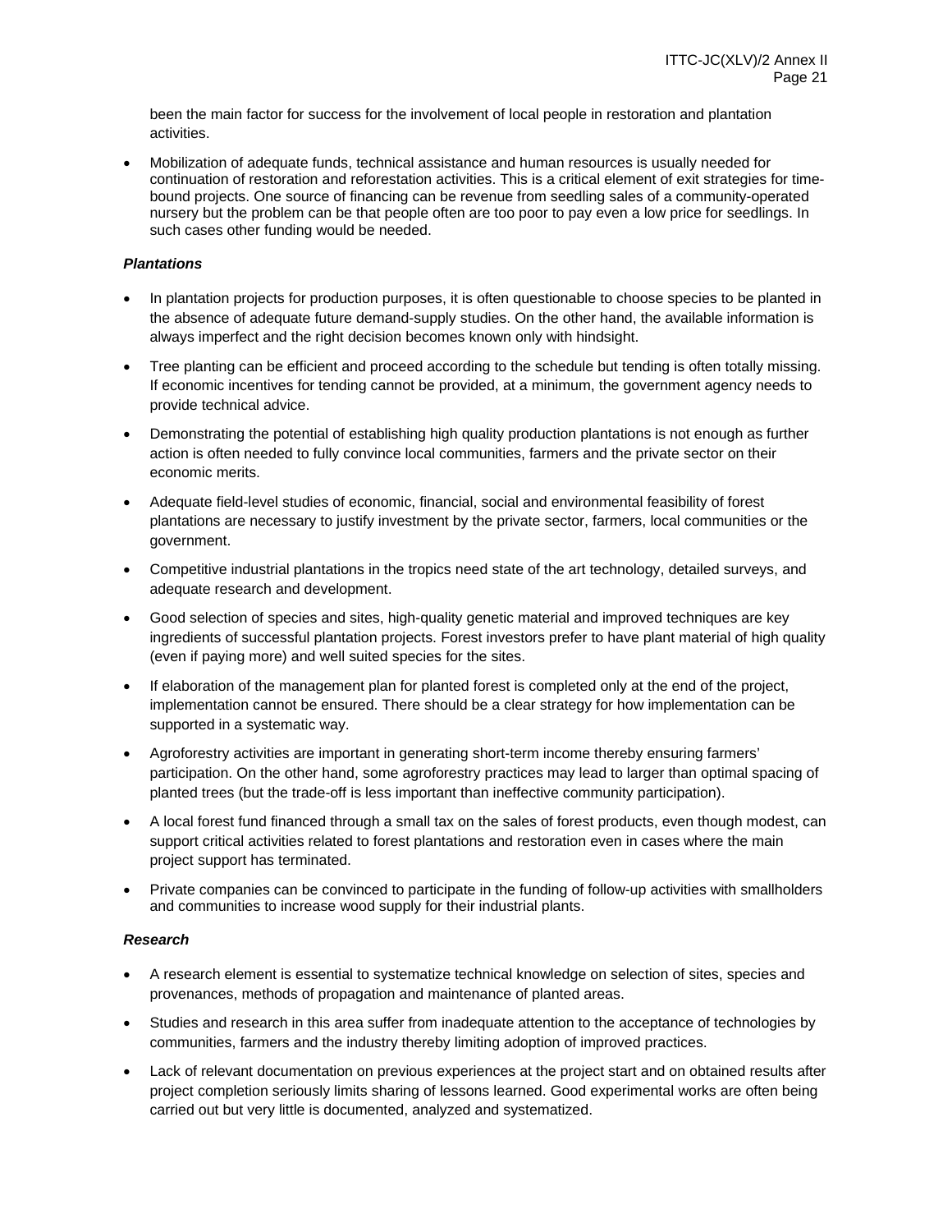been the main factor for success for the involvement of local people in restoration and plantation activities.

- Mobilization of adequate funds, technical assistance and human resources is usually needed for continuation of restoration and reforestation activities. This is a critical element of exit strategies for time-bound projects. One source of financing can be revenue from seedling sales of a community-operated nursery but the problem can be that people often are too poor to pay even a low price for seedlings. In such cases other funding would be needed.

***Plantations***

- In plantation projects for production purposes, it is often questionable to choose species to be planted in the absence of adequate future demand-supply studies. On the other hand, the available information is always imperfect and the right decision becomes known only with hindsight.
- Tree planting can be efficient and proceed according to the schedule but tending is often totally missing. If economic incentives for tending cannot be provided, at a minimum, the government agency needs to provide technical advice.
- Demonstrating the potential of establishing high quality production plantations is not enough as further action is often needed to fully convince local communities, farmers and the private sector on their economic merits.
- Adequate field-level studies of economic, financial, social and environmental feasibility of forest plantations are necessary to justify investment by the private sector, farmers, local communities or the government.
- Competitive industrial plantations in the tropics need state of the art technology, detailed surveys, and adequate research and development.
- Good selection of species and sites, high-quality genetic material and improved techniques are key ingredients of successful plantation projects. Forest investors prefer to have plant material of high quality (even if paying more) and well suited species for the sites.
- If elaboration of the management plan for planted forest is completed only at the end of the project, implementation cannot be ensured. There should be a clear strategy for how implementation can be supported in a systematic way.
- Agroforestry activities are important in generating short-term income thereby ensuring farmers' participation. On the other hand, some agroforestry practices may lead to larger than optimal spacing of planted trees (but the trade-off is less important than ineffective community participation).
- A local forest fund financed through a small tax on the sales of forest products, even though modest, can support critical activities related to forest plantations and restoration even in cases where the main project support has terminated.
- Private companies can be convinced to participate in the funding of follow-up activities with smallholders and communities to increase wood supply for their industrial plants.

***Research***

- A research element is essential to systematize technical knowledge on selection of sites, species and provenances, methods of propagation and maintenance of planted areas.
- Studies and research in this area suffer from inadequate attention to the acceptance of technologies by communities, farmers and the industry thereby limiting adoption of improved practices.
- Lack of relevant documentation on previous experiences at the project start and on obtained results after project completion seriously limits sharing of lessons learned. Good experimental works are often being carried out but very little is documented, analyzed and systematized.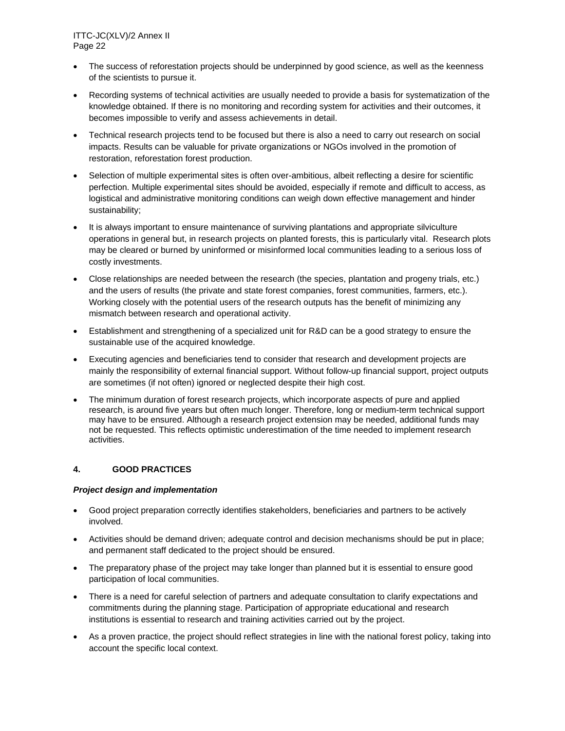- The success of reforestation projects should be underpinned by good science, as well as the keenness of the scientists to pursue it.
- Recording systems of technical activities are usually needed to provide a basis for systematization of the knowledge obtained. If there is no monitoring and recording system for activities and their outcomes, it becomes impossible to verify and assess achievements in detail.
- Technical research projects tend to be focused but there is also a need to carry out research on social impacts. Results can be valuable for private organizations or NGOs involved in the promotion of restoration, reforestation forest production.
- Selection of multiple experimental sites is often over-ambitious, albeit reflecting a desire for scientific perfection. Multiple experimental sites should be avoided, especially if remote and difficult to access, as logistical and administrative monitoring conditions can weigh down effective management and hinder sustainability;
- It is always important to ensure maintenance of surviving plantations and appropriate silviculture operations in general but, in research projects on planted forests, this is particularly vital. Research plots may be cleared or burned by uninformed or misinformed local communities leading to a serious loss of costly investments.
- Close relationships are needed between the research (the species, plantation and progeny trials, etc.) and the users of results (the private and state forest companies, forest communities, farmers, etc.). Working closely with the potential users of the research outputs has the benefit of minimizing any mismatch between research and operational activity.
- Establishment and strengthening of a specialized unit for R&D can be a good strategy to ensure the sustainable use of the acquired knowledge.
- Executing agencies and beneficiaries tend to consider that research and development projects are mainly the responsibility of external financial support. Without follow-up financial support, project outputs are sometimes (if not often) ignored or neglected despite their high cost.
- The minimum duration of forest research projects, which incorporate aspects of pure and applied research, is around five years but often much longer. Therefore, long or medium-term technical support may have to be ensured. Although a research project extension may be needed, additional funds may not be requested. This reflects optimistic underestimation of the time needed to implement research activities.

## 4. GOOD PRACTICES

***Project design and implementation***

- Good project preparation correctly identifies stakeholders, beneficiaries and partners to be actively involved.
- Activities should be demand driven; adequate control and decision mechanisms should be put in place; and permanent staff dedicated to the project should be ensured.
- The preparatory phase of the project may take longer than planned but it is essential to ensure good participation of local communities.
- There is a need for careful selection of partners and adequate consultation to clarify expectations and commitments during the planning stage. Participation of appropriate educational and research institutions is essential to research and training activities carried out by the project.
- As a proven practice, the project should reflect strategies in line with the national forest policy, taking into account the specific local context.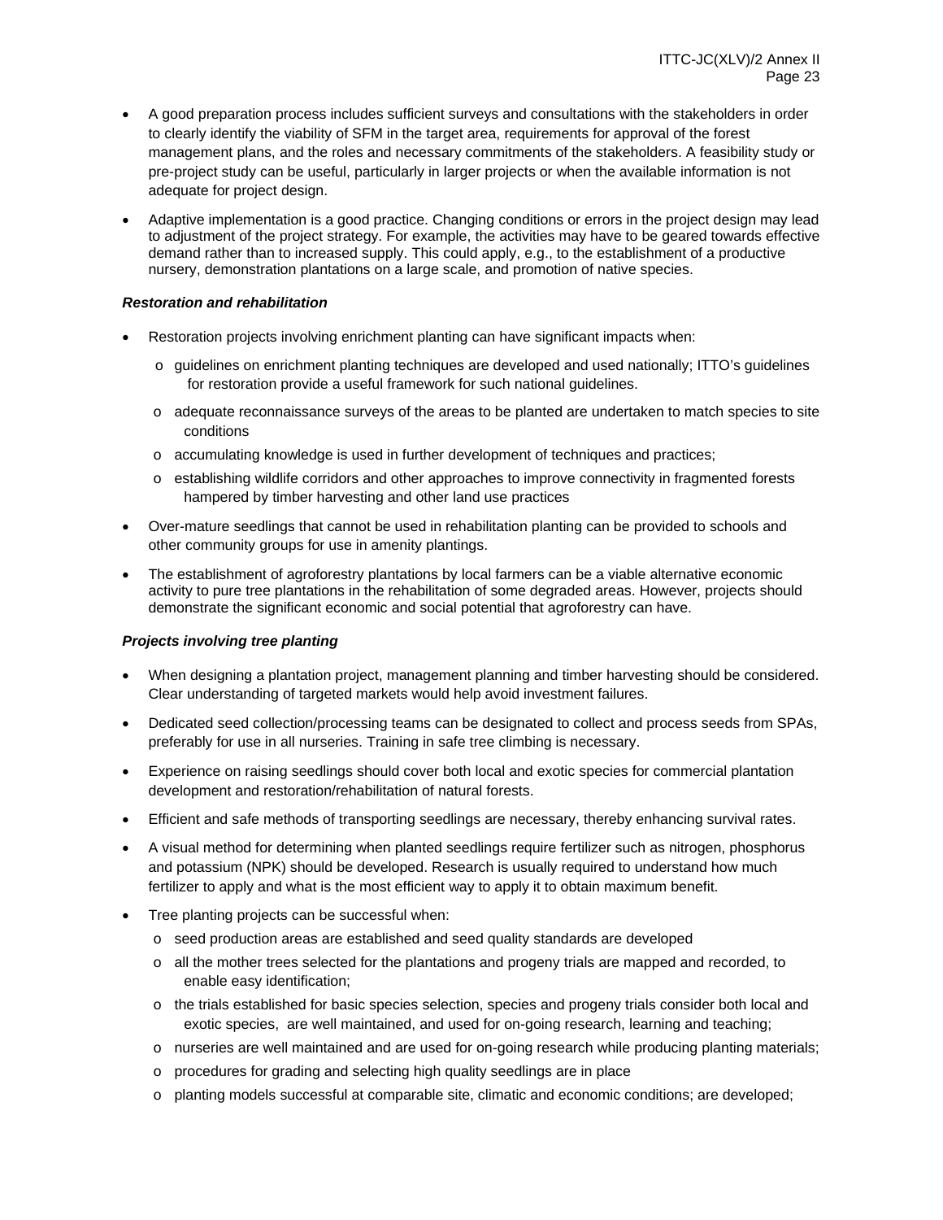- A good preparation process includes sufficient surveys and consultations with the stakeholders in order to clearly identify the viability of SFM in the target area, requirements for approval of the forest management plans, and the roles and necessary commitments of the stakeholders. A feasibility study or pre-project study can be useful, particularly in larger projects or when the available information is not adequate for project design.

- Adaptive implementation is a good practice. Changing conditions or errors in the project design may lead to adjustment of the project strategy. For example, the activities may have to be geared towards effective demand rather than to increased supply. This could apply, e.g., to the establishment of a productive nursery, demonstration plantations on a large scale, and promotion of native species.

***Restoration and rehabilitation***

- Restoration projects involving enrichment planting can have significant impacts when:
  - guidelines on enrichment planting techniques are developed and used nationally; ITTO's guidelines for restoration provide a useful framework for such national guidelines.
  - adequate reconnaissance surveys of the areas to be planted are undertaken to match species to site conditions
  - accumulating knowledge is used in further development of techniques and practices;
  - establishing wildlife corridors and other approaches to improve connectivity in fragmented forests hampered by timber harvesting and other land use practices

- Over-mature seedlings that cannot be used in rehabilitation planting can be provided to schools and other community groups for use in amenity plantings.

- The establishment of agroforestry plantations by local farmers can be a viable alternative economic activity to pure tree plantations in the rehabilitation of some degraded areas. However, projects should demonstrate the significant economic and social potential that agroforestry can have.

***Projects involving tree planting***

- When designing a plantation project, management planning and timber harvesting should be considered. Clear understanding of targeted markets would help avoid investment failures.

- Dedicated seed collection/processing teams can be designated to collect and process seeds from SPAs, preferably for use in all nurseries. Training in safe tree climbing is necessary.

- Experience on raising seedlings should cover both local and exotic species for commercial plantation development and restoration/rehabilitation of natural forests.

- Efficient and safe methods of transporting seedlings are necessary, thereby enhancing survival rates.

- A visual method for determining when planted seedlings require fertilizer such as nitrogen, phosphorus and potassium (NPK) should be developed. Research is usually required to understand how much fertilizer to apply and what is the most efficient way to apply it to obtain maximum benefit.

- Tree planting projects can be successful when:
  - seed production areas are established and seed quality standards are developed
  - all the mother trees selected for the plantations and progeny trials are mapped and recorded, to enable easy identification;
  - the trials established for basic species selection, species and progeny trials consider both local and exotic species, are well maintained, and used for on-going research, learning and teaching;
  - nurseries are well maintained and are used for on-going research while producing planting materials;
  - procedures for grading and selecting high quality seedlings are in place
  - planting models successful at comparable site, climatic and economic conditions; are developed;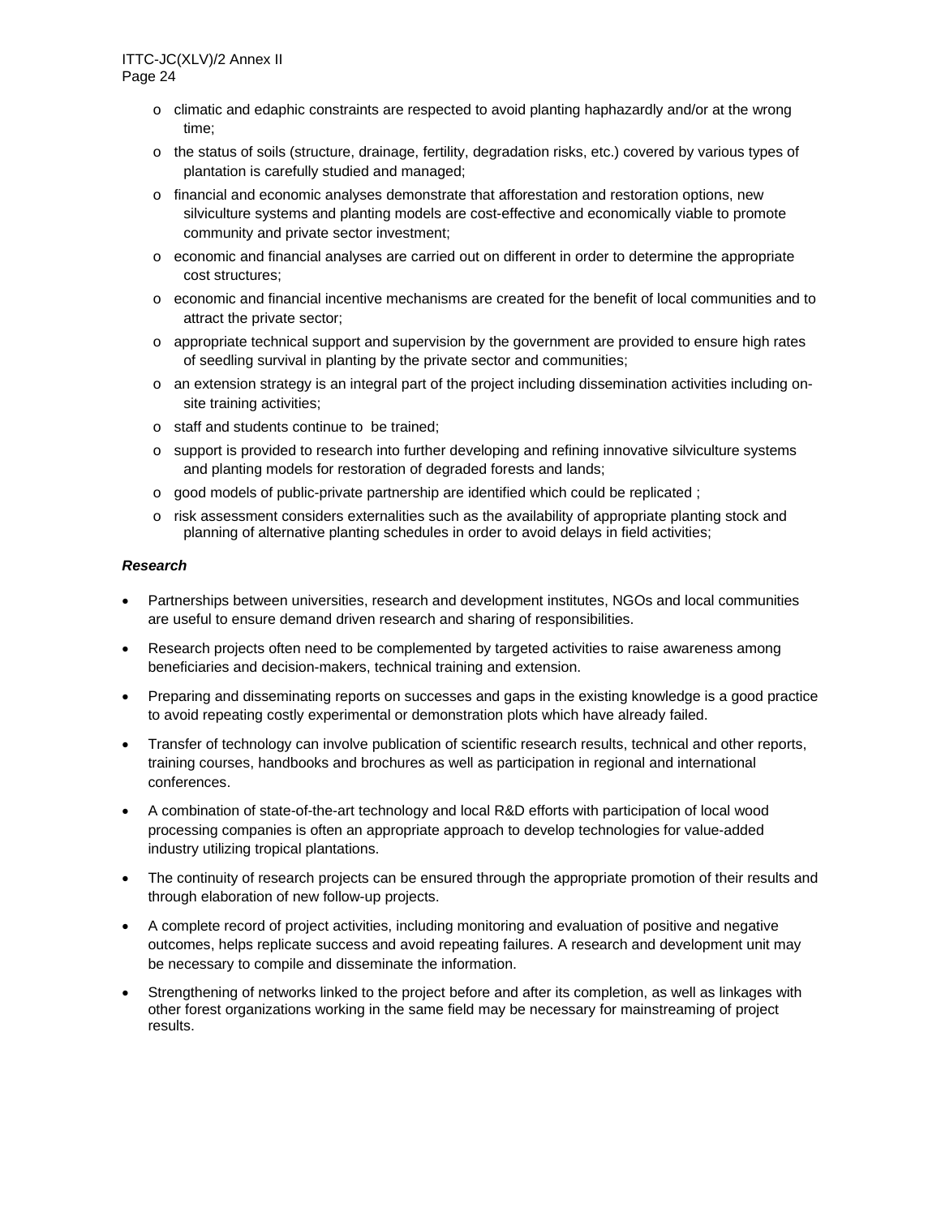- climatic and edaphic constraints are respected to avoid planting haphazardly and/or at the wrong time;
- the status of soils (structure, drainage, fertility, degradation risks, etc.) covered by various types of plantation is carefully studied and managed;
- financial and economic analyses demonstrate that afforestation and restoration options, new silviculture systems and planting models are cost-effective and economically viable to promote community and private sector investment;
- economic and financial analyses are carried out on different in order to determine the appropriate cost structures;
- economic and financial incentive mechanisms are created for the benefit of local communities and to attract the private sector;
- appropriate technical support and supervision by the government are provided to ensure high rates of seedling survival in planting by the private sector and communities;
- an extension strategy is an integral part of the project including dissemination activities including on-site training activities;
- staff and students continue to be trained;
- support is provided to research into further developing and refining innovative silviculture systems and planting models for restoration of degraded forests and lands;
- good models of public-private partnership are identified which could be replicated ;
- risk assessment considers externalities such as the availability of appropriate planting stock and planning of alternative planting schedules in order to avoid delays in field activities;

***Research***

- Partnerships between universities, research and development institutes, NGOs and local communities are useful to ensure demand driven research and sharing of responsibilities.
- Research projects often need to be complemented by targeted activities to raise awareness among beneficiaries and decision-makers, technical training and extension.
- Preparing and disseminating reports on successes and gaps in the existing knowledge is a good practice to avoid repeating costly experimental or demonstration plots which have already failed.
- Transfer of technology can involve publication of scientific research results, technical and other reports, training courses, handbooks and brochures as well as participation in regional and international conferences.
- A combination of state-of-the-art technology and local R&D efforts with participation of local wood processing companies is often an appropriate approach to develop technologies for value-added industry utilizing tropical plantations.
- The continuity of research projects can be ensured through the appropriate promotion of their results and through elaboration of new follow-up projects.
- A complete record of project activities, including monitoring and evaluation of positive and negative outcomes, helps replicate success and avoid repeating failures. A research and development unit may be necessary to compile and disseminate the information.
- Strengthening of networks linked to the project before and after its completion, as well as linkages with other forest organizations working in the same field may be necessary for mainstreaming of project results.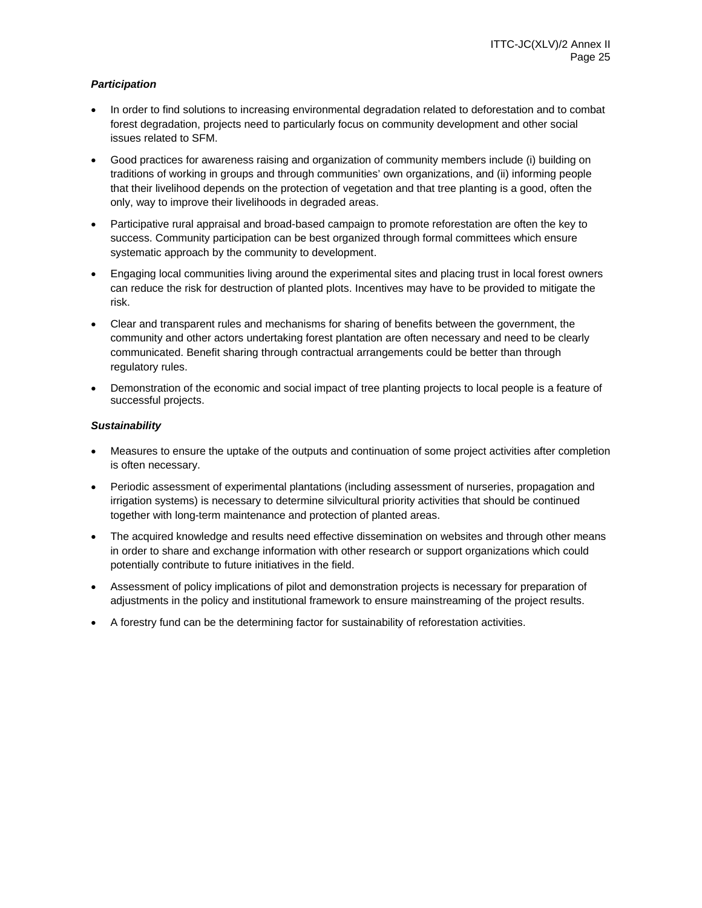***Participation***

- In order to find solutions to increasing environmental degradation related to deforestation and to combat forest degradation, projects need to particularly focus on community development and other social issues related to SFM.
- Good practices for awareness raising and organization of community members include (i) building on traditions of working in groups and through communities' own organizations, and (ii) informing people that their livelihood depends on the protection of vegetation and that tree planting is a good, often the only, way to improve their livelihoods in degraded areas.
- Participative rural appraisal and broad-based campaign to promote reforestation are often the key to success. Community participation can be best organized through formal committees which ensure systematic approach by the community to development.
- Engaging local communities living around the experimental sites and placing trust in local forest owners can reduce the risk for destruction of planted plots. Incentives may have to be provided to mitigate the risk.
- Clear and transparent rules and mechanisms for sharing of benefits between the government, the community and other actors undertaking forest plantation are often necessary and need to be clearly communicated. Benefit sharing through contractual arrangements could be better than through regulatory rules.
- Demonstration of the economic and social impact of tree planting projects to local people is a feature of successful projects.

***Sustainability***

- Measures to ensure the uptake of the outputs and continuation of some project activities after completion is often necessary.
- Periodic assessment of experimental plantations (including assessment of nurseries, propagation and irrigation systems) is necessary to determine silvicultural priority activities that should be continued together with long-term maintenance and protection of planted areas.
- The acquired knowledge and results need effective dissemination on websites and through other means in order to share and exchange information with other research or support organizations which could potentially contribute to future initiatives in the field.
- Assessment of policy implications of pilot and demonstration projects is necessary for preparation of adjustments in the policy and institutional framework to ensure mainstreaming of the project results.
- A forestry fund can be the determining factor for sustainability of reforestation activities.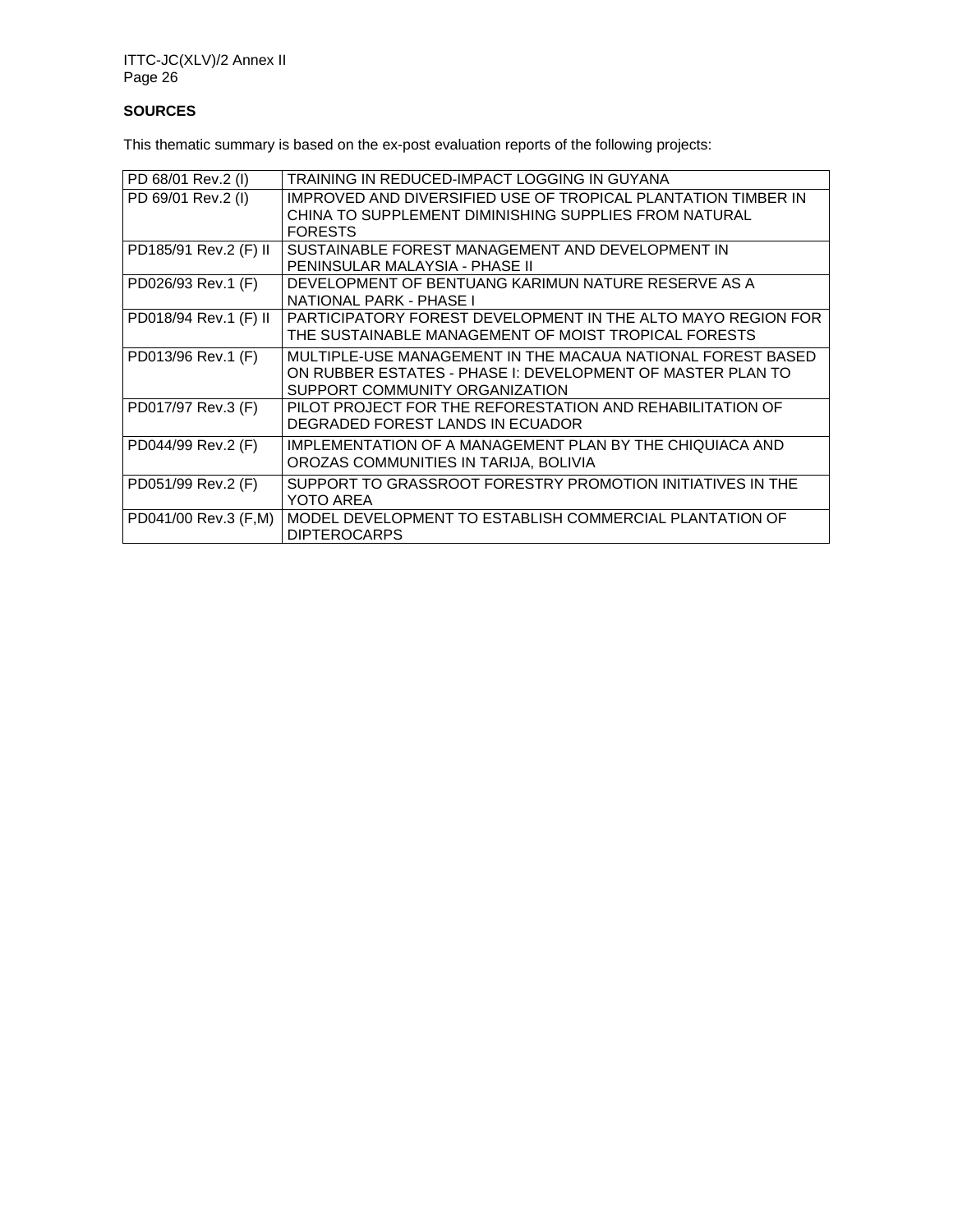**SOURCES**

This thematic summary is based on the ex-post evaluation reports of the following projects:

| | |
|---|---|
| PD 68/01 Rev.2 (I) | TRAINING IN REDUCED-IMPACT LOGGING IN GUYANA |
| PD 69/01 Rev.2 (I) | IMPROVED AND DIVERSIFIED USE OF TROPICAL PLANTATION TIMBER IN CHINA TO SUPPLEMENT DIMINISHING SUPPLIES FROM NATURAL FORESTS |
| PD185/91 Rev.2 (F) II | SUSTAINABLE FOREST MANAGEMENT AND DEVELOPMENT IN PENINSULAR MALAYSIA - PHASE II |
| PD026/93 Rev.1 (F) | DEVELOPMENT OF BENTUANG KARIMUN NATURE RESERVE AS A NATIONAL PARK - PHASE I |
| PD018/94 Rev.1 (F) II | PARTICIPATORY FOREST DEVELOPMENT IN THE ALTO MAYO REGION FOR THE SUSTAINABLE MANAGEMENT OF MOIST TROPICAL FORESTS |
| PD013/96 Rev.1 (F) | MULTIPLE-USE MANAGEMENT IN THE MACAUA NATIONAL FOREST BASED ON RUBBER ESTATES - PHASE I: DEVELOPMENT OF MASTER PLAN TO SUPPORT COMMUNITY ORGANIZATION |
| PD017/97 Rev.3 (F) | PILOT PROJECT FOR THE REFORESTATION AND REHABILITATION OF DEGRADED FOREST LANDS IN ECUADOR |
| PD044/99 Rev.2 (F) | IMPLEMENTATION OF A MANAGEMENT PLAN BY THE CHIQUIACA AND OROZAS COMMUNITIES IN TARIJA, BOLIVIA |
| PD051/99 Rev.2 (F) | SUPPORT TO GRASSROOT FORESTRY PROMOTION INITIATIVES IN THE YOTO AREA |
| PD041/00 Rev.3 (F,M) | MODEL DEVELOPMENT TO ESTABLISH COMMERCIAL PLANTATION OF DIPTEROCARPS |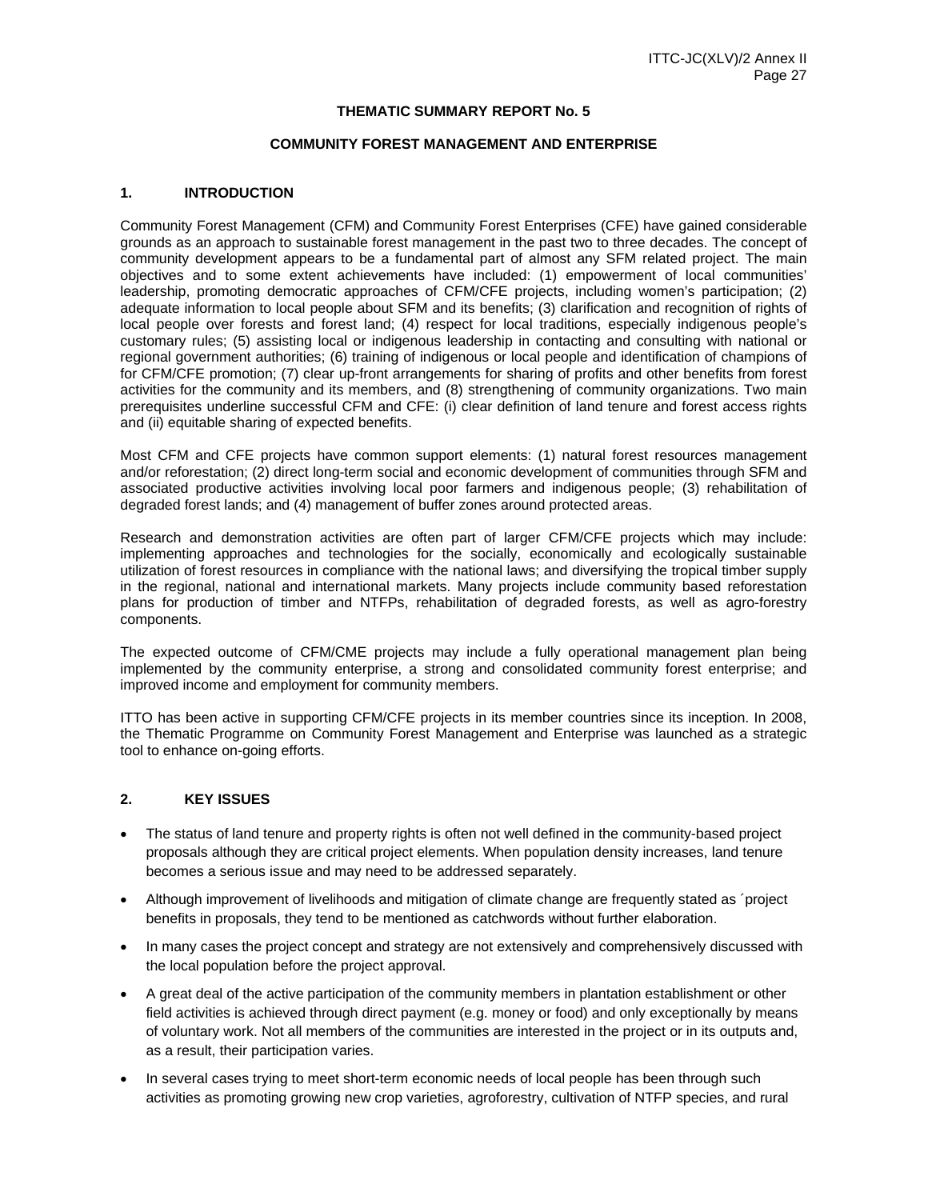**THEMATIC SUMMARY REPORT No. 5**

**COMMUNITY FOREST MANAGEMENT AND ENTERPRISE**

## 1. INTRODUCTION

Community Forest Management (CFM) and Community Forest Enterprises (CFE) have gained considerable grounds as an approach to sustainable forest management in the past two to three decades. The concept of community development appears to be a fundamental part of almost any SFM related project. The main objectives and to some extent achievements have included: (1) empowerment of local communities' leadership, promoting democratic approaches of CFM/CFE projects, including women's participation; (2) adequate information to local people about SFM and its benefits; (3) clarification and recognition of rights of local people over forests and forest land; (4) respect for local traditions, especially indigenous people's customary rules; (5) assisting local or indigenous leadership in contacting and consulting with national or regional government authorities; (6) training of indigenous or local people and identification of champions of for CFM/CFE promotion; (7) clear up-front arrangements for sharing of profits and other benefits from forest activities for the community and its members, and (8) strengthening of community organizations. Two main prerequisites underline successful CFM and CFE: (i) clear definition of land tenure and forest access rights and (ii) equitable sharing of expected benefits.

Most CFM and CFE projects have common support elements: (1) natural forest resources management and/or reforestation; (2) direct long-term social and economic development of communities through SFM and associated productive activities involving local poor farmers and indigenous people; (3) rehabilitation of degraded forest lands; and (4) management of buffer zones around protected areas.

Research and demonstration activities are often part of larger CFM/CFE projects which may include: implementing approaches and technologies for the socially, economically and ecologically sustainable utilization of forest resources in compliance with the national laws; and diversifying the tropical timber supply in the regional, national and international markets. Many projects include community based reforestation plans for production of timber and NTFPs, rehabilitation of degraded forests, as well as agro-forestry components.

The expected outcome of CFM/CME projects may include a fully operational management plan being implemented by the community enterprise, a strong and consolidated community forest enterprise; and improved income and employment for community members.

ITTO has been active in supporting CFM/CFE projects in its member countries since its inception. In 2008, the Thematic Programme on Community Forest Management and Enterprise was launched as a strategic tool to enhance on-going efforts.

## 2. KEY ISSUES

- The status of land tenure and property rights is often not well defined in the community-based project proposals although they are critical project elements. When population density increases, land tenure becomes a serious issue and may need to be addressed separately.
- Although improvement of livelihoods and mitigation of climate change are frequently stated as ´project benefits in proposals, they tend to be mentioned as catchwords without further elaboration.
- In many cases the project concept and strategy are not extensively and comprehensively discussed with the local population before the project approval.
- A great deal of the active participation of the community members in plantation establishment or other field activities is achieved through direct payment (e.g. money or food) and only exceptionally by means of voluntary work. Not all members of the communities are interested in the project or in its outputs and, as a result, their participation varies.
- In several cases trying to meet short-term economic needs of local people has been through such activities as promoting growing new crop varieties, agroforestry, cultivation of NTFP species, and rural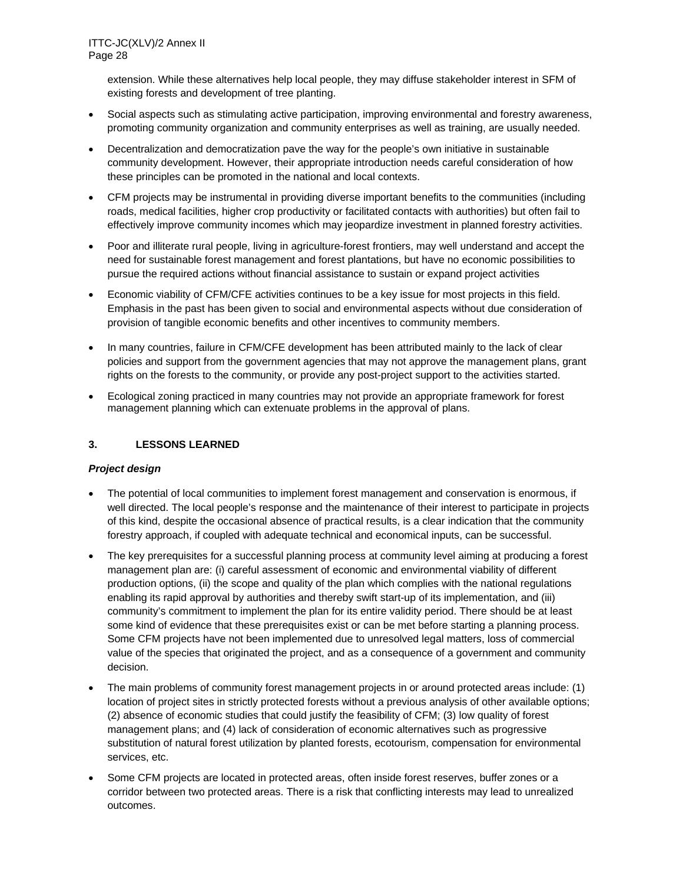extension. While these alternatives help local people, they may diffuse stakeholder interest in SFM of existing forests and development of tree planting.

- Social aspects such as stimulating active participation, improving environmental and forestry awareness, promoting community organization and community enterprises as well as training, are usually needed.
- Decentralization and democratization pave the way for the people's own initiative in sustainable community development. However, their appropriate introduction needs careful consideration of how these principles can be promoted in the national and local contexts.
- CFM projects may be instrumental in providing diverse important benefits to the communities (including roads, medical facilities, higher crop productivity or facilitated contacts with authorities) but often fail to effectively improve community incomes which may jeopardize investment in planned forestry activities.
- Poor and illiterate rural people, living in agriculture-forest frontiers, may well understand and accept the need for sustainable forest management and forest plantations, but have no economic possibilities to pursue the required actions without financial assistance to sustain or expand project activities
- Economic viability of CFM/CFE activities continues to be a key issue for most projects in this field. Emphasis in the past has been given to social and environmental aspects without due consideration of provision of tangible economic benefits and other incentives to community members.
- In many countries, failure in CFM/CFE development has been attributed mainly to the lack of clear policies and support from the government agencies that may not approve the management plans, grant rights on the forests to the community, or provide any post-project support to the activities started.
- Ecological zoning practiced in many countries may not provide an appropriate framework for forest management planning which can extenuate problems in the approval of plans.

## 3. LESSONS LEARNED

### *Project design*

- The potential of local communities to implement forest management and conservation is enormous, if well directed. The local people's response and the maintenance of their interest to participate in projects of this kind, despite the occasional absence of practical results, is a clear indication that the community forestry approach, if coupled with adequate technical and economical inputs, can be successful.
- The key prerequisites for a successful planning process at community level aiming at producing a forest management plan are: (i) careful assessment of economic and environmental viability of different production options, (ii) the scope and quality of the plan which complies with the national regulations enabling its rapid approval by authorities and thereby swift start-up of its implementation, and (iii) community's commitment to implement the plan for its entire validity period. There should be at least some kind of evidence that these prerequisites exist or can be met before starting a planning process. Some CFM projects have not been implemented due to unresolved legal matters, loss of commercial value of the species that originated the project, and as a consequence of a government and community decision.
- The main problems of community forest management projects in or around protected areas include: (1) location of project sites in strictly protected forests without a previous analysis of other available options; (2) absence of economic studies that could justify the feasibility of CFM; (3) low quality of forest management plans; and (4) lack of consideration of economic alternatives such as progressive substitution of natural forest utilization by planted forests, ecotourism, compensation for environmental services, etc.
- Some CFM projects are located in protected areas, often inside forest reserves, buffer zones or a corridor between two protected areas. There is a risk that conflicting interests may lead to unrealized outcomes.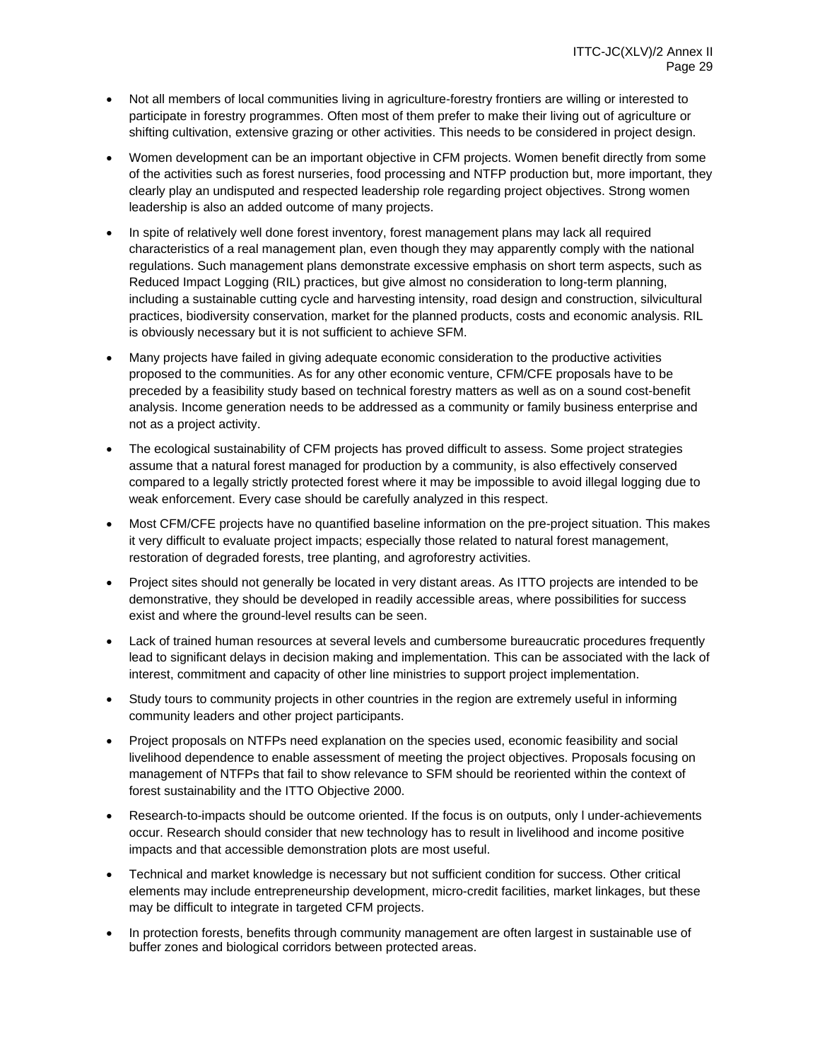- Not all members of local communities living in agriculture-forestry frontiers are willing or interested to participate in forestry programmes. Often most of them prefer to make their living out of agriculture or shifting cultivation, extensive grazing or other activities. This needs to be considered in project design.

- Women development can be an important objective in CFM projects. Women benefit directly from some of the activities such as forest nurseries, food processing and NTFP production but, more important, they clearly play an undisputed and respected leadership role regarding project objectives. Strong women leadership is also an added outcome of many projects.

- In spite of relatively well done forest inventory, forest management plans may lack all required characteristics of a real management plan, even though they may apparently comply with the national regulations. Such management plans demonstrate excessive emphasis on short term aspects, such as Reduced Impact Logging (RIL) practices, but give almost no consideration to long-term planning, including a sustainable cutting cycle and harvesting intensity, road design and construction, silvicultural practices, biodiversity conservation, market for the planned products, costs and economic analysis. RIL is obviously necessary but it is not sufficient to achieve SFM.

- Many projects have failed in giving adequate economic consideration to the productive activities proposed to the communities. As for any other economic venture, CFM/CFE proposals have to be preceded by a feasibility study based on technical forestry matters as well as on a sound cost-benefit analysis. Income generation needs to be addressed as a community or family business enterprise and not as a project activity.

- The ecological sustainability of CFM projects has proved difficult to assess. Some project strategies assume that a natural forest managed for production by a community, is also effectively conserved compared to a legally strictly protected forest where it may be impossible to avoid illegal logging due to weak enforcement. Every case should be carefully analyzed in this respect.

- Most CFM/CFE projects have no quantified baseline information on the pre-project situation. This makes it very difficult to evaluate project impacts; especially those related to natural forest management, restoration of degraded forests, tree planting, and agroforestry activities.

- Project sites should not generally be located in very distant areas. As ITTO projects are intended to be demonstrative, they should be developed in readily accessible areas, where possibilities for success exist and where the ground-level results can be seen.

- Lack of trained human resources at several levels and cumbersome bureaucratic procedures frequently lead to significant delays in decision making and implementation. This can be associated with the lack of interest, commitment and capacity of other line ministries to support project implementation.

- Study tours to community projects in other countries in the region are extremely useful in informing community leaders and other project participants.

- Project proposals on NTFPs need explanation on the species used, economic feasibility and social livelihood dependence to enable assessment of meeting the project objectives. Proposals focusing on management of NTFPs that fail to show relevance to SFM should be reoriented within the context of forest sustainability and the ITTO Objective 2000.

- Research-to-impacts should be outcome oriented. If the focus is on outputs, only l under-achievements occur. Research should consider that new technology has to result in livelihood and income positive impacts and that accessible demonstration plots are most useful.

- Technical and market knowledge is necessary but not sufficient condition for success. Other critical elements may include entrepreneurship development, micro-credit facilities, market linkages, but these may be difficult to integrate in targeted CFM projects.

- In protection forests, benefits through community management are often largest in sustainable use of buffer zones and biological corridors between protected areas.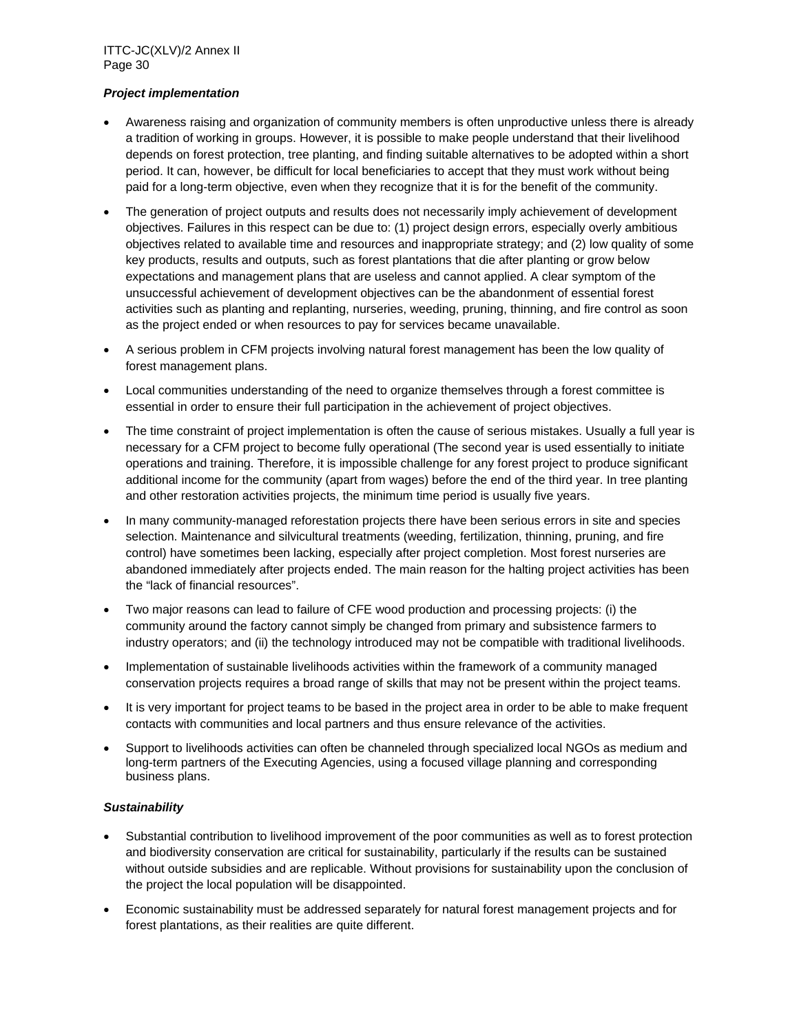***Project implementation***

- Awareness raising and organization of community members is often unproductive unless there is already a tradition of working in groups. However, it is possible to make people understand that their livelihood depends on forest protection, tree planting, and finding suitable alternatives to be adopted within a short period. It can, however, be difficult for local beneficiaries to accept that they must work without being paid for a long-term objective, even when they recognize that it is for the benefit of the community.
- The generation of project outputs and results does not necessarily imply achievement of development objectives. Failures in this respect can be due to: (1) project design errors, especially overly ambitious objectives related to available time and resources and inappropriate strategy; and (2) low quality of some key products, results and outputs, such as forest plantations that die after planting or grow below expectations and management plans that are useless and cannot applied. A clear symptom of the unsuccessful achievement of development objectives can be the abandonment of essential forest activities such as planting and replanting, nurseries, weeding, pruning, thinning, and fire control as soon as the project ended or when resources to pay for services became unavailable.
- A serious problem in CFM projects involving natural forest management has been the low quality of forest management plans.
- Local communities understanding of the need to organize themselves through a forest committee is essential in order to ensure their full participation in the achievement of project objectives.
- The time constraint of project implementation is often the cause of serious mistakes. Usually a full year is necessary for a CFM project to become fully operational (The second year is used essentially to initiate operations and training. Therefore, it is impossible challenge for any forest project to produce significant additional income for the community (apart from wages) before the end of the third year. In tree planting and other restoration activities projects, the minimum time period is usually five years.
- In many community-managed reforestation projects there have been serious errors in site and species selection. Maintenance and silvicultural treatments (weeding, fertilization, thinning, pruning, and fire control) have sometimes been lacking, especially after project completion. Most forest nurseries are abandoned immediately after projects ended. The main reason for the halting project activities has been the “lack of financial resources”.
- Two major reasons can lead to failure of CFE wood production and processing projects: (i) the community around the factory cannot simply be changed from primary and subsistence farmers to industry operators; and (ii) the technology introduced may not be compatible with traditional livelihoods.
- Implementation of sustainable livelihoods activities within the framework of a community managed conservation projects requires a broad range of skills that may not be present within the project teams.
- It is very important for project teams to be based in the project area in order to be able to make frequent contacts with communities and local partners and thus ensure relevance of the activities.
- Support to livelihoods activities can often be channeled through specialized local NGOs as medium and long-term partners of the Executing Agencies, using a focused village planning and corresponding business plans.

***Sustainability***

- Substantial contribution to livelihood improvement of the poor communities as well as to forest protection and biodiversity conservation are critical for sustainability, particularly if the results can be sustained without outside subsidies and are replicable. Without provisions for sustainability upon the conclusion of the project the local population will be disappointed.
- Economic sustainability must be addressed separately for natural forest management projects and for forest plantations, as their realities are quite different.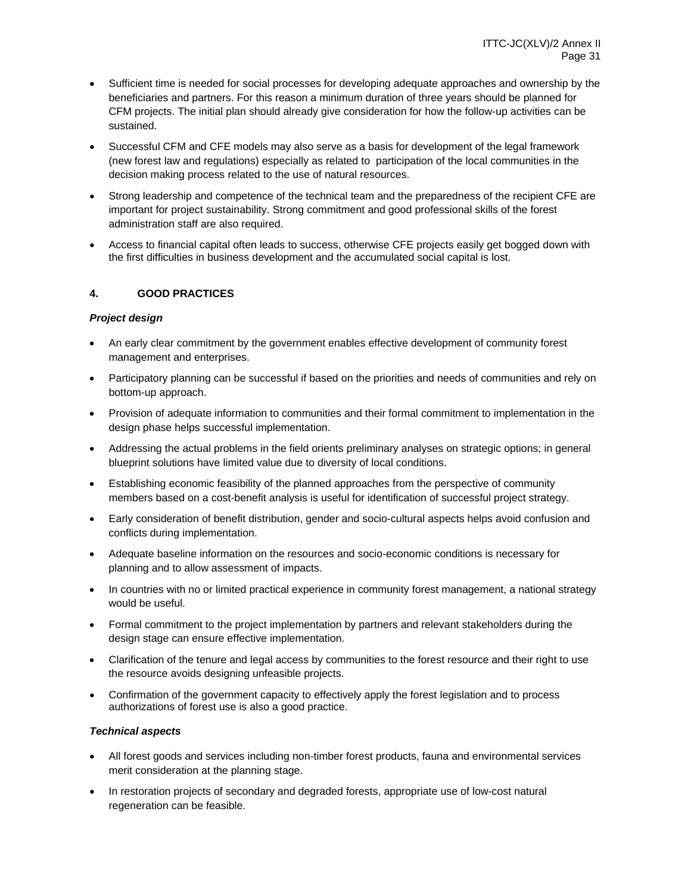- Sufficient time is needed for social processes for developing adequate approaches and ownership by the beneficiaries and partners. For this reason a minimum duration of three years should be planned for CFM projects. The initial plan should already give consideration for how the follow-up activities can be sustained.
- Successful CFM and CFE models may also serve as a basis for development of the legal framework (new forest law and regulations) especially as related to participation of the local communities in the decision making process related to the use of natural resources.
- Strong leadership and competence of the technical team and the preparedness of the recipient CFE are important for project sustainability. Strong commitment and good professional skills of the forest administration staff are also required.
- Access to financial capital often leads to success, otherwise CFE projects easily get bogged down with the first difficulties in business development and the accumulated social capital is lost.

## 4. GOOD PRACTICES

***Project design***

- An early clear commitment by the government enables effective development of community forest management and enterprises.
- Participatory planning can be successful if based on the priorities and needs of communities and rely on bottom-up approach.
- Provision of adequate information to communities and their formal commitment to implementation in the design phase helps successful implementation.
- Addressing the actual problems in the field orients preliminary analyses on strategic options; in general blueprint solutions have limited value due to diversity of local conditions.
- Establishing economic feasibility of the planned approaches from the perspective of community members based on a cost-benefit analysis is useful for identification of successful project strategy.
- Early consideration of benefit distribution, gender and socio-cultural aspects helps avoid confusion and conflicts during implementation.
- Adequate baseline information on the resources and socio-economic conditions is necessary for planning and to allow assessment of impacts.
- In countries with no or limited practical experience in community forest management, a national strategy would be useful.
- Formal commitment to the project implementation by partners and relevant stakeholders during the design stage can ensure effective implementation.
- Clarification of the tenure and legal access by communities to the forest resource and their right to use the resource avoids designing unfeasible projects.
- Confirmation of the government capacity to effectively apply the forest legislation and to process authorizations of forest use is also a good practice.

***Technical aspects***

- All forest goods and services including non-timber forest products, fauna and environmental services merit consideration at the planning stage.
- In restoration projects of secondary and degraded forests, appropriate use of low-cost natural regeneration can be feasible.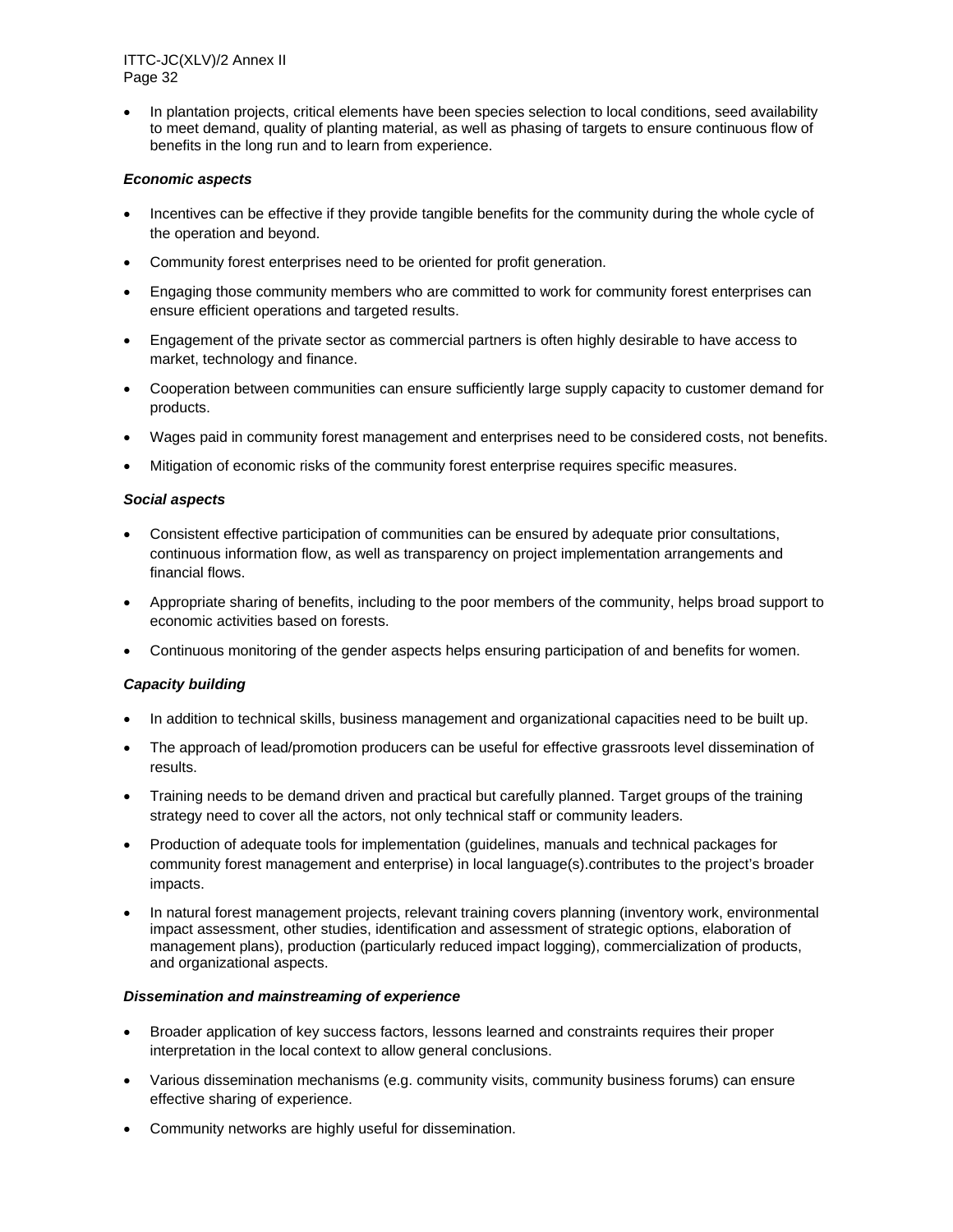- In plantation projects, critical elements have been species selection to local conditions, seed availability to meet demand, quality of planting material, as well as phasing of targets to ensure continuous flow of benefits in the long run and to learn from experience.

***Economic aspects***

- Incentives can be effective if they provide tangible benefits for the community during the whole cycle of the operation and beyond.
- Community forest enterprises need to be oriented for profit generation.
- Engaging those community members who are committed to work for community forest enterprises can ensure efficient operations and targeted results.
- Engagement of the private sector as commercial partners is often highly desirable to have access to market, technology and finance.
- Cooperation between communities can ensure sufficiently large supply capacity to customer demand for products.
- Wages paid in community forest management and enterprises need to be considered costs, not benefits.
- Mitigation of economic risks of the community forest enterprise requires specific measures.

***Social aspects***

- Consistent effective participation of communities can be ensured by adequate prior consultations, continuous information flow, as well as transparency on project implementation arrangements and financial flows.
- Appropriate sharing of benefits, including to the poor members of the community, helps broad support to economic activities based on forests.
- Continuous monitoring of the gender aspects helps ensuring participation of and benefits for women.

***Capacity building***

- In addition to technical skills, business management and organizational capacities need to be built up.
- The approach of lead/promotion producers can be useful for effective grassroots level dissemination of results.
- Training needs to be demand driven and practical but carefully planned. Target groups of the training strategy need to cover all the actors, not only technical staff or community leaders.
- Production of adequate tools for implementation (guidelines, manuals and technical packages for community forest management and enterprise) in local language(s).contributes to the project's broader impacts.
- In natural forest management projects, relevant training covers planning (inventory work, environmental impact assessment, other studies, identification and assessment of strategic options, elaboration of management plans), production (particularly reduced impact logging), commercialization of products, and organizational aspects.

***Dissemination and mainstreaming of experience***

- Broader application of key success factors, lessons learned and constraints requires their proper interpretation in the local context to allow general conclusions.
- Various dissemination mechanisms (e.g. community visits, community business forums) can ensure effective sharing of experience.
- Community networks are highly useful for dissemination.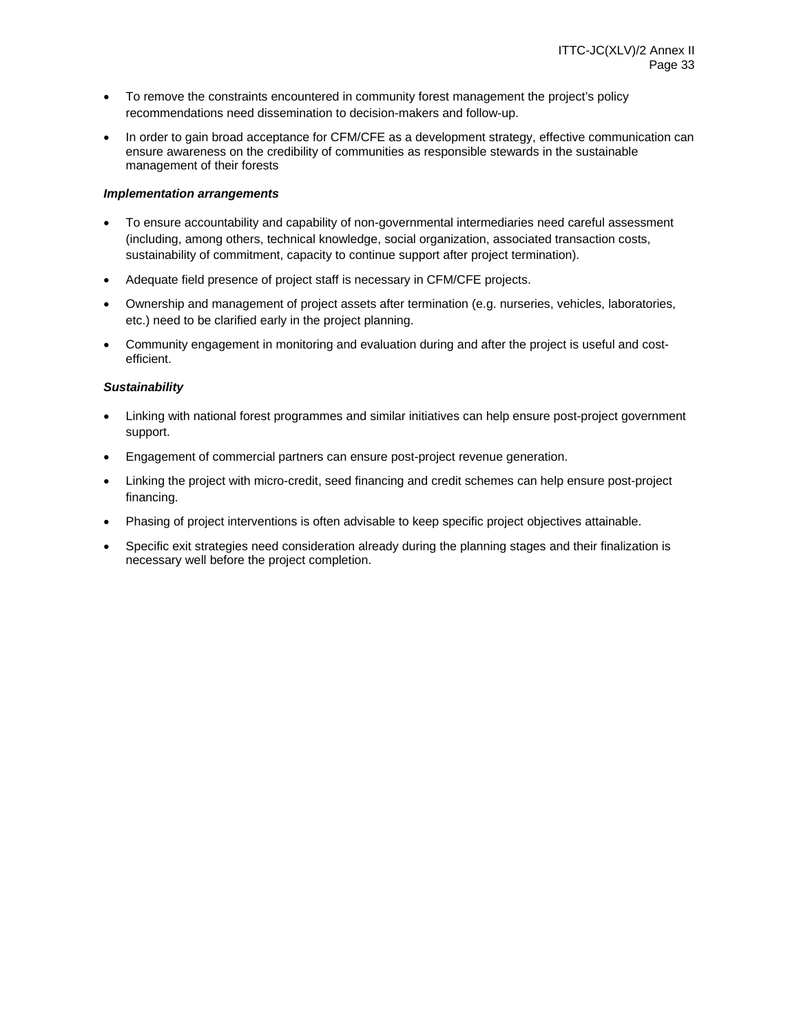- To remove the constraints encountered in community forest management the project's policy recommendations need dissemination to decision-makers and follow-up.
- In order to gain broad acceptance for CFM/CFE as a development strategy, effective communication can ensure awareness on the credibility of communities as responsible stewards in the sustainable management of their forests

***Implementation arrangements***

- To ensure accountability and capability of non-governmental intermediaries need careful assessment (including, among others, technical knowledge, social organization, associated transaction costs, sustainability of commitment, capacity to continue support after project termination).
- Adequate field presence of project staff is necessary in CFM/CFE projects.
- Ownership and management of project assets after termination (e.g. nurseries, vehicles, laboratories, etc.) need to be clarified early in the project planning.
- Community engagement in monitoring and evaluation during and after the project is useful and cost-efficient.

***Sustainability***

- Linking with national forest programmes and similar initiatives can help ensure post-project government support.
- Engagement of commercial partners can ensure post-project revenue generation.
- Linking the project with micro-credit, seed financing and credit schemes can help ensure post-project financing.
- Phasing of project interventions is often advisable to keep specific project objectives attainable.
- Specific exit strategies need consideration already during the planning stages and their finalization is necessary well before the project completion.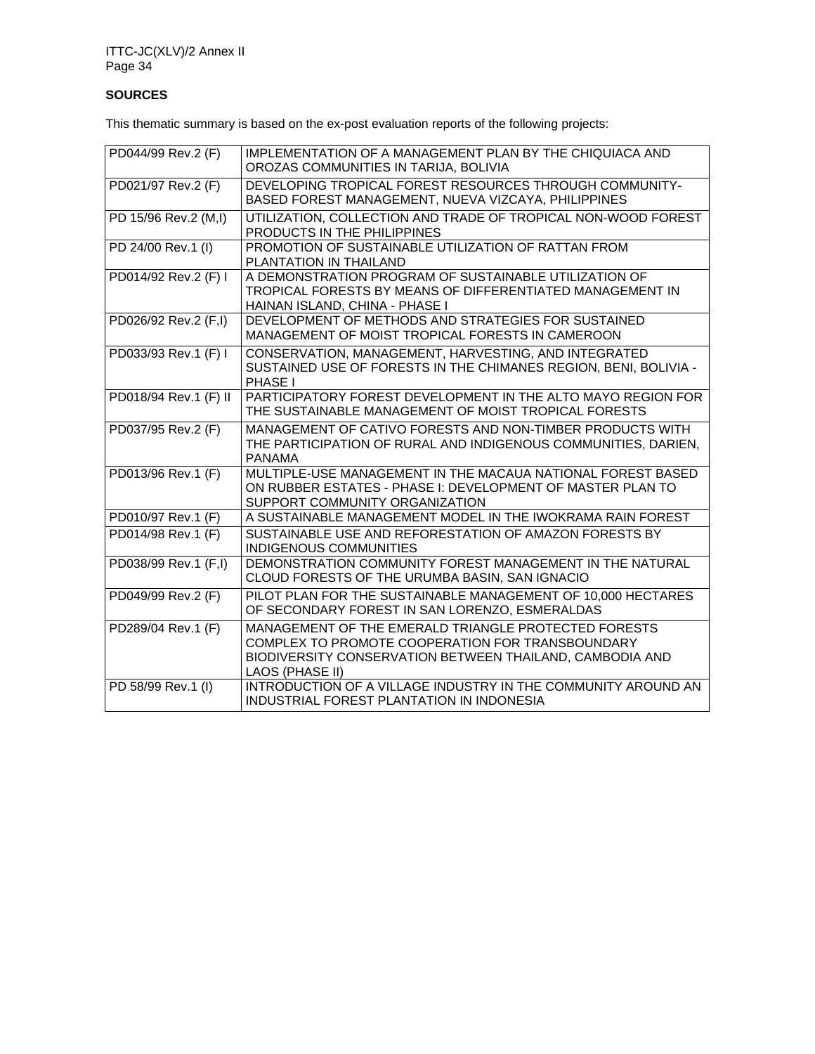**SOURCES**

This thematic summary is based on the ex-post evaluation reports of the following projects:

| | |
|---|---|
| PD044/99 Rev.2 (F) | IMPLEMENTATION OF A MANAGEMENT PLAN BY THE CHIQUIACA AND OROZAS COMMUNITIES IN TARIJA, BOLIVIA |
| PD021/97 Rev.2 (F) | DEVELOPING TROPICAL FOREST RESOURCES THROUGH COMMUNITY-BASED FOREST MANAGEMENT, NUEVA VIZCAYA, PHILIPPINES |
| PD 15/96 Rev.2 (M,I) | UTILIZATION, COLLECTION AND TRADE OF TROPICAL NON-WOOD FOREST PRODUCTS IN THE PHILIPPINES |
| PD 24/00 Rev.1 (I) | PROMOTION OF SUSTAINABLE UTILIZATION OF RATTAN FROM PLANTATION IN THAILAND |
| PD014/92 Rev.2 (F) I | A DEMONSTRATION PROGRAM OF SUSTAINABLE UTILIZATION OF TROPICAL FORESTS BY MEANS OF DIFFERENTIATED MANAGEMENT IN HAINAN ISLAND, CHINA - PHASE I |
| PD026/92 Rev.2 (F,I) | DEVELOPMENT OF METHODS AND STRATEGIES FOR SUSTAINED MANAGEMENT OF MOIST TROPICAL FORESTS IN CAMEROON |
| PD033/93 Rev.1 (F) I | CONSERVATION, MANAGEMENT, HARVESTING, AND INTEGRATED SUSTAINED USE OF FORESTS IN THE CHIMANES REGION, BENI, BOLIVIA - PHASE I |
| PD018/94 Rev.1 (F) II | PARTICIPATORY FOREST DEVELOPMENT IN THE ALTO MAYO REGION FOR THE SUSTAINABLE MANAGEMENT OF MOIST TROPICAL FORESTS |
| PD037/95 Rev.2 (F) | MANAGEMENT OF CATIVO FORESTS AND NON-TIMBER PRODUCTS WITH THE PARTICIPATION OF RURAL AND INDIGENOUS COMMUNITIES, DARIEN, PANAMA |
| PD013/96 Rev.1 (F) | MULTIPLE-USE MANAGEMENT IN THE MACAUA NATIONAL FOREST BASED ON RUBBER ESTATES - PHASE I: DEVELOPMENT OF MASTER PLAN TO SUPPORT COMMUNITY ORGANIZATION |
| PD010/97 Rev.1 (F) | A SUSTAINABLE MANAGEMENT MODEL IN THE IWOKRAMA RAIN FOREST |
| PD014/98 Rev.1 (F) | SUSTAINABLE USE AND REFORESTATION OF AMAZON FORESTS BY INDIGENOUS COMMUNITIES |
| PD038/99 Rev.1 (F,I) | DEMONSTRATION COMMUNITY FOREST MANAGEMENT IN THE NATURAL CLOUD FORESTS OF THE URUMBA BASIN, SAN IGNACIO |
| PD049/99 Rev.2 (F) | PILOT PLAN FOR THE SUSTAINABLE MANAGEMENT OF 10,000 HECTARES OF SECONDARY FOREST IN SAN LORENZO, ESMERALDAS |
| PD289/04 Rev.1 (F) | MANAGEMENT OF THE EMERALD TRIANGLE PROTECTED FORESTS COMPLEX TO PROMOTE COOPERATION FOR TRANSBOUNDARY BIODIVERSITY CONSERVATION BETWEEN THAILAND, CAMBODIA AND LAOS (PHASE II) |
| PD 58/99 Rev.1 (I) | INTRODUCTION OF A VILLAGE INDUSTRY IN THE COMMUNITY AROUND AN INDUSTRIAL FOREST PLANTATION IN INDONESIA |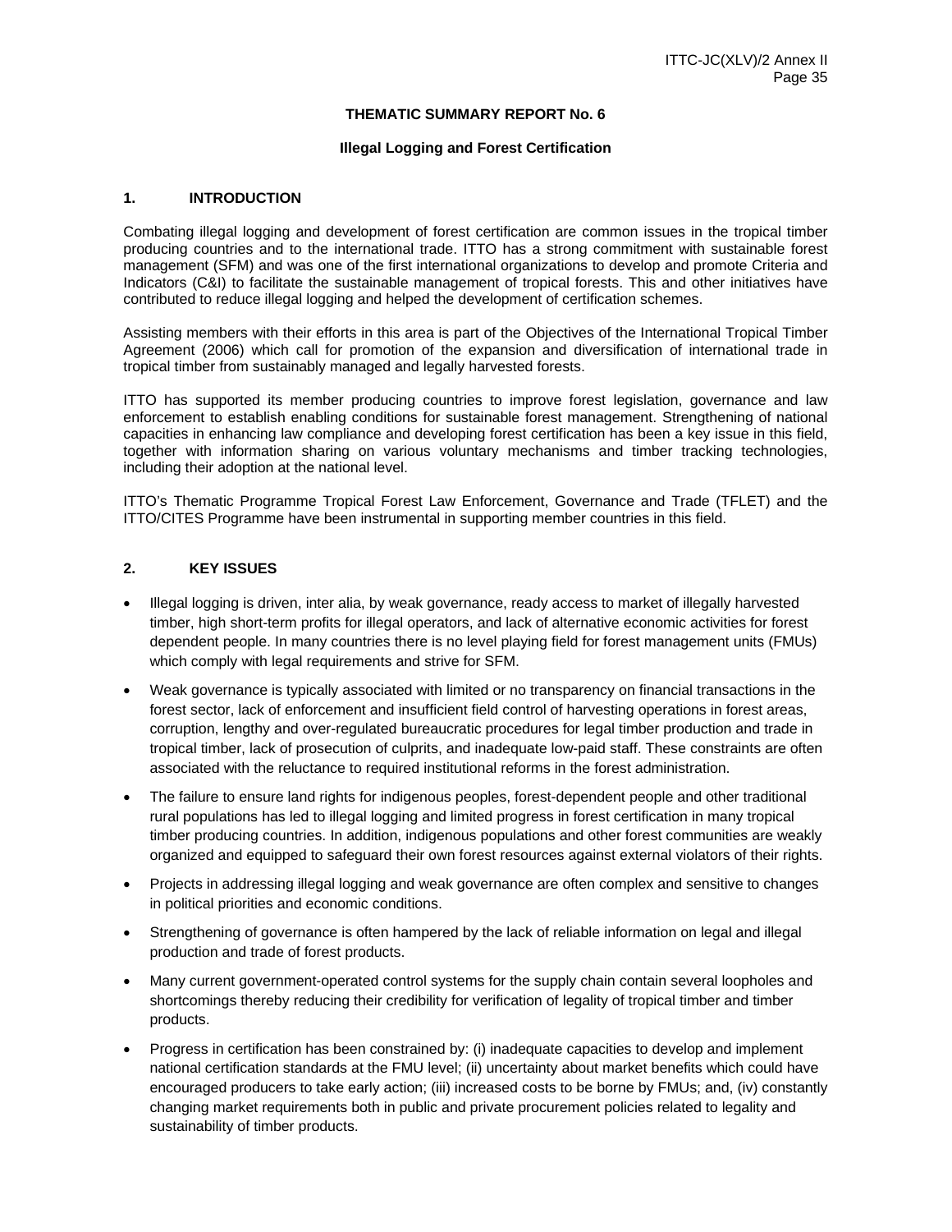**THEMATIC SUMMARY REPORT No. 6**

**Illegal Logging and Forest Certification**

## 1. INTRODUCTION

Combating illegal logging and development of forest certification are common issues in the tropical timber producing countries and to the international trade. ITTO has a strong commitment with sustainable forest management (SFM) and was one of the first international organizations to develop and promote Criteria and Indicators (C&I) to facilitate the sustainable management of tropical forests. This and other initiatives have contributed to reduce illegal logging and helped the development of certification schemes.

Assisting members with their efforts in this area is part of the Objectives of the International Tropical Timber Agreement (2006) which call for promotion of the expansion and diversification of international trade in tropical timber from sustainably managed and legally harvested forests.

ITTO has supported its member producing countries to improve forest legislation, governance and law enforcement to establish enabling conditions for sustainable forest management. Strengthening of national capacities in enhancing law compliance and developing forest certification has been a key issue in this field, together with information sharing on various voluntary mechanisms and timber tracking technologies, including their adoption at the national level.

ITTO's Thematic Programme Tropical Forest Law Enforcement, Governance and Trade (TFLET) and the ITTO/CITES Programme have been instrumental in supporting member countries in this field.

## 2. KEY ISSUES

- Illegal logging is driven, inter alia, by weak governance, ready access to market of illegally harvested timber, high short-term profits for illegal operators, and lack of alternative economic activities for forest dependent people. In many countries there is no level playing field for forest management units (FMUs) which comply with legal requirements and strive for SFM.
- Weak governance is typically associated with limited or no transparency on financial transactions in the forest sector, lack of enforcement and insufficient field control of harvesting operations in forest areas, corruption, lengthy and over-regulated bureaucratic procedures for legal timber production and trade in tropical timber, lack of prosecution of culprits, and inadequate low-paid staff. These constraints are often associated with the reluctance to required institutional reforms in the forest administration.
- The failure to ensure land rights for indigenous peoples, forest-dependent people and other traditional rural populations has led to illegal logging and limited progress in forest certification in many tropical timber producing countries. In addition, indigenous populations and other forest communities are weakly organized and equipped to safeguard their own forest resources against external violators of their rights.
- Projects in addressing illegal logging and weak governance are often complex and sensitive to changes in political priorities and economic conditions.
- Strengthening of governance is often hampered by the lack of reliable information on legal and illegal production and trade of forest products.
- Many current government-operated control systems for the supply chain contain several loopholes and shortcomings thereby reducing their credibility for verification of legality of tropical timber and timber products.
- Progress in certification has been constrained by: (i) inadequate capacities to develop and implement national certification standards at the FMU level; (ii) uncertainty about market benefits which could have encouraged producers to take early action; (iii) increased costs to be borne by FMUs; and, (iv) constantly changing market requirements both in public and private procurement policies related to legality and sustainability of timber products.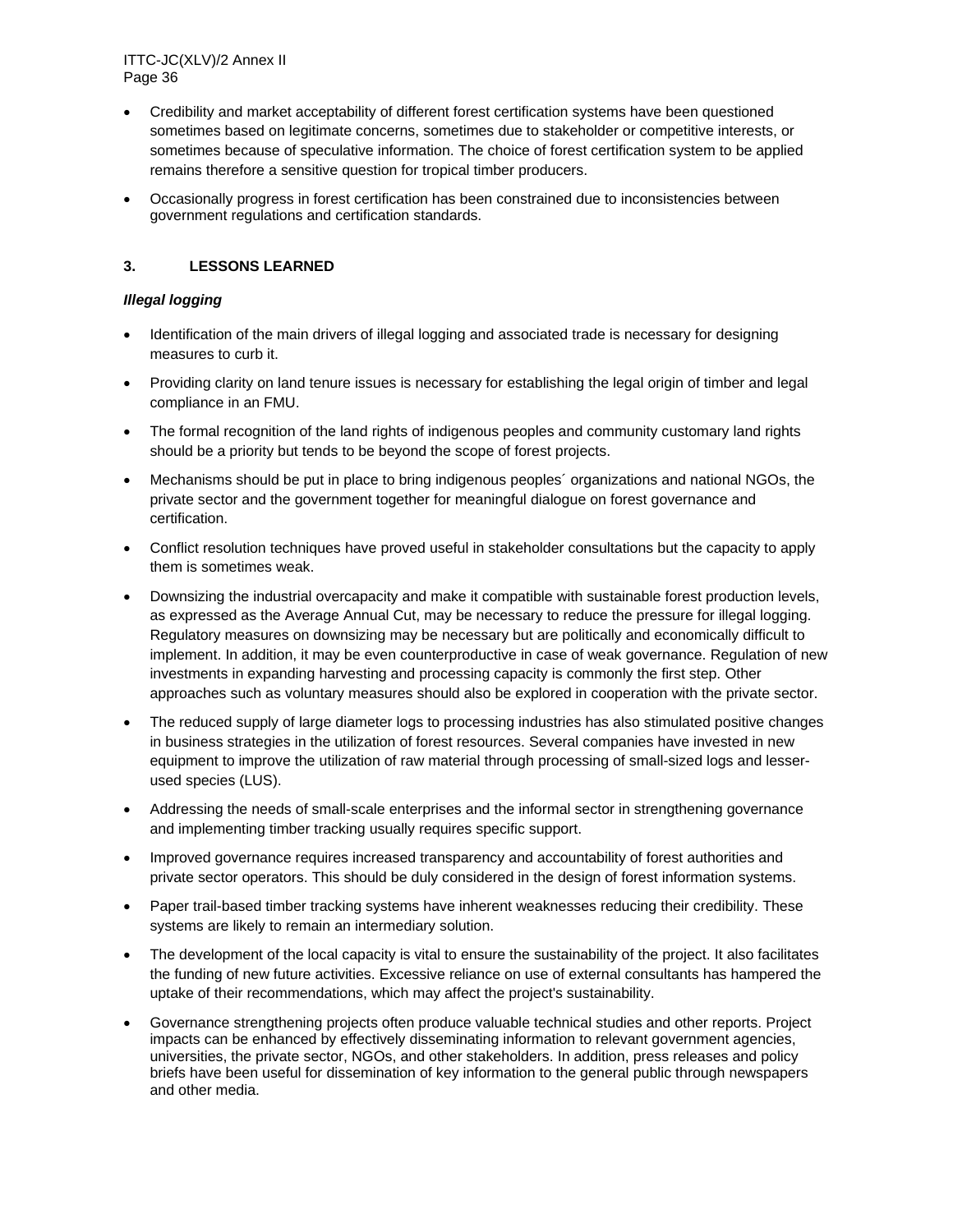- Credibility and market acceptability of different forest certification systems have been questioned sometimes based on legitimate concerns, sometimes due to stakeholder or competitive interests, or sometimes because of speculative information. The choice of forest certification system to be applied remains therefore a sensitive question for tropical timber producers.
- Occasionally progress in forest certification has been constrained due to inconsistencies between government regulations and certification standards.

## 3. LESSONS LEARNED

***Illegal logging***

- Identification of the main drivers of illegal logging and associated trade is necessary for designing measures to curb it.
- Providing clarity on land tenure issues is necessary for establishing the legal origin of timber and legal compliance in an FMU.
- The formal recognition of the land rights of indigenous peoples and community customary land rights should be a priority but tends to be beyond the scope of forest projects.
- Mechanisms should be put in place to bring indigenous peoples´ organizations and national NGOs, the private sector and the government together for meaningful dialogue on forest governance and certification.
- Conflict resolution techniques have proved useful in stakeholder consultations but the capacity to apply them is sometimes weak.
- Downsizing the industrial overcapacity and make it compatible with sustainable forest production levels, as expressed as the Average Annual Cut, may be necessary to reduce the pressure for illegal logging. Regulatory measures on downsizing may be necessary but are politically and economically difficult to implement. In addition, it may be even counterproductive in case of weak governance. Regulation of new investments in expanding harvesting and processing capacity is commonly the first step. Other approaches such as voluntary measures should also be explored in cooperation with the private sector.
- The reduced supply of large diameter logs to processing industries has also stimulated positive changes in business strategies in the utilization of forest resources. Several companies have invested in new equipment to improve the utilization of raw material through processing of small-sized logs and lesser-used species (LUS).
- Addressing the needs of small-scale enterprises and the informal sector in strengthening governance and implementing timber tracking usually requires specific support.
- Improved governance requires increased transparency and accountability of forest authorities and private sector operators. This should be duly considered in the design of forest information systems.
- Paper trail-based timber tracking systems have inherent weaknesses reducing their credibility. These systems are likely to remain an intermediary solution.
- The development of the local capacity is vital to ensure the sustainability of the project. It also facilitates the funding of new future activities. Excessive reliance on use of external consultants has hampered the uptake of their recommendations, which may affect the project's sustainability.
- Governance strengthening projects often produce valuable technical studies and other reports. Project impacts can be enhanced by effectively disseminating information to relevant government agencies, universities, the private sector, NGOs, and other stakeholders. In addition, press releases and policy briefs have been useful for dissemination of key information to the general public through newspapers and other media.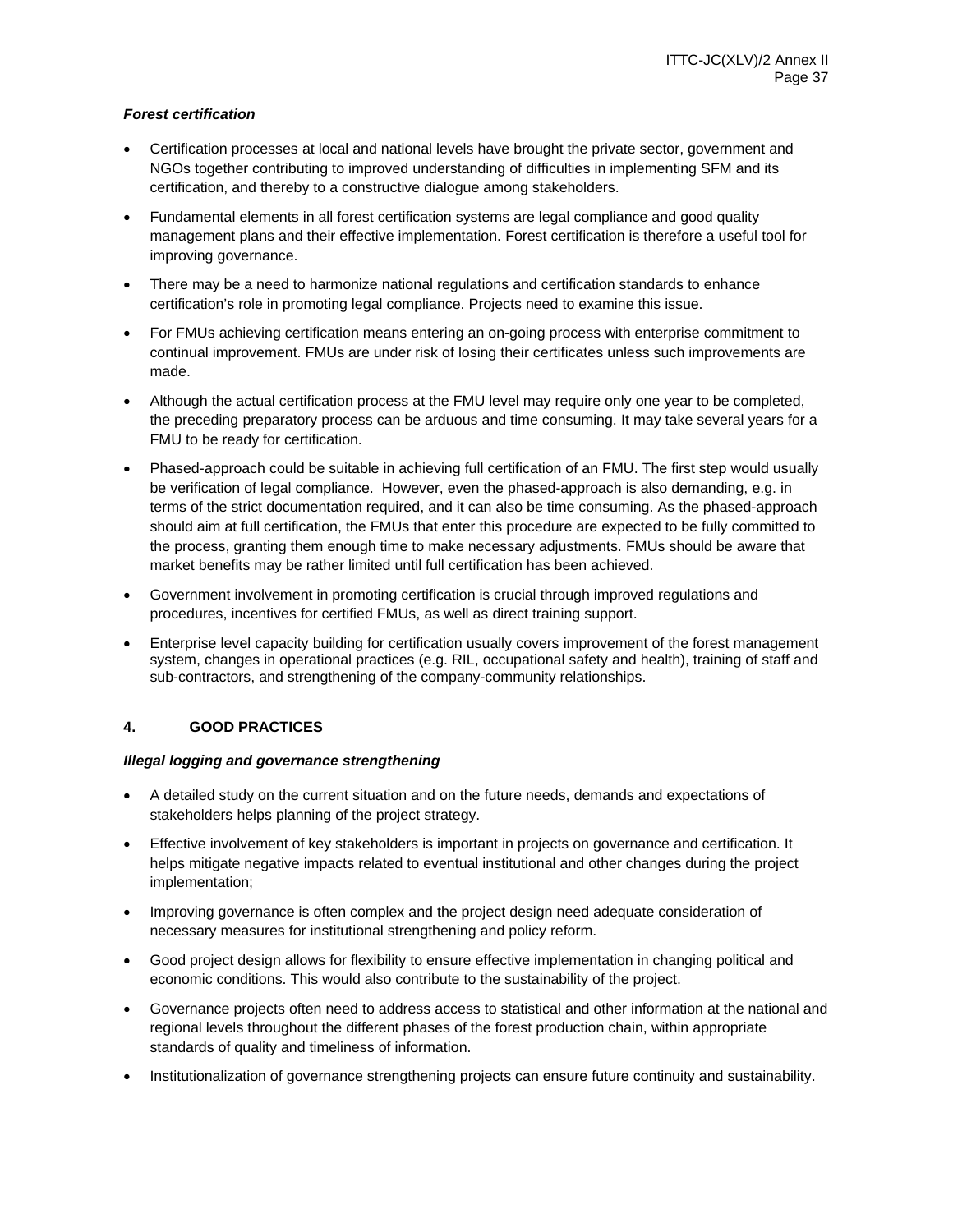***Forest certification***

- Certification processes at local and national levels have brought the private sector, government and NGOs together contributing to improved understanding of difficulties in implementing SFM and its certification, and thereby to a constructive dialogue among stakeholders.
- Fundamental elements in all forest certification systems are legal compliance and good quality management plans and their effective implementation. Forest certification is therefore a useful tool for improving governance.
- There may be a need to harmonize national regulations and certification standards to enhance certification's role in promoting legal compliance. Projects need to examine this issue.
- For FMUs achieving certification means entering an on-going process with enterprise commitment to continual improvement. FMUs are under risk of losing their certificates unless such improvements are made.
- Although the actual certification process at the FMU level may require only one year to be completed, the preceding preparatory process can be arduous and time consuming. It may take several years for a FMU to be ready for certification.
- Phased-approach could be suitable in achieving full certification of an FMU. The first step would usually be verification of legal compliance. However, even the phased-approach is also demanding, e.g. in terms of the strict documentation required, and it can also be time consuming. As the phased-approach should aim at full certification, the FMUs that enter this procedure are expected to be fully committed to the process, granting them enough time to make necessary adjustments. FMUs should be aware that market benefits may be rather limited until full certification has been achieved.
- Government involvement in promoting certification is crucial through improved regulations and procedures, incentives for certified FMUs, as well as direct training support.
- Enterprise level capacity building for certification usually covers improvement of the forest management system, changes in operational practices (e.g. RIL, occupational safety and health), training of staff and sub-contractors, and strengthening of the company-community relationships.

## 4. GOOD PRACTICES

***Illegal logging and governance strengthening***

- A detailed study on the current situation and on the future needs, demands and expectations of stakeholders helps planning of the project strategy.
- Effective involvement of key stakeholders is important in projects on governance and certification. It helps mitigate negative impacts related to eventual institutional and other changes during the project implementation;
- Improving governance is often complex and the project design need adequate consideration of necessary measures for institutional strengthening and policy reform.
- Good project design allows for flexibility to ensure effective implementation in changing political and economic conditions. This would also contribute to the sustainability of the project.
- Governance projects often need to address access to statistical and other information at the national and regional levels throughout the different phases of the forest production chain, within appropriate standards of quality and timeliness of information.
- Institutionalization of governance strengthening projects can ensure future continuity and sustainability.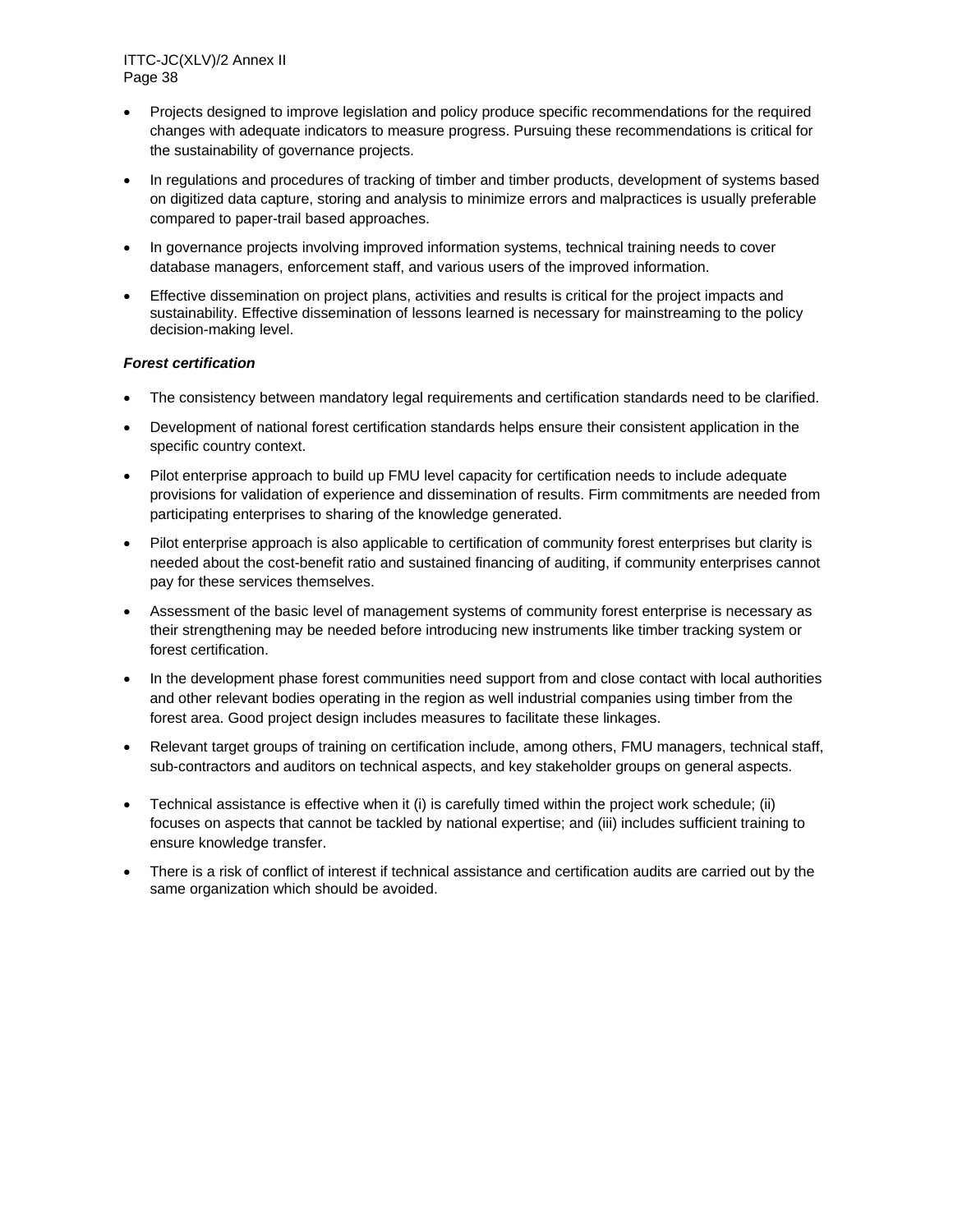- Projects designed to improve legislation and policy produce specific recommendations for the required changes with adequate indicators to measure progress. Pursuing these recommendations is critical for the sustainability of governance projects.
- In regulations and procedures of tracking of timber and timber products, development of systems based on digitized data capture, storing and analysis to minimize errors and malpractices is usually preferable compared to paper-trail based approaches.
- In governance projects involving improved information systems, technical training needs to cover database managers, enforcement staff, and various users of the improved information.
- Effective dissemination on project plans, activities and results is critical for the project impacts and sustainability. Effective dissemination of lessons learned is necessary for mainstreaming to the policy decision-making level.

***Forest certification***

- The consistency between mandatory legal requirements and certification standards need to be clarified.
- Development of national forest certification standards helps ensure their consistent application in the specific country context.
- Pilot enterprise approach to build up FMU level capacity for certification needs to include adequate provisions for validation of experience and dissemination of results. Firm commitments are needed from participating enterprises to sharing of the knowledge generated.
- Pilot enterprise approach is also applicable to certification of community forest enterprises but clarity is needed about the cost-benefit ratio and sustained financing of auditing, if community enterprises cannot pay for these services themselves.
- Assessment of the basic level of management systems of community forest enterprise is necessary as their strengthening may be needed before introducing new instruments like timber tracking system or forest certification.
- In the development phase forest communities need support from and close contact with local authorities and other relevant bodies operating in the region as well industrial companies using timber from the forest area. Good project design includes measures to facilitate these linkages.
- Relevant target groups of training on certification include, among others, FMU managers, technical staff, sub-contractors and auditors on technical aspects, and key stakeholder groups on general aspects.
- Technical assistance is effective when it (i) is carefully timed within the project work schedule; (ii) focuses on aspects that cannot be tackled by national expertise; and (iii) includes sufficient training to ensure knowledge transfer.
- There is a risk of conflict of interest if technical assistance and certification audits are carried out by the same organization which should be avoided.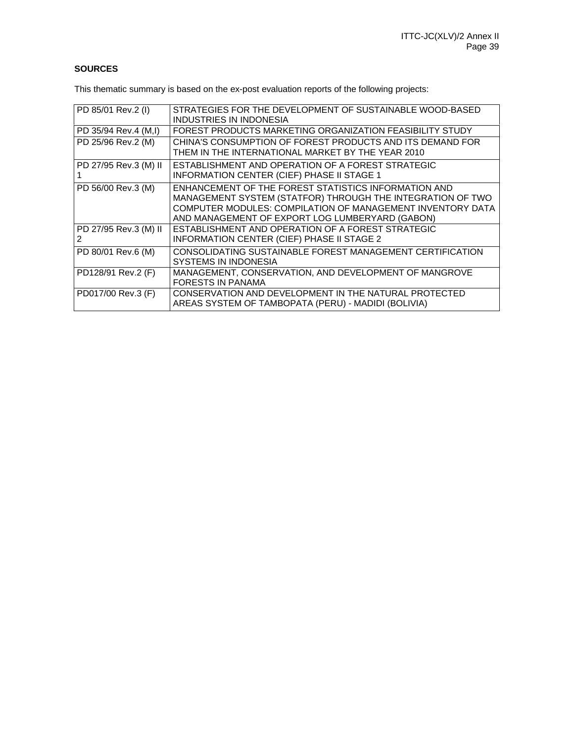**SOURCES**

This thematic summary is based on the ex-post evaluation reports of the following projects:

| | |
|---|---|
| PD 85/01 Rev.2 (I) | STRATEGIES FOR THE DEVELOPMENT OF SUSTAINABLE WOOD-BASED INDUSTRIES IN INDONESIA |
| PD 35/94 Rev.4 (M,I) | FOREST PRODUCTS MARKETING ORGANIZATION FEASIBILITY STUDY |
| PD 25/96 Rev.2 (M) | CHINA'S CONSUMPTION OF FOREST PRODUCTS AND ITS DEMAND FOR THEM IN THE INTERNATIONAL MARKET BY THE YEAR 2010 |
| PD 27/95 Rev.3 (M) II 1 | ESTABLISHMENT AND OPERATION OF A FOREST STRATEGIC INFORMATION CENTER (CIEF) PHASE II STAGE 1 |
| PD 56/00 Rev.3 (M) | ENHANCEMENT OF THE FOREST STATISTICS INFORMATION AND MANAGEMENT SYSTEM (STATFOR) THROUGH THE INTEGRATION OF TWO COMPUTER MODULES: COMPILATION OF MANAGEMENT INVENTORY DATA AND MANAGEMENT OF EXPORT LOG LUMBERYARD (GABON) |
| PD 27/95 Rev.3 (M) II 2 | ESTABLISHMENT AND OPERATION OF A FOREST STRATEGIC INFORMATION CENTER (CIEF) PHASE II STAGE 2 |
| PD 80/01 Rev.6 (M) | CONSOLIDATING SUSTAINABLE FOREST MANAGEMENT CERTIFICATION SYSTEMS IN INDONESIA |
| PD128/91 Rev.2 (F) | MANAGEMENT, CONSERVATION, AND DEVELOPMENT OF MANGROVE FORESTS IN PANAMA |
| PD017/00 Rev.3 (F) | CONSERVATION AND DEVELOPMENT IN THE NATURAL PROTECTED AREAS SYSTEM OF TAMBOPATA (PERU) - MADIDI (BOLIVIA) |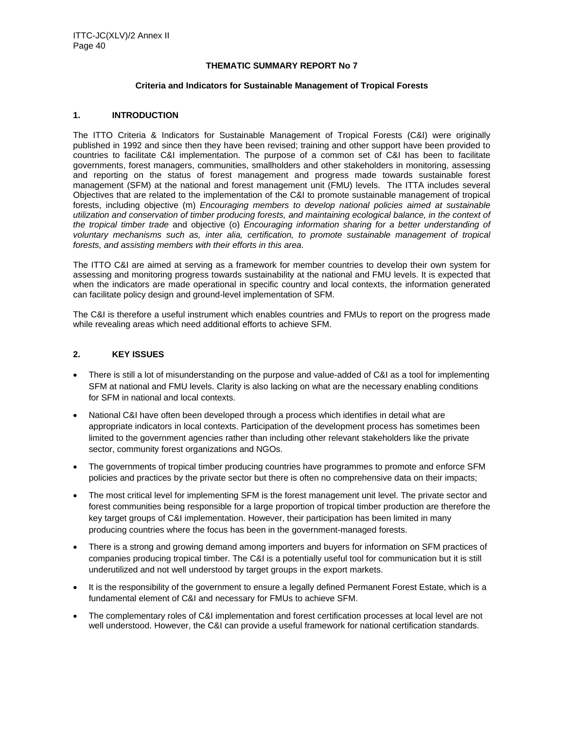**THEMATIC SUMMARY REPORT No 7**

**Criteria and Indicators for Sustainable Management of Tropical Forests**

## 1. INTRODUCTION

The ITTO Criteria & Indicators for Sustainable Management of Tropical Forests (C&I) were originally published in 1992 and since then they have been revised; training and other support have been provided to countries to facilitate C&I implementation. The purpose of a common set of C&I has been to facilitate governments, forest managers, communities, smallholders and other stakeholders in monitoring, assessing and reporting on the status of forest management and progress made towards sustainable forest management (SFM) at the national and forest management unit (FMU) levels. The ITTA includes several Objectives that are related to the implementation of the C&I to promote sustainable management of tropical forests, including objective (m) *Encouraging members to develop national policies aimed at sustainable utilization and conservation of timber producing forests, and maintaining ecological balance, in the context of the tropical timber trade* and objective (o) *Encouraging information sharing for a better understanding of voluntary mechanisms such as, inter alia, certification, to promote sustainable management of tropical forests, and assisting members with their efforts in this area*.

The ITTO C&I are aimed at serving as a framework for member countries to develop their own system for assessing and monitoring progress towards sustainability at the national and FMU levels. It is expected that when the indicators are made operational in specific country and local contexts, the information generated can facilitate policy design and ground-level implementation of SFM.

The C&I is therefore a useful instrument which enables countries and FMUs to report on the progress made while revealing areas which need additional efforts to achieve SFM.

## 2. KEY ISSUES

- There is still a lot of misunderstanding on the purpose and value-added of C&I as a tool for implementing SFM at national and FMU levels. Clarity is also lacking on what are the necessary enabling conditions for SFM in national and local contexts.
- National C&I have often been developed through a process which identifies in detail what are appropriate indicators in local contexts. Participation of the development process has sometimes been limited to the government agencies rather than including other relevant stakeholders like the private sector, community forest organizations and NGOs.
- The governments of tropical timber producing countries have programmes to promote and enforce SFM policies and practices by the private sector but there is often no comprehensive data on their impacts;
- The most critical level for implementing SFM is the forest management unit level. The private sector and forest communities being responsible for a large proportion of tropical timber production are therefore the key target groups of C&I implementation. However, their participation has been limited in many producing countries where the focus has been in the government-managed forests.
- There is a strong and growing demand among importers and buyers for information on SFM practices of companies producing tropical timber. The C&I is a potentially useful tool for communication but it is still underutilized and not well understood by target groups in the export markets.
- It is the responsibility of the government to ensure a legally defined Permanent Forest Estate, which is a fundamental element of C&I and necessary for FMUs to achieve SFM.
- The complementary roles of C&I implementation and forest certification processes at local level are not well understood. However, the C&I can provide a useful framework for national certification standards.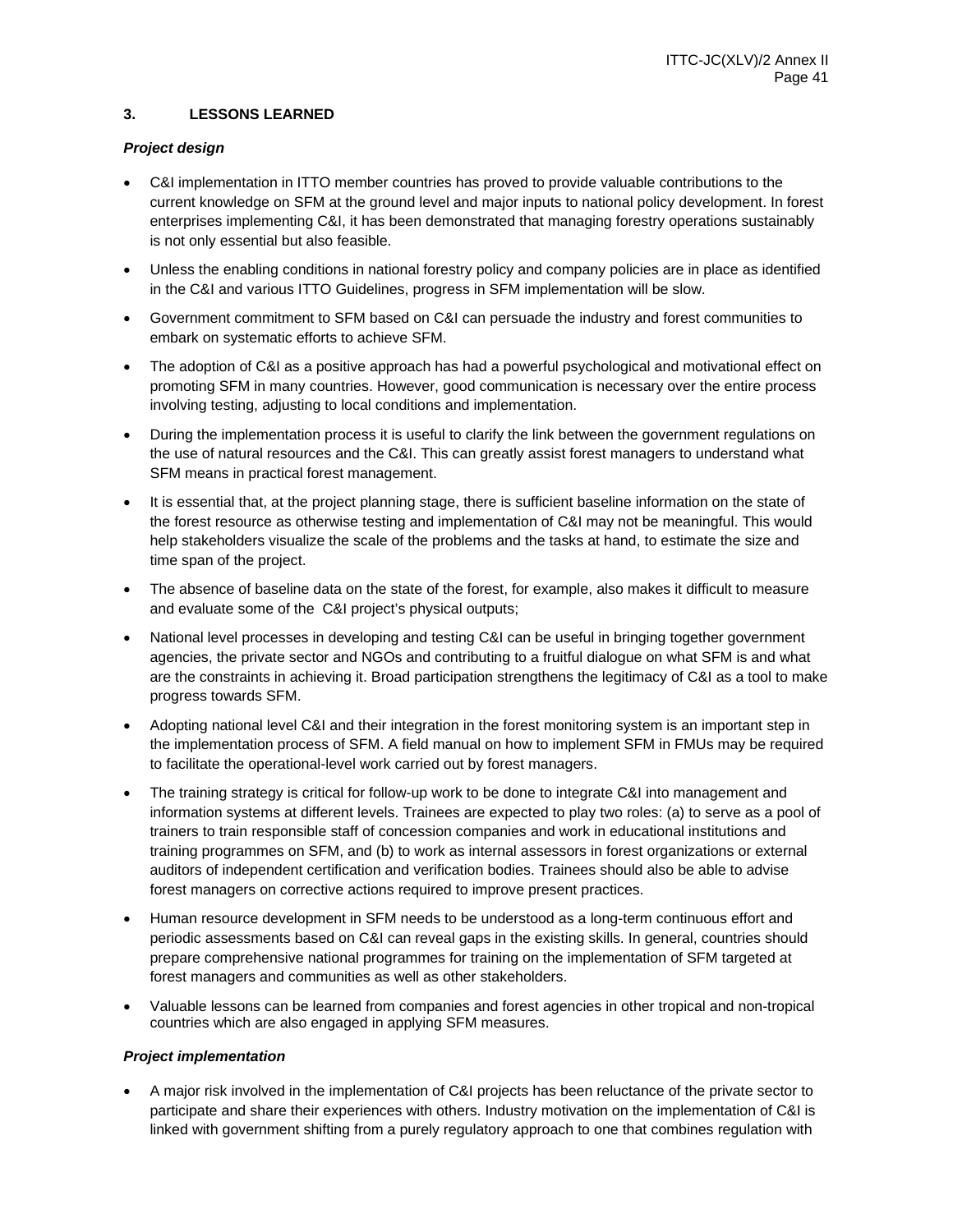## 3. LESSONS LEARNED

### *Project design*

- C&I implementation in ITTO member countries has proved to provide valuable contributions to the current knowledge on SFM at the ground level and major inputs to national policy development. In forest enterprises implementing C&I, it has been demonstrated that managing forestry operations sustainably is not only essential but also feasible.
- Unless the enabling conditions in national forestry policy and company policies are in place as identified in the C&I and various ITTO Guidelines, progress in SFM implementation will be slow.
- Government commitment to SFM based on C&I can persuade the industry and forest communities to embark on systematic efforts to achieve SFM.
- The adoption of C&I as a positive approach has had a powerful psychological and motivational effect on promoting SFM in many countries. However, good communication is necessary over the entire process involving testing, adjusting to local conditions and implementation.
- During the implementation process it is useful to clarify the link between the government regulations on the use of natural resources and the C&I. This can greatly assist forest managers to understand what SFM means in practical forest management.
- It is essential that, at the project planning stage, there is sufficient baseline information on the state of the forest resource as otherwise testing and implementation of C&I may not be meaningful. This would help stakeholders visualize the scale of the problems and the tasks at hand, to estimate the size and time span of the project.
- The absence of baseline data on the state of the forest, for example, also makes it difficult to measure and evaluate some of the C&I project's physical outputs;
- National level processes in developing and testing C&I can be useful in bringing together government agencies, the private sector and NGOs and contributing to a fruitful dialogue on what SFM is and what are the constraints in achieving it. Broad participation strengthens the legitimacy of C&I as a tool to make progress towards SFM.
- Adopting national level C&I and their integration in the forest monitoring system is an important step in the implementation process of SFM. A field manual on how to implement SFM in FMUs may be required to facilitate the operational-level work carried out by forest managers.
- The training strategy is critical for follow-up work to be done to integrate C&I into management and information systems at different levels. Trainees are expected to play two roles: (a) to serve as a pool of trainers to train responsible staff of concession companies and work in educational institutions and training programmes on SFM, and (b) to work as internal assessors in forest organizations or external auditors of independent certification and verification bodies. Trainees should also be able to advise forest managers on corrective actions required to improve present practices.
- Human resource development in SFM needs to be understood as a long-term continuous effort and periodic assessments based on C&I can reveal gaps in the existing skills. In general, countries should prepare comprehensive national programmes for training on the implementation of SFM targeted at forest managers and communities as well as other stakeholders.
- Valuable lessons can be learned from companies and forest agencies in other tropical and non-tropical countries which are also engaged in applying SFM measures.

### *Project implementation*

- A major risk involved in the implementation of C&I projects has been reluctance of the private sector to participate and share their experiences with others. Industry motivation on the implementation of C&I is linked with government shifting from a purely regulatory approach to one that combines regulation with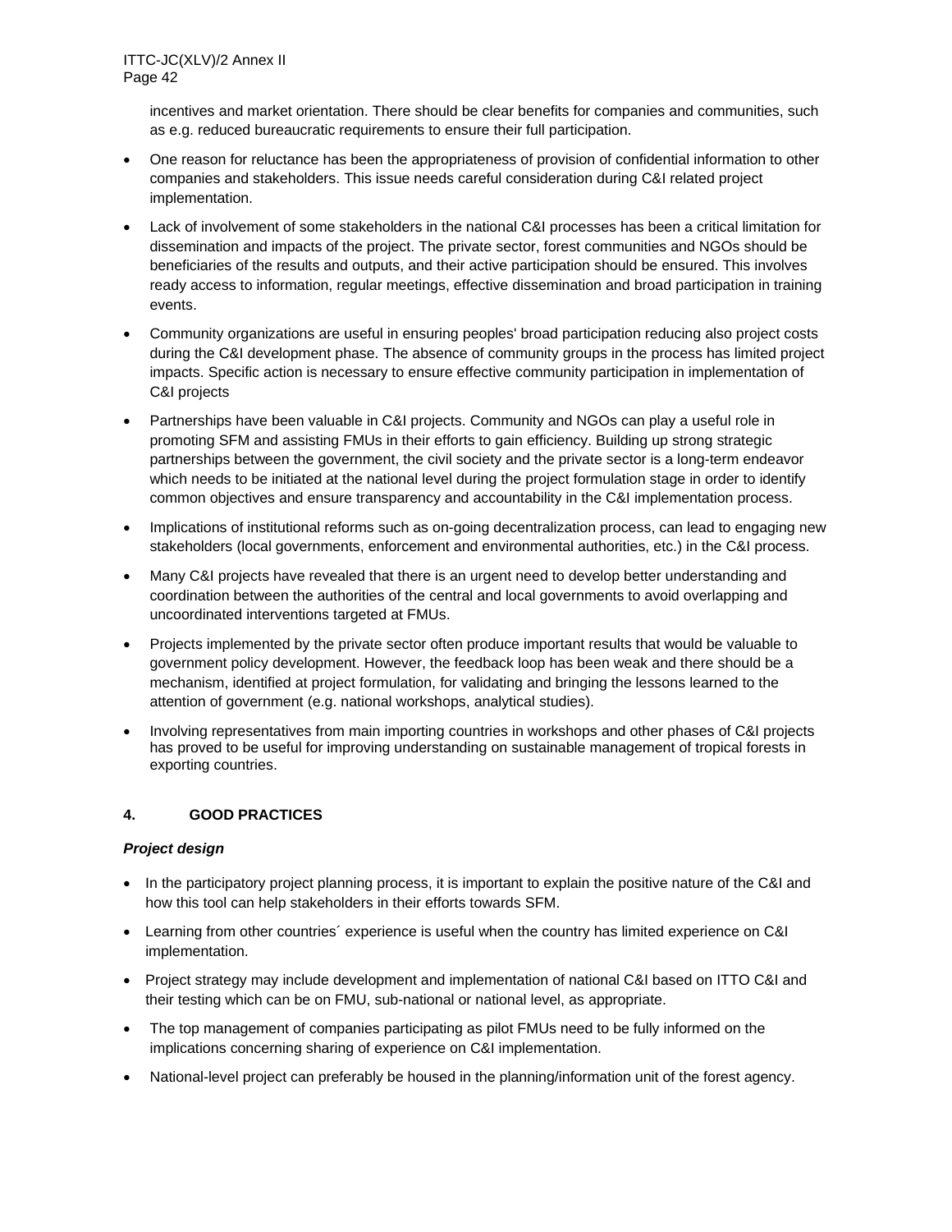incentives and market orientation. There should be clear benefits for companies and communities, such as e.g. reduced bureaucratic requirements to ensure their full participation.

- One reason for reluctance has been the appropriateness of provision of confidential information to other companies and stakeholders. This issue needs careful consideration during C&I related project implementation.
- Lack of involvement of some stakeholders in the national C&I processes has been a critical limitation for dissemination and impacts of the project. The private sector, forest communities and NGOs should be beneficiaries of the results and outputs, and their active participation should be ensured. This involves ready access to information, regular meetings, effective dissemination and broad participation in training events.
- Community organizations are useful in ensuring peoples' broad participation reducing also project costs during the C&I development phase. The absence of community groups in the process has limited project impacts. Specific action is necessary to ensure effective community participation in implementation of C&I projects
- Partnerships have been valuable in C&I projects. Community and NGOs can play a useful role in promoting SFM and assisting FMUs in their efforts to gain efficiency. Building up strong strategic partnerships between the government, the civil society and the private sector is a long-term endeavor which needs to be initiated at the national level during the project formulation stage in order to identify common objectives and ensure transparency and accountability in the C&I implementation process.
- Implications of institutional reforms such as on-going decentralization process, can lead to engaging new stakeholders (local governments, enforcement and environmental authorities, etc.) in the C&I process.
- Many C&I projects have revealed that there is an urgent need to develop better understanding and coordination between the authorities of the central and local governments to avoid overlapping and uncoordinated interventions targeted at FMUs.
- Projects implemented by the private sector often produce important results that would be valuable to government policy development. However, the feedback loop has been weak and there should be a mechanism, identified at project formulation, for validating and bringing the lessons learned to the attention of government (e.g. national workshops, analytical studies).
- Involving representatives from main importing countries in workshops and other phases of C&I projects has proved to be useful for improving understanding on sustainable management of tropical forests in exporting countries.

## 4. GOOD PRACTICES

***Project design***

- In the participatory project planning process, it is important to explain the positive nature of the C&I and how this tool can help stakeholders in their efforts towards SFM.
- Learning from other countries´ experience is useful when the country has limited experience on C&I implementation.
- Project strategy may include development and implementation of national C&I based on ITTO C&I and their testing which can be on FMU, sub-national or national level, as appropriate.
- The top management of companies participating as pilot FMUs need to be fully informed on the implications concerning sharing of experience on C&I implementation.
- National-level project can preferably be housed in the planning/information unit of the forest agency.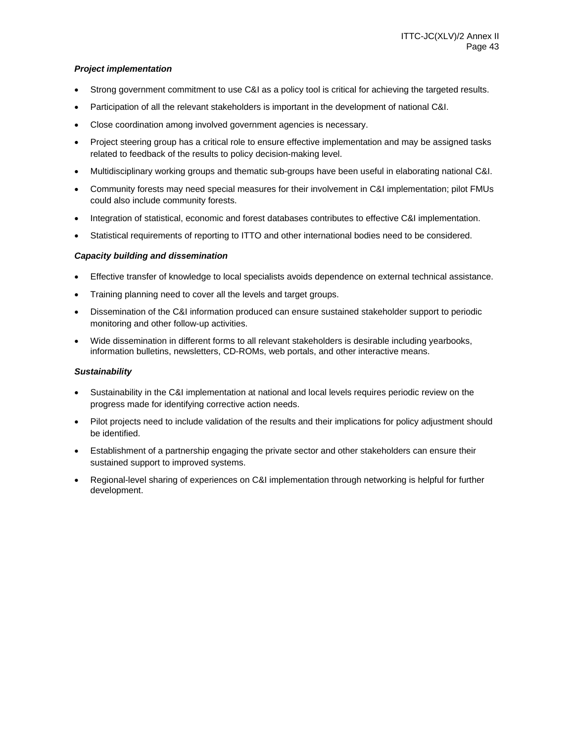***Project implementation***

- Strong government commitment to use C&I as a policy tool is critical for achieving the targeted results.
- Participation of all the relevant stakeholders is important in the development of national C&I.
- Close coordination among involved government agencies is necessary.
- Project steering group has a critical role to ensure effective implementation and may be assigned tasks related to feedback of the results to policy decision-making level.
- Multidisciplinary working groups and thematic sub-groups have been useful in elaborating national C&I.
- Community forests may need special measures for their involvement in C&I implementation; pilot FMUs could also include community forests.
- Integration of statistical, economic and forest databases contributes to effective C&I implementation.
- Statistical requirements of reporting to ITTO and other international bodies need to be considered.

***Capacity building and dissemination***

- Effective transfer of knowledge to local specialists avoids dependence on external technical assistance.
- Training planning need to cover all the levels and target groups.
- Dissemination of the C&I information produced can ensure sustained stakeholder support to periodic monitoring and other follow-up activities.
- Wide dissemination in different forms to all relevant stakeholders is desirable including yearbooks, information bulletins, newsletters, CD-ROMs, web portals, and other interactive means.

***Sustainability***

- Sustainability in the C&I implementation at national and local levels requires periodic review on the progress made for identifying corrective action needs.
- Pilot projects need to include validation of the results and their implications for policy adjustment should be identified.
- Establishment of a partnership engaging the private sector and other stakeholders can ensure their sustained support to improved systems.
- Regional-level sharing of experiences on C&I implementation through networking is helpful for further development.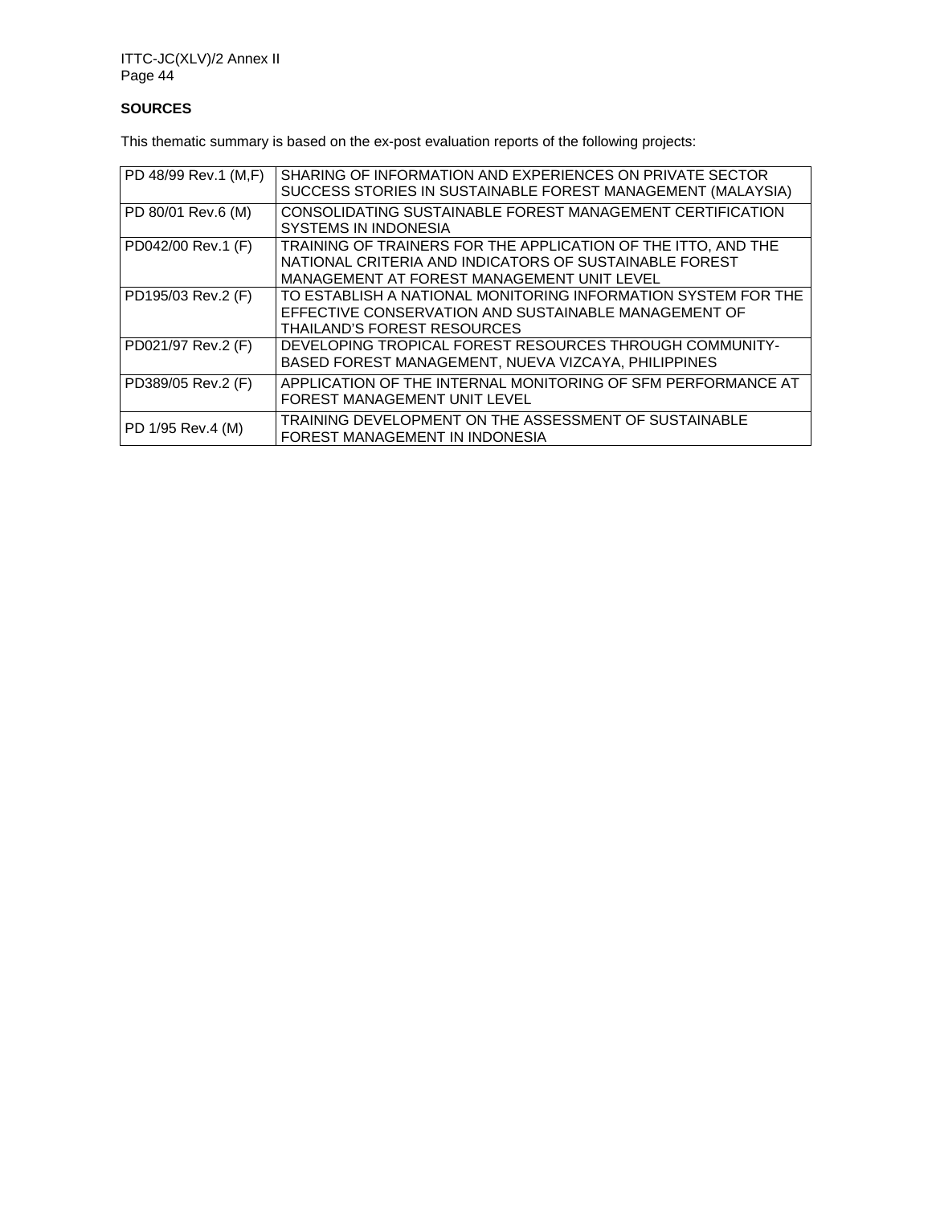**SOURCES**

This thematic summary is based on the ex-post evaluation reports of the following projects:

| | |
|---|---|
| PD 48/99 Rev.1 (M,F) | SHARING OF INFORMATION AND EXPERIENCES ON PRIVATE SECTOR SUCCESS STORIES IN SUSTAINABLE FOREST MANAGEMENT (MALAYSIA) |
| PD 80/01 Rev.6 (M) | CONSOLIDATING SUSTAINABLE FOREST MANAGEMENT CERTIFICATION SYSTEMS IN INDONESIA |
| PD042/00 Rev.1 (F) | TRAINING OF TRAINERS FOR THE APPLICATION OF THE ITTO, AND THE NATIONAL CRITERIA AND INDICATORS OF SUSTAINABLE FOREST MANAGEMENT AT FOREST MANAGEMENT UNIT LEVEL |
| PD195/03 Rev.2 (F) | TO ESTABLISH A NATIONAL MONITORING INFORMATION SYSTEM FOR THE EFFECTIVE CONSERVATION AND SUSTAINABLE MANAGEMENT OF THAILAND'S FOREST RESOURCES |
| PD021/97 Rev.2 (F) | DEVELOPING TROPICAL FOREST RESOURCES THROUGH COMMUNITY-BASED FOREST MANAGEMENT, NUEVA VIZCAYA, PHILIPPINES |
| PD389/05 Rev.2 (F) | APPLICATION OF THE INTERNAL MONITORING OF SFM PERFORMANCE AT FOREST MANAGEMENT UNIT LEVEL |
| PD 1/95 Rev.4 (M) | TRAINING DEVELOPMENT ON THE ASSESSMENT OF SUSTAINABLE FOREST MANAGEMENT IN INDONESIA |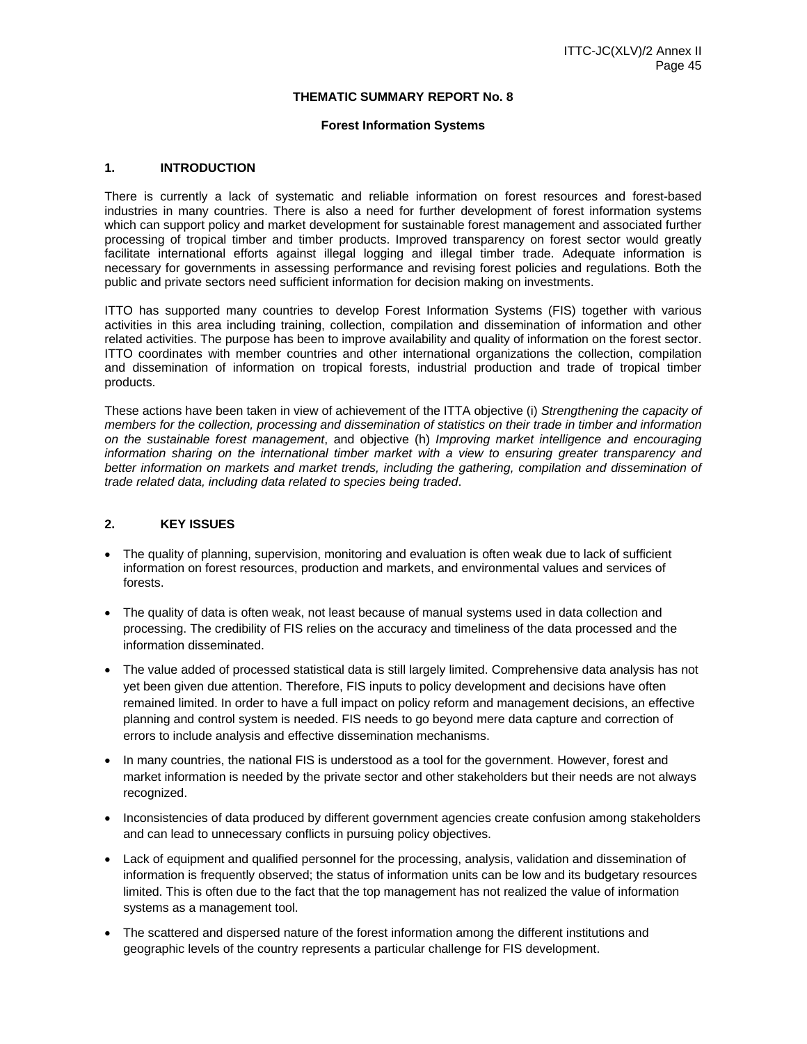## THEMATIC SUMMARY REPORT No. 8

### Forest Information Systems

## 1. INTRODUCTION

There is currently a lack of systematic and reliable information on forest resources and forest-based industries in many countries. There is also a need for further development of forest information systems which can support policy and market development for sustainable forest management and associated further processing of tropical timber and timber products. Improved transparency on forest sector would greatly facilitate international efforts against illegal logging and illegal timber trade. Adequate information is necessary for governments in assessing performance and revising forest policies and regulations. Both the public and private sectors need sufficient information for decision making on investments.

ITTO has supported many countries to develop Forest Information Systems (FIS) together with various activities in this area including training, collection, compilation and dissemination of information and other related activities. The purpose has been to improve availability and quality of information on the forest sector. ITTO coordinates with member countries and other international organizations the collection, compilation and dissemination of information on tropical forests, industrial production and trade of tropical timber products.

These actions have been taken in view of achievement of the ITTA objective (i) *Strengthening the capacity of members for the collection, processing and dissemination of statistics on their trade in timber and information on the sustainable forest management*, and objective (h) *Improving market intelligence and encouraging information sharing on the international timber market with a view to ensuring greater transparency and better information on markets and market trends, including the gathering, compilation and dissemination of trade related data, including data related to species being traded*.

## 2. KEY ISSUES

- The quality of planning, supervision, monitoring and evaluation is often weak due to lack of sufficient information on forest resources, production and markets, and environmental values and services of forests.
- The quality of data is often weak, not least because of manual systems used in data collection and processing. The credibility of FIS relies on the accuracy and timeliness of the data processed and the information disseminated.
- The value added of processed statistical data is still largely limited. Comprehensive data analysis has not yet been given due attention. Therefore, FIS inputs to policy development and decisions have often remained limited. In order to have a full impact on policy reform and management decisions, an effective planning and control system is needed. FIS needs to go beyond mere data capture and correction of errors to include analysis and effective dissemination mechanisms.
- In many countries, the national FIS is understood as a tool for the government. However, forest and market information is needed by the private sector and other stakeholders but their needs are not always recognized.
- Inconsistencies of data produced by different government agencies create confusion among stakeholders and can lead to unnecessary conflicts in pursuing policy objectives.
- Lack of equipment and qualified personnel for the processing, analysis, validation and dissemination of information is frequently observed; the status of information units can be low and its budgetary resources limited. This is often due to the fact that the top management has not realized the value of information systems as a management tool.
- The scattered and dispersed nature of the forest information among the different institutions and geographic levels of the country represents a particular challenge for FIS development.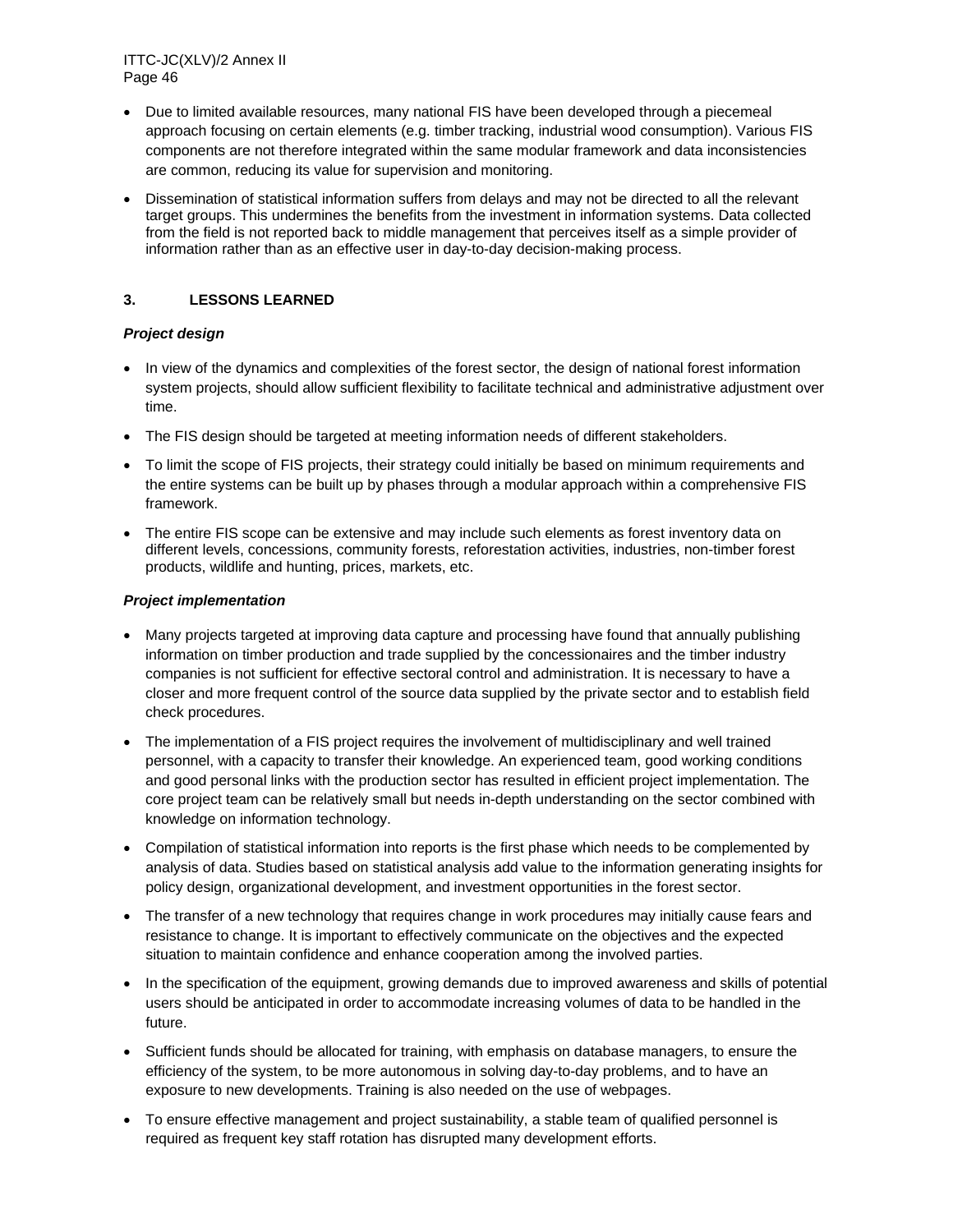- Due to limited available resources, many national FIS have been developed through a piecemeal approach focusing on certain elements (e.g. timber tracking, industrial wood consumption). Various FIS components are not therefore integrated within the same modular framework and data inconsistencies are common, reducing its value for supervision and monitoring.
- Dissemination of statistical information suffers from delays and may not be directed to all the relevant target groups. This undermines the benefits from the investment in information systems. Data collected from the field is not reported back to middle management that perceives itself as a simple provider of information rather than as an effective user in day-to-day decision-making process.

## 3. LESSONS LEARNED

***Project design***

- In view of the dynamics and complexities of the forest sector, the design of national forest information system projects, should allow sufficient flexibility to facilitate technical and administrative adjustment over time.
- The FIS design should be targeted at meeting information needs of different stakeholders.
- To limit the scope of FIS projects, their strategy could initially be based on minimum requirements and the entire systems can be built up by phases through a modular approach within a comprehensive FIS framework.
- The entire FIS scope can be extensive and may include such elements as forest inventory data on different levels, concessions, community forests, reforestation activities, industries, non-timber forest products, wildlife and hunting, prices, markets, etc.

***Project implementation***

- Many projects targeted at improving data capture and processing have found that annually publishing information on timber production and trade supplied by the concessionaires and the timber industry companies is not sufficient for effective sectoral control and administration. It is necessary to have a closer and more frequent control of the source data supplied by the private sector and to establish field check procedures.
- The implementation of a FIS project requires the involvement of multidisciplinary and well trained personnel, with a capacity to transfer their knowledge. An experienced team, good working conditions and good personal links with the production sector has resulted in efficient project implementation. The core project team can be relatively small but needs in-depth understanding on the sector combined with knowledge on information technology.
- Compilation of statistical information into reports is the first phase which needs to be complemented by analysis of data. Studies based on statistical analysis add value to the information generating insights for policy design, organizational development, and investment opportunities in the forest sector.
- The transfer of a new technology that requires change in work procedures may initially cause fears and resistance to change. It is important to effectively communicate on the objectives and the expected situation to maintain confidence and enhance cooperation among the involved parties.
- In the specification of the equipment, growing demands due to improved awareness and skills of potential users should be anticipated in order to accommodate increasing volumes of data to be handled in the future.
- Sufficient funds should be allocated for training, with emphasis on database managers, to ensure the efficiency of the system, to be more autonomous in solving day-to-day problems, and to have an exposure to new developments. Training is also needed on the use of webpages.
- To ensure effective management and project sustainability, a stable team of qualified personnel is required as frequent key staff rotation has disrupted many development efforts.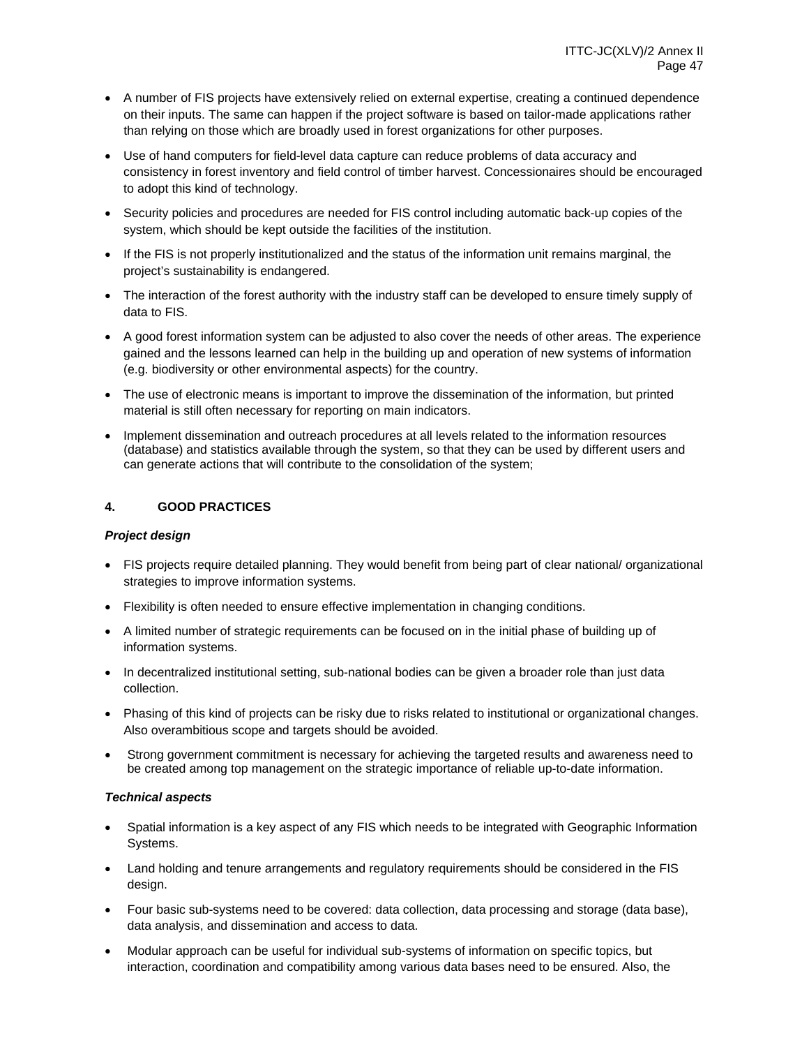- A number of FIS projects have extensively relied on external expertise, creating a continued dependence on their inputs. The same can happen if the project software is based on tailor-made applications rather than relying on those which are broadly used in forest organizations for other purposes.
- Use of hand computers for field-level data capture can reduce problems of data accuracy and consistency in forest inventory and field control of timber harvest. Concessionaires should be encouraged to adopt this kind of technology.
- Security policies and procedures are needed for FIS control including automatic back-up copies of the system, which should be kept outside the facilities of the institution.
- If the FIS is not properly institutionalized and the status of the information unit remains marginal, the project's sustainability is endangered.
- The interaction of the forest authority with the industry staff can be developed to ensure timely supply of data to FIS.
- A good forest information system can be adjusted to also cover the needs of other areas. The experience gained and the lessons learned can help in the building up and operation of new systems of information (e.g. biodiversity or other environmental aspects) for the country.
- The use of electronic means is important to improve the dissemination of the information, but printed material is still often necessary for reporting on main indicators.
- Implement dissemination and outreach procedures at all levels related to the information resources (database) and statistics available through the system, so that they can be used by different users and can generate actions that will contribute to the consolidation of the system;

## 4. GOOD PRACTICES

***Project design***

- FIS projects require detailed planning. They would benefit from being part of clear national/ organizational strategies to improve information systems.
- Flexibility is often needed to ensure effective implementation in changing conditions.
- A limited number of strategic requirements can be focused on in the initial phase of building up of information systems.
- In decentralized institutional setting, sub-national bodies can be given a broader role than just data collection.
- Phasing of this kind of projects can be risky due to risks related to institutional or organizational changes. Also overambitious scope and targets should be avoided.
- Strong government commitment is necessary for achieving the targeted results and awareness need to be created among top management on the strategic importance of reliable up-to-date information.

***Technical aspects***

- Spatial information is a key aspect of any FIS which needs to be integrated with Geographic Information Systems.
- Land holding and tenure arrangements and regulatory requirements should be considered in the FIS design.
- Four basic sub-systems need to be covered: data collection, data processing and storage (data base), data analysis, and dissemination and access to data.
- Modular approach can be useful for individual sub-systems of information on specific topics, but interaction, coordination and compatibility among various data bases need to be ensured. Also, the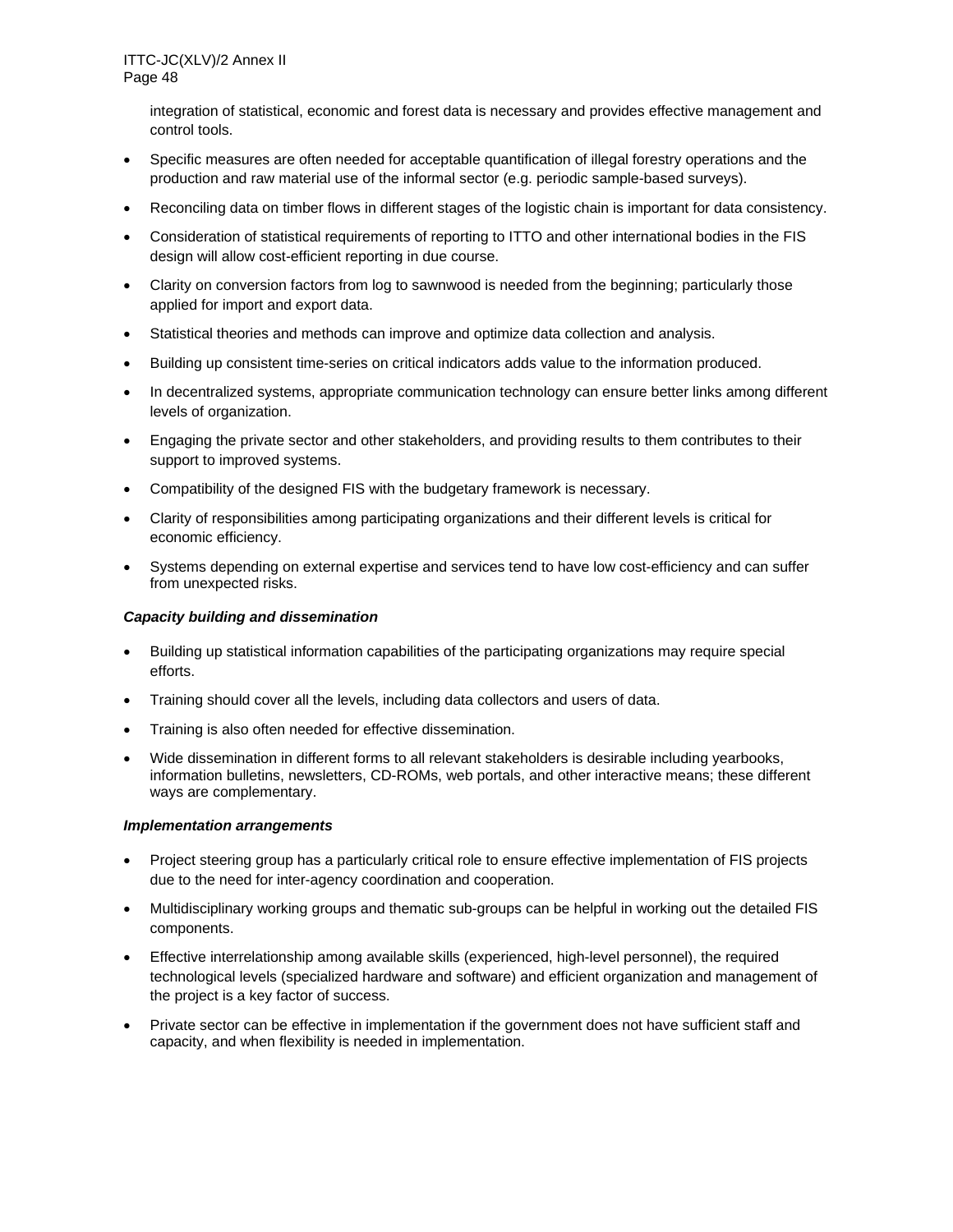integration of statistical, economic and forest data is necessary and provides effective management and control tools.

- Specific measures are often needed for acceptable quantification of illegal forestry operations and the production and raw material use of the informal sector (e.g. periodic sample-based surveys).
- Reconciling data on timber flows in different stages of the logistic chain is important for data consistency.
- Consideration of statistical requirements of reporting to ITTO and other international bodies in the FIS design will allow cost-efficient reporting in due course.
- Clarity on conversion factors from log to sawnwood is needed from the beginning; particularly those applied for import and export data.
- Statistical theories and methods can improve and optimize data collection and analysis.
- Building up consistent time-series on critical indicators adds value to the information produced.
- In decentralized systems, appropriate communication technology can ensure better links among different levels of organization.
- Engaging the private sector and other stakeholders, and providing results to them contributes to their support to improved systems.
- Compatibility of the designed FIS with the budgetary framework is necessary.
- Clarity of responsibilities among participating organizations and their different levels is critical for economic efficiency.
- Systems depending on external expertise and services tend to have low cost-efficiency and can suffer from unexpected risks.

***Capacity building and dissemination***

- Building up statistical information capabilities of the participating organizations may require special efforts.
- Training should cover all the levels, including data collectors and users of data.
- Training is also often needed for effective dissemination.
- Wide dissemination in different forms to all relevant stakeholders is desirable including yearbooks, information bulletins, newsletters, CD-ROMs, web portals, and other interactive means; these different ways are complementary.

***Implementation arrangements***

- Project steering group has a particularly critical role to ensure effective implementation of FIS projects due to the need for inter-agency coordination and cooperation.
- Multidisciplinary working groups and thematic sub-groups can be helpful in working out the detailed FIS components.
- Effective interrelationship among available skills (experienced, high-level personnel), the required technological levels (specialized hardware and software) and efficient organization and management of the project is a key factor of success.
- Private sector can be effective in implementation if the government does not have sufficient staff and capacity, and when flexibility is needed in implementation.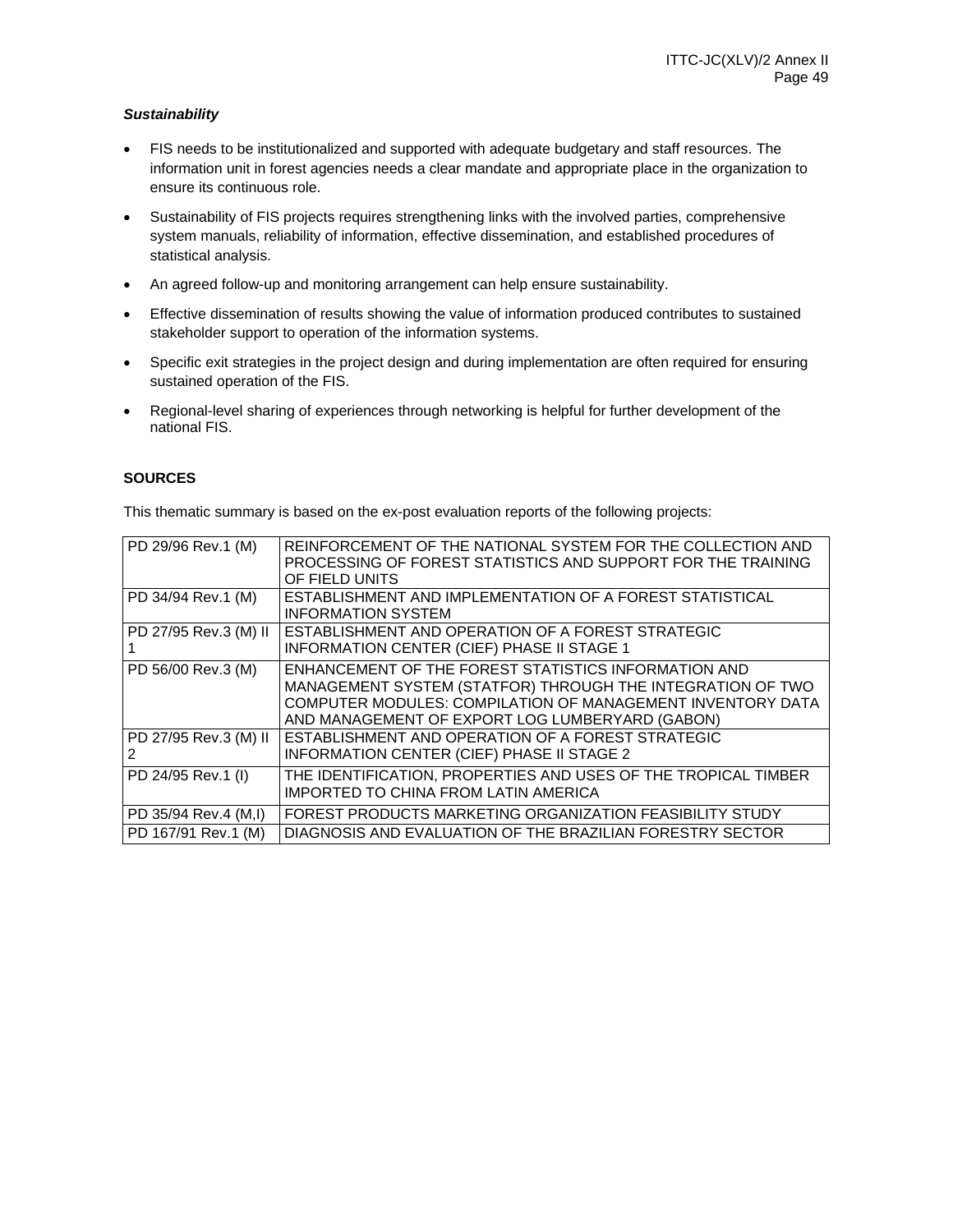***Sustainability***

- FIS needs to be institutionalized and supported with adequate budgetary and staff resources. The information unit in forest agencies needs a clear mandate and appropriate place in the organization to ensure its continuous role.
- Sustainability of FIS projects requires strengthening links with the involved parties, comprehensive system manuals, reliability of information, effective dissemination, and established procedures of statistical analysis.
- An agreed follow-up and monitoring arrangement can help ensure sustainability.
- Effective dissemination of results showing the value of information produced contributes to sustained stakeholder support to operation of the information systems.
- Specific exit strategies in the project design and during implementation are often required for ensuring sustained operation of the FIS.
- Regional-level sharing of experiences through networking is helpful for further development of the national FIS.

**SOURCES**

This thematic summary is based on the ex-post evaluation reports of the following projects:

| | |
|---|---|
| PD 29/96 Rev.1 (M) | REINFORCEMENT OF THE NATIONAL SYSTEM FOR THE COLLECTION AND PROCESSING OF FOREST STATISTICS AND SUPPORT FOR THE TRAINING OF FIELD UNITS |
| PD 34/94 Rev.1 (M) | ESTABLISHMENT AND IMPLEMENTATION OF A FOREST STATISTICAL INFORMATION SYSTEM |
| PD 27/95 Rev.3 (M) II 1 | ESTABLISHMENT AND OPERATION OF A FOREST STRATEGIC INFORMATION CENTER (CIEF) PHASE II STAGE 1 |
| PD 56/00 Rev.3 (M) | ENHANCEMENT OF THE FOREST STATISTICS INFORMATION AND MANAGEMENT SYSTEM (STATFOR) THROUGH THE INTEGRATION OF TWO COMPUTER MODULES: COMPILATION OF MANAGEMENT INVENTORY DATA AND MANAGEMENT OF EXPORT LOG LUMBERYARD (GABON) |
| PD 27/95 Rev.3 (M) II 2 | ESTABLISHMENT AND OPERATION OF A FOREST STRATEGIC INFORMATION CENTER (CIEF) PHASE II STAGE 2 |
| PD 24/95 Rev.1 (I) | THE IDENTIFICATION, PROPERTIES AND USES OF THE TROPICAL TIMBER IMPORTED TO CHINA FROM LATIN AMERICA |
| PD 35/94 Rev.4 (M,I) | FOREST PRODUCTS MARKETING ORGANIZATION FEASIBILITY STUDY |
| PD 167/91 Rev.1 (M) | DIAGNOSIS AND EVALUATION OF THE BRAZILIAN FORESTRY SECTOR |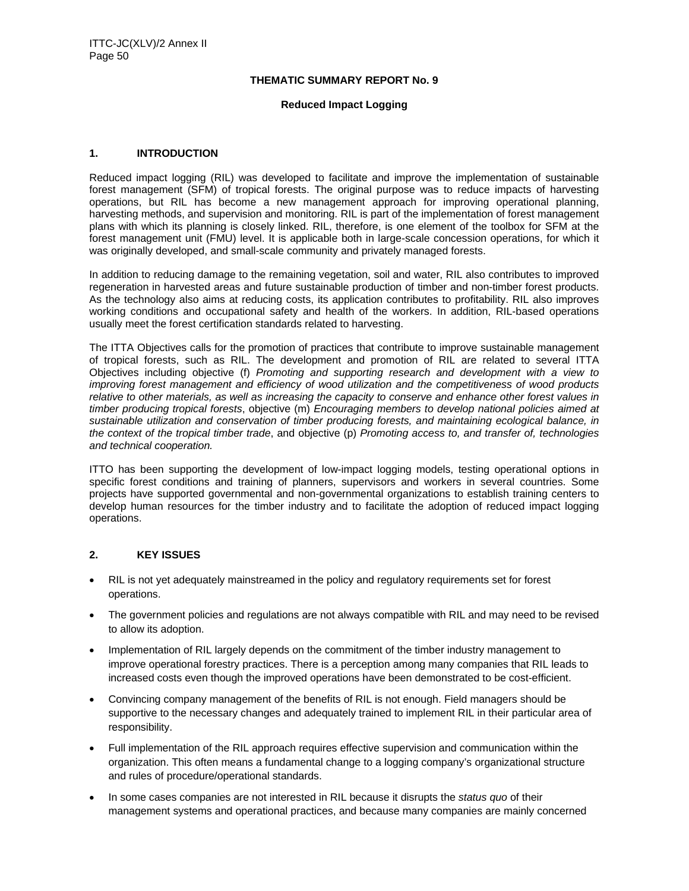## THEMATIC SUMMARY REPORT No. 9

### Reduced Impact Logging

### 1. INTRODUCTION

Reduced impact logging (RIL) was developed to facilitate and improve the implementation of sustainable forest management (SFM) of tropical forests. The original purpose was to reduce impacts of harvesting operations, but RIL has become a new management approach for improving operational planning, harvesting methods, and supervision and monitoring. RIL is part of the implementation of forest management plans with which its planning is closely linked. RIL, therefore, is one element of the toolbox for SFM at the forest management unit (FMU) level. It is applicable both in large-scale concession operations, for which it was originally developed, and small-scale community and privately managed forests.

In addition to reducing damage to the remaining vegetation, soil and water, RIL also contributes to improved regeneration in harvested areas and future sustainable production of timber and non-timber forest products. As the technology also aims at reducing costs, its application contributes to profitability. RIL also improves working conditions and occupational safety and health of the workers. In addition, RIL-based operations usually meet the forest certification standards related to harvesting.

The ITTA Objectives calls for the promotion of practices that contribute to improve sustainable management of tropical forests, such as RIL. The development and promotion of RIL are related to several ITTA Objectives including objective (f) *Promoting and supporting research and development with a view to improving forest management and efficiency of wood utilization and the competitiveness of wood products relative to other materials, as well as increasing the capacity to conserve and enhance other forest values in timber producing tropical forests*, objective (m) *Encouraging members to develop national policies aimed at sustainable utilization and conservation of timber producing forests, and maintaining ecological balance, in the context of the tropical timber trade*, and objective (p) *Promoting access to, and transfer of, technologies and technical cooperation.*

ITTO has been supporting the development of low-impact logging models, testing operational options in specific forest conditions and training of planners, supervisors and workers in several countries. Some projects have supported governmental and non-governmental organizations to establish training centers to develop human resources for the timber industry and to facilitate the adoption of reduced impact logging operations.

### 2. KEY ISSUES

- RIL is not yet adequately mainstreamed in the policy and regulatory requirements set for forest operations.
- The government policies and regulations are not always compatible with RIL and may need to be revised to allow its adoption.
- Implementation of RIL largely depends on the commitment of the timber industry management to improve operational forestry practices. There is a perception among many companies that RIL leads to increased costs even though the improved operations have been demonstrated to be cost-efficient.
- Convincing company management of the benefits of RIL is not enough. Field managers should be supportive to the necessary changes and adequately trained to implement RIL in their particular area of responsibility.
- Full implementation of the RIL approach requires effective supervision and communication within the organization. This often means a fundamental change to a logging company's organizational structure and rules of procedure/operational standards.
- In some cases companies are not interested in RIL because it disrupts the *status quo* of their management systems and operational practices, and because many companies are mainly concerned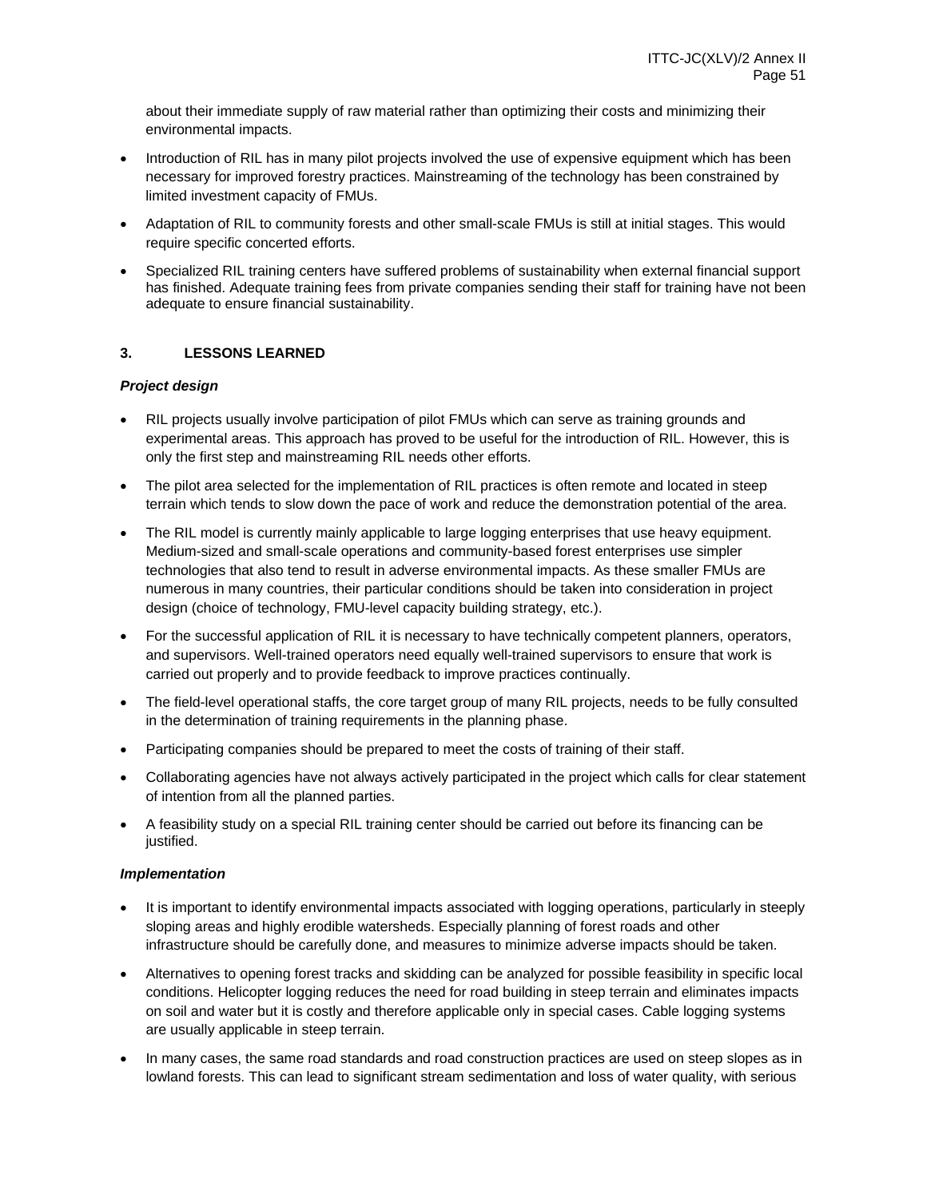about their immediate supply of raw material rather than optimizing their costs and minimizing their environmental impacts.

- Introduction of RIL has in many pilot projects involved the use of expensive equipment which has been necessary for improved forestry practices. Mainstreaming of the technology has been constrained by limited investment capacity of FMUs.
- Adaptation of RIL to community forests and other small-scale FMUs is still at initial stages. This would require specific concerted efforts.
- Specialized RIL training centers have suffered problems of sustainability when external financial support has finished. Adequate training fees from private companies sending their staff for training have not been adequate to ensure financial sustainability.

## 3. LESSONS LEARNED

***Project design***

- RIL projects usually involve participation of pilot FMUs which can serve as training grounds and experimental areas. This approach has proved to be useful for the introduction of RIL. However, this is only the first step and mainstreaming RIL needs other efforts.
- The pilot area selected for the implementation of RIL practices is often remote and located in steep terrain which tends to slow down the pace of work and reduce the demonstration potential of the area.
- The RIL model is currently mainly applicable to large logging enterprises that use heavy equipment. Medium-sized and small-scale operations and community-based forest enterprises use simpler technologies that also tend to result in adverse environmental impacts. As these smaller FMUs are numerous in many countries, their particular conditions should be taken into consideration in project design (choice of technology, FMU-level capacity building strategy, etc.).
- For the successful application of RIL it is necessary to have technically competent planners, operators, and supervisors. Well-trained operators need equally well-trained supervisors to ensure that work is carried out properly and to provide feedback to improve practices continually.
- The field-level operational staffs, the core target group of many RIL projects, needs to be fully consulted in the determination of training requirements in the planning phase.
- Participating companies should be prepared to meet the costs of training of their staff.
- Collaborating agencies have not always actively participated in the project which calls for clear statement of intention from all the planned parties.
- A feasibility study on a special RIL training center should be carried out before its financing can be justified.

***Implementation***

- It is important to identify environmental impacts associated with logging operations, particularly in steeply sloping areas and highly erodible watersheds. Especially planning of forest roads and other infrastructure should be carefully done, and measures to minimize adverse impacts should be taken.
- Alternatives to opening forest tracks and skidding can be analyzed for possible feasibility in specific local conditions. Helicopter logging reduces the need for road building in steep terrain and eliminates impacts on soil and water but it is costly and therefore applicable only in special cases. Cable logging systems are usually applicable in steep terrain.
- In many cases, the same road standards and road construction practices are used on steep slopes as in lowland forests. This can lead to significant stream sedimentation and loss of water quality, with serious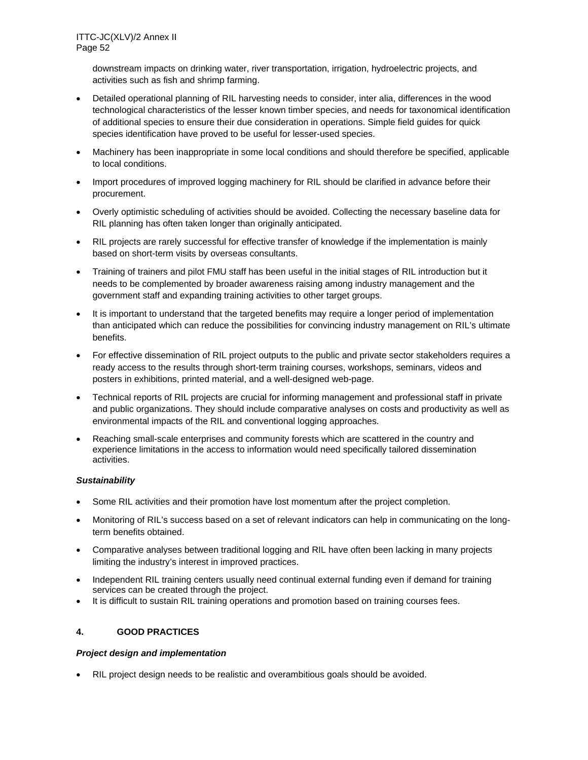downstream impacts on drinking water, river transportation, irrigation, hydroelectric projects, and activities such as fish and shrimp farming.

- Detailed operational planning of RIL harvesting needs to consider, inter alia, differences in the wood technological characteristics of the lesser known timber species, and needs for taxonomical identification of additional species to ensure their due consideration in operations. Simple field guides for quick species identification have proved to be useful for lesser-used species.
- Machinery has been inappropriate in some local conditions and should therefore be specified, applicable to local conditions.
- Import procedures of improved logging machinery for RIL should be clarified in advance before their procurement.
- Overly optimistic scheduling of activities should be avoided. Collecting the necessary baseline data for RIL planning has often taken longer than originally anticipated.
- RIL projects are rarely successful for effective transfer of knowledge if the implementation is mainly based on short-term visits by overseas consultants.
- Training of trainers and pilot FMU staff has been useful in the initial stages of RIL introduction but it needs to be complemented by broader awareness raising among industry management and the government staff and expanding training activities to other target groups.
- It is important to understand that the targeted benefits may require a longer period of implementation than anticipated which can reduce the possibilities for convincing industry management on RIL's ultimate benefits.
- For effective dissemination of RIL project outputs to the public and private sector stakeholders requires a ready access to the results through short-term training courses, workshops, seminars, videos and posters in exhibitions, printed material, and a well-designed web-page.
- Technical reports of RIL projects are crucial for informing management and professional staff in private and public organizations. They should include comparative analyses on costs and productivity as well as environmental impacts of the RIL and conventional logging approaches.
- Reaching small-scale enterprises and community forests which are scattered in the country and experience limitations in the access to information would need specifically tailored dissemination activities.

***Sustainability***

- Some RIL activities and their promotion have lost momentum after the project completion.
- Monitoring of RIL's success based on a set of relevant indicators can help in communicating on the long-term benefits obtained.
- Comparative analyses between traditional logging and RIL have often been lacking in many projects limiting the industry's interest in improved practices.
- Independent RIL training centers usually need continual external funding even if demand for training services can be created through the project.
- It is difficult to sustain RIL training operations and promotion based on training courses fees.

## 4. GOOD PRACTICES

***Project design and implementation***

- RIL project design needs to be realistic and overambitious goals should be avoided.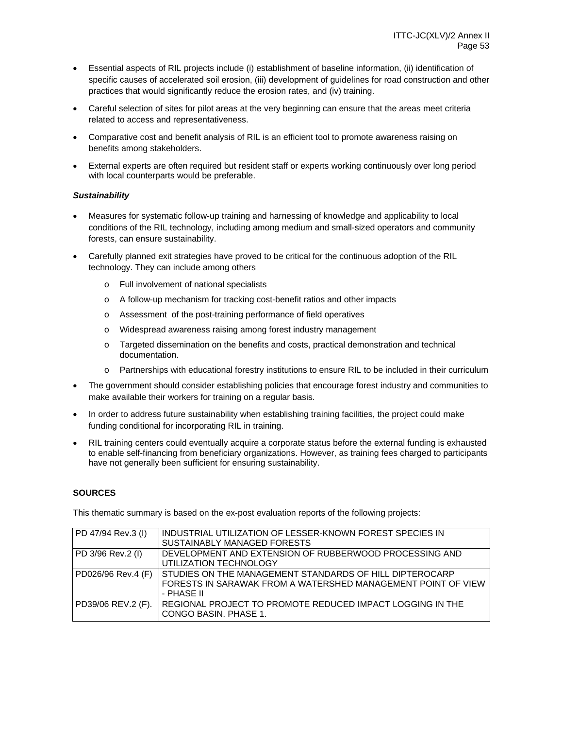- Essential aspects of RIL projects include (i) establishment of baseline information, (ii) identification of specific causes of accelerated soil erosion, (iii) development of guidelines for road construction and other practices that would significantly reduce the erosion rates, and (iv) training.
- Careful selection of sites for pilot areas at the very beginning can ensure that the areas meet criteria related to access and representativeness.
- Comparative cost and benefit analysis of RIL is an efficient tool to promote awareness raising on benefits among stakeholders.
- External experts are often required but resident staff or experts working continuously over long period with local counterparts would be preferable.

***Sustainability***

- Measures for systematic follow-up training and harnessing of knowledge and applicability to local conditions of the RIL technology, including among medium and small-sized operators and community forests, can ensure sustainability.
- Carefully planned exit strategies have proved to be critical for the continuous adoption of the RIL technology. They can include among others
    - Full involvement of national specialists
    - A follow-up mechanism for tracking cost-benefit ratios and other impacts
    - Assessment of the post-training performance of field operatives
    - Widespread awareness raising among forest industry management
    - Targeted dissemination on the benefits and costs, practical demonstration and technical documentation.
    - Partnerships with educational forestry institutions to ensure RIL to be included in their curriculum
- The government should consider establishing policies that encourage forest industry and communities to make available their workers for training on a regular basis.
- In order to address future sustainability when establishing training facilities, the project could make funding conditional for incorporating RIL in training.
- RIL training centers could eventually acquire a corporate status before the external funding is exhausted to enable self-financing from beneficiary organizations. However, as training fees charged to participants have not generally been sufficient for ensuring sustainability.

**SOURCES**

This thematic summary is based on the ex-post evaluation reports of the following projects:

| | |
|---|---|
| PD 47/94 Rev.3 (I) | INDUSTRIAL UTILIZATION OF LESSER-KNOWN FOREST SPECIES IN SUSTAINABLY MANAGED FORESTS |
| PD 3/96 Rev.2 (I) | DEVELOPMENT AND EXTENSION OF RUBBERWOOD PROCESSING AND UTILIZATION TECHNOLOGY |
| PD026/96 Rev.4 (F) | STUDIES ON THE MANAGEMENT STANDARDS OF HILL DIPTEROCARP FORESTS IN SARAWAK FROM A WATERSHED MANAGEMENT POINT OF VIEW - PHASE II |
| PD39/06 REV.2 (F). | REGIONAL PROJECT TO PROMOTE REDUCED IMPACT LOGGING IN THE CONGO BASIN. PHASE 1. |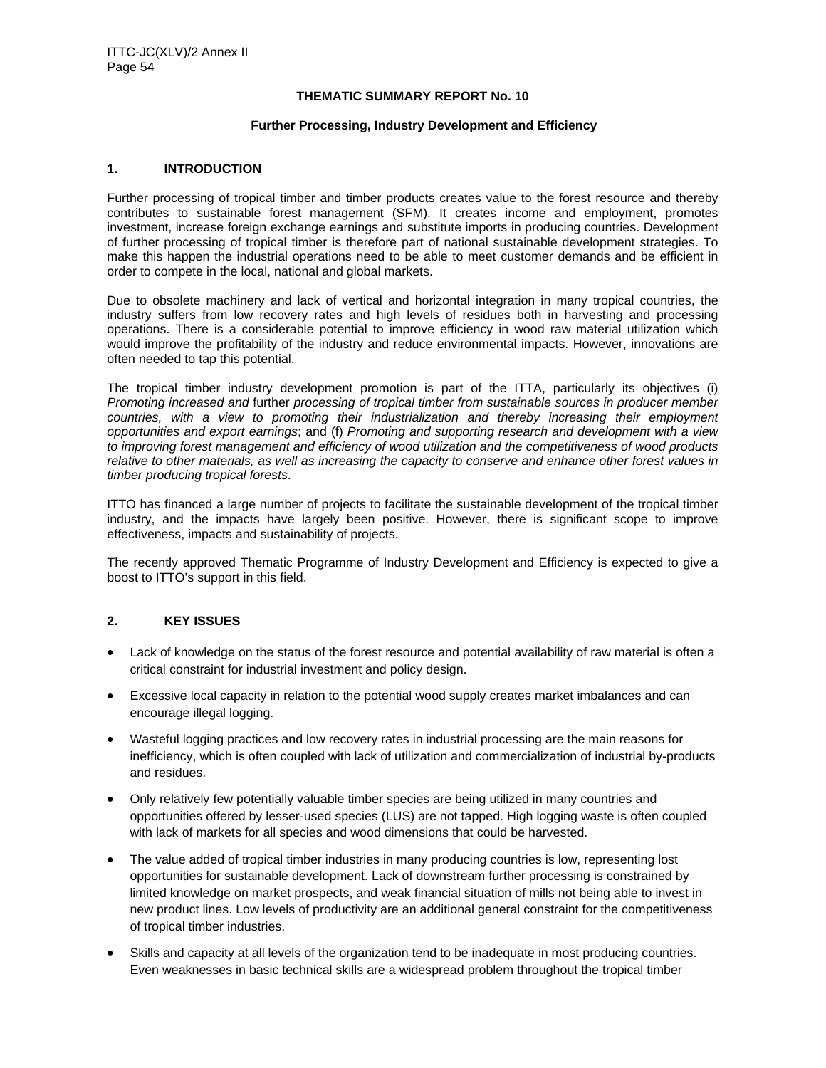**THEMATIC SUMMARY REPORT No. 10**

**Further Processing, Industry Development and Efficiency**

## 1. INTRODUCTION

Further processing of tropical timber and timber products creates value to the forest resource and thereby contributes to sustainable forest management (SFM). It creates income and employment, promotes investment, increase foreign exchange earnings and substitute imports in producing countries. Development of further processing of tropical timber is therefore part of national sustainable development strategies. To make this happen the industrial operations need to be able to meet customer demands and be efficient in order to compete in the local, national and global markets.

Due to obsolete machinery and lack of vertical and horizontal integration in many tropical countries, the industry suffers from low recovery rates and high levels of residues both in harvesting and processing operations. There is a considerable potential to improve efficiency in wood raw material utilization which would improve the profitability of the industry and reduce environmental impacts. However, innovations are often needed to tap this potential.

The tropical timber industry development promotion is part of the ITTA, particularly its objectives (i) *Promoting increased and* further *processing of tropical timber from sustainable sources in producer member countries, with a view to promoting their industrialization and thereby increasing their employment opportunities and export earnings*; and (f) *Promoting and supporting research and development with a view to improving forest management and efficiency of wood utilization and the competitiveness of wood products relative to other materials, as well as increasing the capacity to conserve and enhance other forest values in timber producing tropical forests*.

ITTO has financed a large number of projects to facilitate the sustainable development of the tropical timber industry, and the impacts have largely been positive. However, there is significant scope to improve effectiveness, impacts and sustainability of projects.

The recently approved Thematic Programme of Industry Development and Efficiency is expected to give a boost to ITTO's support in this field.

## 2. KEY ISSUES

- Lack of knowledge on the status of the forest resource and potential availability of raw material is often a critical constraint for industrial investment and policy design.
- Excessive local capacity in relation to the potential wood supply creates market imbalances and can encourage illegal logging.
- Wasteful logging practices and low recovery rates in industrial processing are the main reasons for inefficiency, which is often coupled with lack of utilization and commercialization of industrial by-products and residues.
- Only relatively few potentially valuable timber species are being utilized in many countries and opportunities offered by lesser-used species (LUS) are not tapped. High logging waste is often coupled with lack of markets for all species and wood dimensions that could be harvested.
- The value added of tropical timber industries in many producing countries is low, representing lost opportunities for sustainable development. Lack of downstream further processing is constrained by limited knowledge on market prospects, and weak financial situation of mills not being able to invest in new product lines. Low levels of productivity are an additional general constraint for the competitiveness of tropical timber industries.
- Skills and capacity at all levels of the organization tend to be inadequate in most producing countries. Even weaknesses in basic technical skills are a widespread problem throughout the tropical timber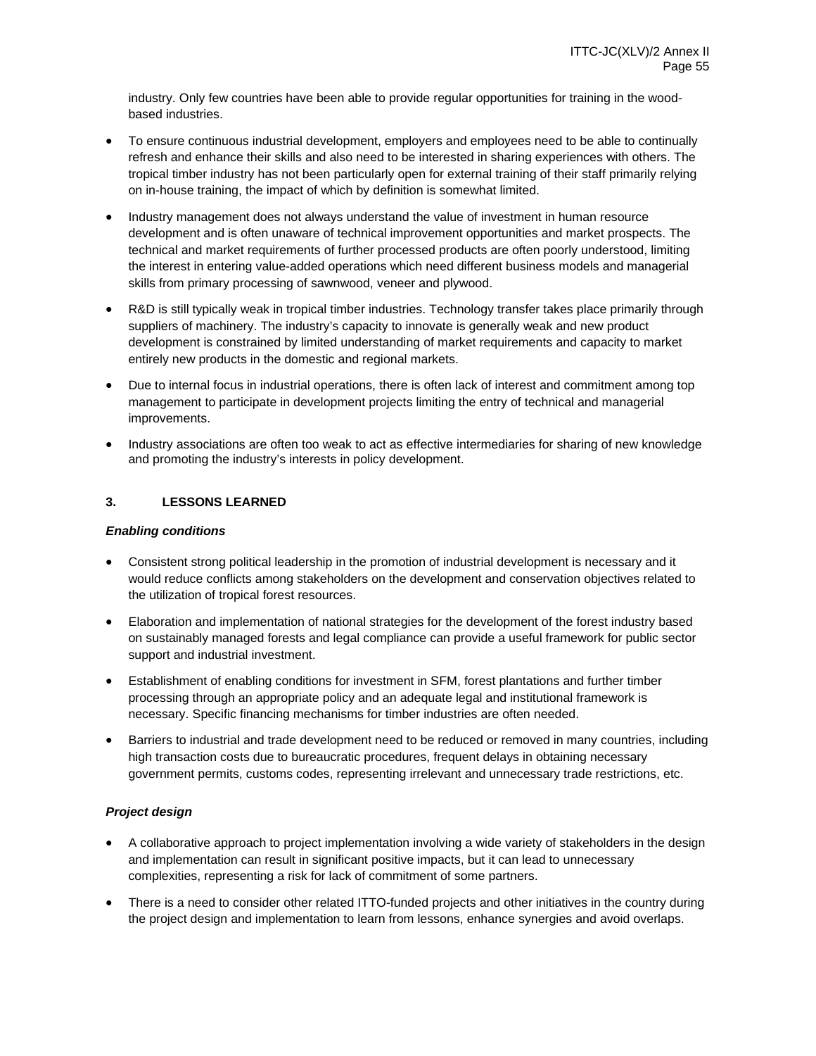industry. Only few countries have been able to provide regular opportunities for training in the wood-based industries.

- To ensure continuous industrial development, employers and employees need to be able to continually refresh and enhance their skills and also need to be interested in sharing experiences with others. The tropical timber industry has not been particularly open for external training of their staff primarily relying on in-house training, the impact of which by definition is somewhat limited.
- Industry management does not always understand the value of investment in human resource development and is often unaware of technical improvement opportunities and market prospects. The technical and market requirements of further processed products are often poorly understood, limiting the interest in entering value-added operations which need different business models and managerial skills from primary processing of sawnwood, veneer and plywood.
- R&D is still typically weak in tropical timber industries. Technology transfer takes place primarily through suppliers of machinery. The industry's capacity to innovate is generally weak and new product development is constrained by limited understanding of market requirements and capacity to market entirely new products in the domestic and regional markets.
- Due to internal focus in industrial operations, there is often lack of interest and commitment among top management to participate in development projects limiting the entry of technical and managerial improvements.
- Industry associations are often too weak to act as effective intermediaries for sharing of new knowledge and promoting the industry's interests in policy development.

## 3. LESSONS LEARNED

***Enabling conditions***

- Consistent strong political leadership in the promotion of industrial development is necessary and it would reduce conflicts among stakeholders on the development and conservation objectives related to the utilization of tropical forest resources.
- Elaboration and implementation of national strategies for the development of the forest industry based on sustainably managed forests and legal compliance can provide a useful framework for public sector support and industrial investment.
- Establishment of enabling conditions for investment in SFM, forest plantations and further timber processing through an appropriate policy and an adequate legal and institutional framework is necessary. Specific financing mechanisms for timber industries are often needed.
- Barriers to industrial and trade development need to be reduced or removed in many countries, including high transaction costs due to bureaucratic procedures, frequent delays in obtaining necessary government permits, customs codes, representing irrelevant and unnecessary trade restrictions, etc.

***Project design***

- A collaborative approach to project implementation involving a wide variety of stakeholders in the design and implementation can result in significant positive impacts, but it can lead to unnecessary complexities, representing a risk for lack of commitment of some partners.
- There is a need to consider other related ITTO-funded projects and other initiatives in the country during the project design and implementation to learn from lessons, enhance synergies and avoid overlaps.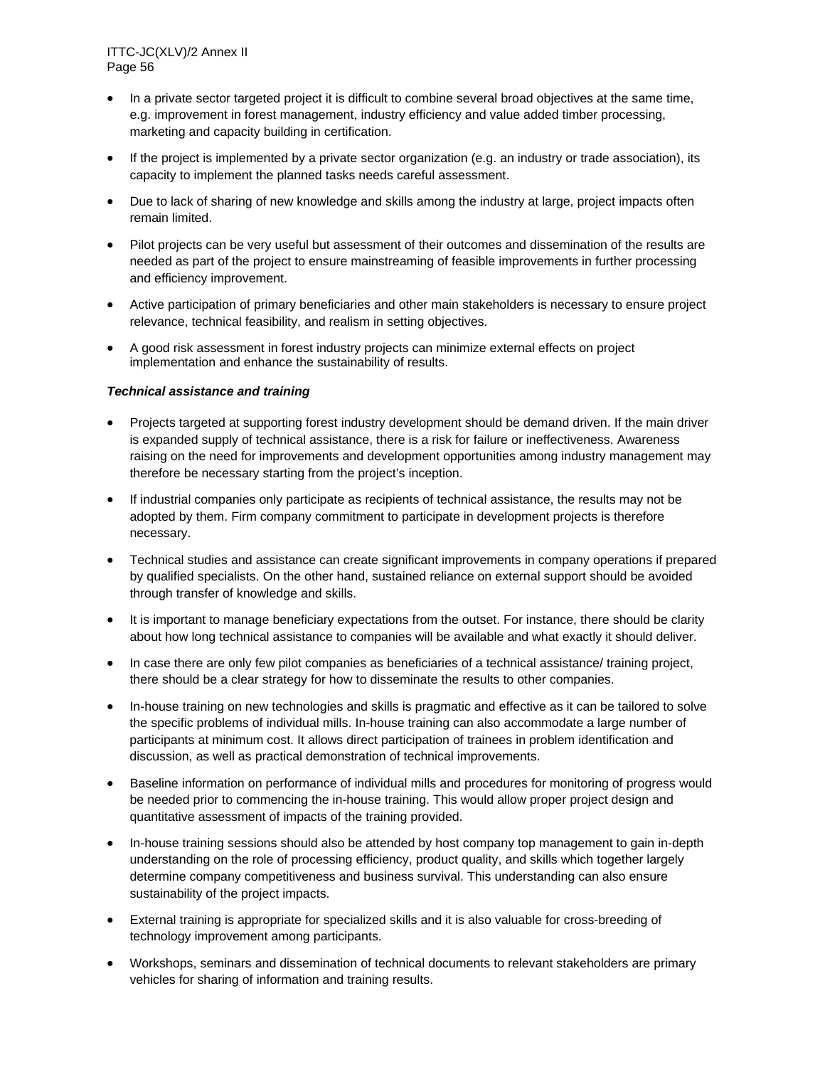- In a private sector targeted project it is difficult to combine several broad objectives at the same time, e.g. improvement in forest management, industry efficiency and value added timber processing, marketing and capacity building in certification.
- If the project is implemented by a private sector organization (e.g. an industry or trade association), its capacity to implement the planned tasks needs careful assessment.
- Due to lack of sharing of new knowledge and skills among the industry at large, project impacts often remain limited.
- Pilot projects can be very useful but assessment of their outcomes and dissemination of the results are needed as part of the project to ensure mainstreaming of feasible improvements in further processing and efficiency improvement.
- Active participation of primary beneficiaries and other main stakeholders is necessary to ensure project relevance, technical feasibility, and realism in setting objectives.
- A good risk assessment in forest industry projects can minimize external effects on project implementation and enhance the sustainability of results.

***Technical assistance and training***

- Projects targeted at supporting forest industry development should be demand driven. If the main driver is expanded supply of technical assistance, there is a risk for failure or ineffectiveness. Awareness raising on the need for improvements and development opportunities among industry management may therefore be necessary starting from the project's inception.
- If industrial companies only participate as recipients of technical assistance, the results may not be adopted by them. Firm company commitment to participate in development projects is therefore necessary.
- Technical studies and assistance can create significant improvements in company operations if prepared by qualified specialists. On the other hand, sustained reliance on external support should be avoided through transfer of knowledge and skills.
- It is important to manage beneficiary expectations from the outset. For instance, there should be clarity about how long technical assistance to companies will be available and what exactly it should deliver.
- In case there are only few pilot companies as beneficiaries of a technical assistance/ training project, there should be a clear strategy for how to disseminate the results to other companies.
- In-house training on new technologies and skills is pragmatic and effective as it can be tailored to solve the specific problems of individual mills. In-house training can also accommodate a large number of participants at minimum cost. It allows direct participation of trainees in problem identification and discussion, as well as practical demonstration of technical improvements.
- Baseline information on performance of individual mills and procedures for monitoring of progress would be needed prior to commencing the in-house training. This would allow proper project design and quantitative assessment of impacts of the training provided.
- In-house training sessions should also be attended by host company top management to gain in-depth understanding on the role of processing efficiency, product quality, and skills which together largely determine company competitiveness and business survival. This understanding can also ensure sustainability of the project impacts.
- External training is appropriate for specialized skills and it is also valuable for cross-breeding of technology improvement among participants.
- Workshops, seminars and dissemination of technical documents to relevant stakeholders are primary vehicles for sharing of information and training results.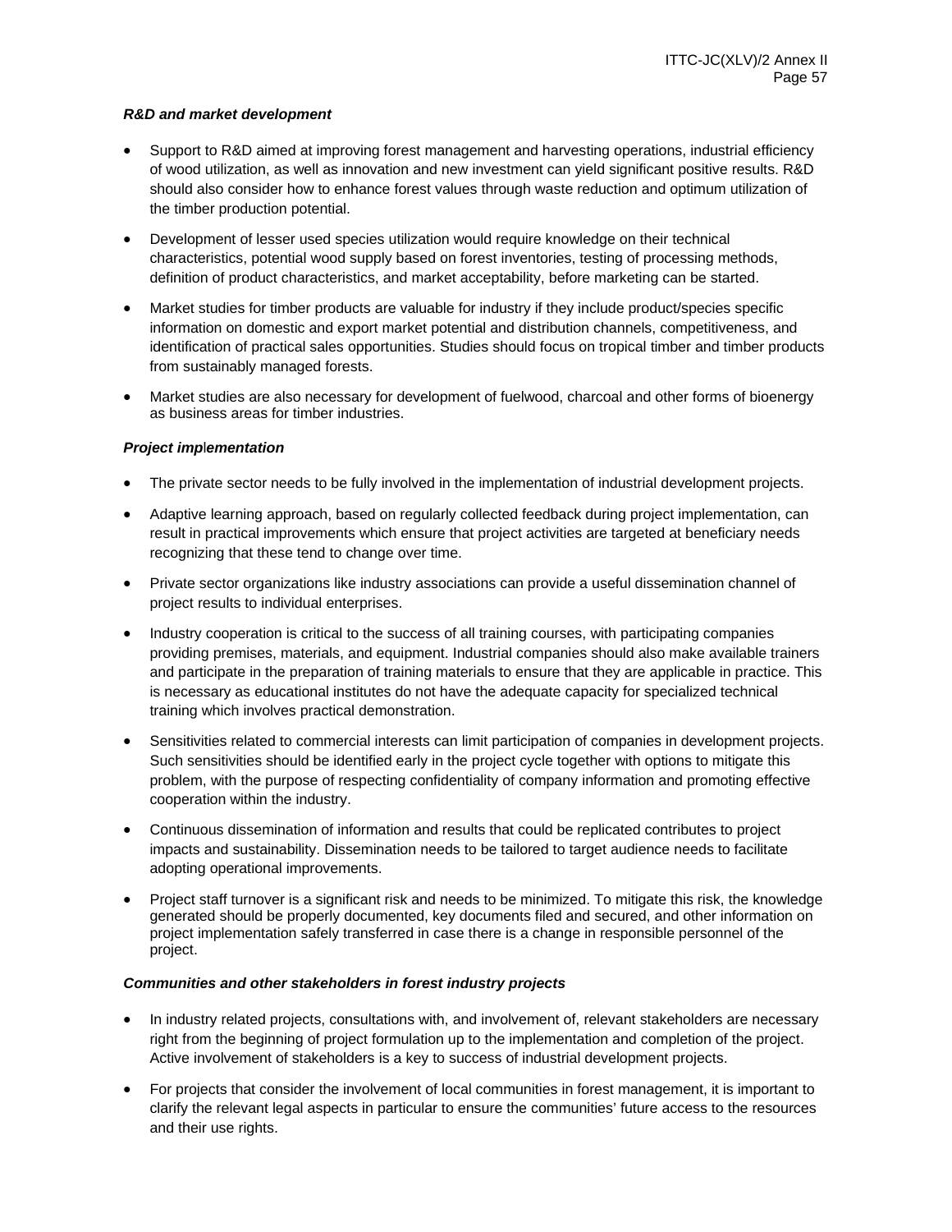***R&D and market development***

- Support to R&D aimed at improving forest management and harvesting operations, industrial efficiency of wood utilization, as well as innovation and new investment can yield significant positive results. R&D should also consider how to enhance forest values through waste reduction and optimum utilization of the timber production potential.
- Development of lesser used species utilization would require knowledge on their technical characteristics, potential wood supply based on forest inventories, testing of processing methods, definition of product characteristics, and market acceptability, before marketing can be started.
- Market studies for timber products are valuable for industry if they include product/species specific information on domestic and export market potential and distribution channels, competitiveness, and identification of practical sales opportunities. Studies should focus on tropical timber and timber products from sustainably managed forests.
- Market studies are also necessary for development of fuelwood, charcoal and other forms of bioenergy as business areas for timber industries.

***Project implementation***

- The private sector needs to be fully involved in the implementation of industrial development projects.
- Adaptive learning approach, based on regularly collected feedback during project implementation, can result in practical improvements which ensure that project activities are targeted at beneficiary needs recognizing that these tend to change over time.
- Private sector organizations like industry associations can provide a useful dissemination channel of project results to individual enterprises.
- Industry cooperation is critical to the success of all training courses, with participating companies providing premises, materials, and equipment. Industrial companies should also make available trainers and participate in the preparation of training materials to ensure that they are applicable in practice. This is necessary as educational institutes do not have the adequate capacity for specialized technical training which involves practical demonstration.
- Sensitivities related to commercial interests can limit participation of companies in development projects. Such sensitivities should be identified early in the project cycle together with options to mitigate this problem, with the purpose of respecting confidentiality of company information and promoting effective cooperation within the industry.
- Continuous dissemination of information and results that could be replicated contributes to project impacts and sustainability. Dissemination needs to be tailored to target audience needs to facilitate adopting operational improvements.
- Project staff turnover is a significant risk and needs to be minimized. To mitigate this risk, the knowledge generated should be properly documented, key documents filed and secured, and other information on project implementation safely transferred in case there is a change in responsible personnel of the project.

***Communities and other stakeholders in forest industry projects***

- In industry related projects, consultations with, and involvement of, relevant stakeholders are necessary right from the beginning of project formulation up to the implementation and completion of the project. Active involvement of stakeholders is a key to success of industrial development projects.
- For projects that consider the involvement of local communities in forest management, it is important to clarify the relevant legal aspects in particular to ensure the communities' future access to the resources and their use rights.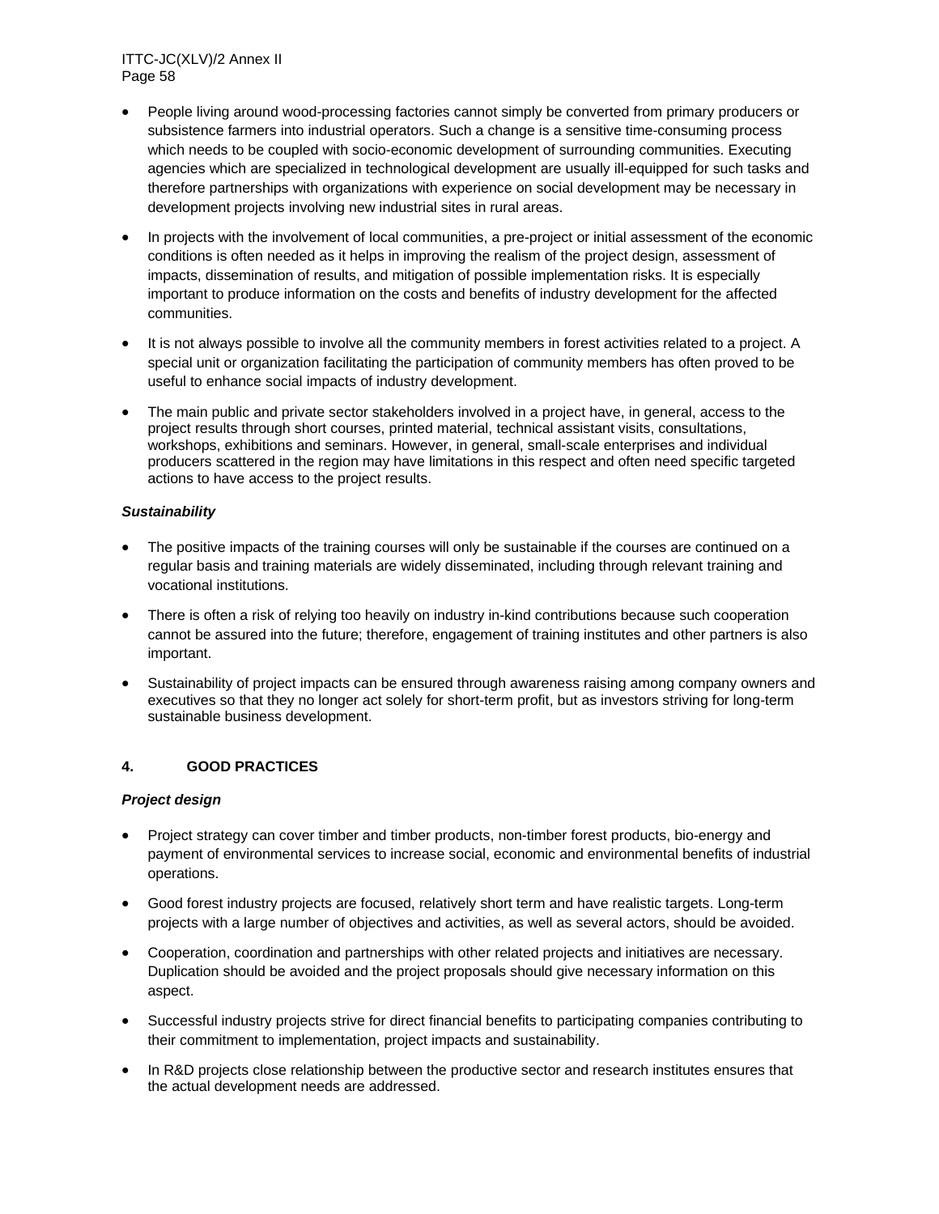- People living around wood-processing factories cannot simply be converted from primary producers or subsistence farmers into industrial operators. Such a change is a sensitive time-consuming process which needs to be coupled with socio-economic development of surrounding communities. Executing agencies which are specialized in technological development are usually ill-equipped for such tasks and therefore partnerships with organizations with experience on social development may be necessary in development projects involving new industrial sites in rural areas.
- In projects with the involvement of local communities, a pre-project or initial assessment of the economic conditions is often needed as it helps in improving the realism of the project design, assessment of impacts, dissemination of results, and mitigation of possible implementation risks. It is especially important to produce information on the costs and benefits of industry development for the affected communities.
- It is not always possible to involve all the community members in forest activities related to a project. A special unit or organization facilitating the participation of community members has often proved to be useful to enhance social impacts of industry development.
- The main public and private sector stakeholders involved in a project have, in general, access to the project results through short courses, printed material, technical assistant visits, consultations, workshops, exhibitions and seminars. However, in general, small-scale enterprises and individual producers scattered in the region may have limitations in this respect and often need specific targeted actions to have access to the project results.

***Sustainability***

- The positive impacts of the training courses will only be sustainable if the courses are continued on a regular basis and training materials are widely disseminated, including through relevant training and vocational institutions.
- There is often a risk of relying too heavily on industry in-kind contributions because such cooperation cannot be assured into the future; therefore, engagement of training institutes and other partners is also important.
- Sustainability of project impacts can be ensured through awareness raising among company owners and executives so that they no longer act solely for short-term profit, but as investors striving for long-term sustainable business development.

## 4. GOOD PRACTICES

***Project design***

- Project strategy can cover timber and timber products, non-timber forest products, bio-energy and payment of environmental services to increase social, economic and environmental benefits of industrial operations.
- Good forest industry projects are focused, relatively short term and have realistic targets. Long-term projects with a large number of objectives and activities, as well as several actors, should be avoided.
- Cooperation, coordination and partnerships with other related projects and initiatives are necessary. Duplication should be avoided and the project proposals should give necessary information on this aspect.
- Successful industry projects strive for direct financial benefits to participating companies contributing to their commitment to implementation, project impacts and sustainability.
- In R&D projects close relationship between the productive sector and research institutes ensures that the actual development needs are addressed.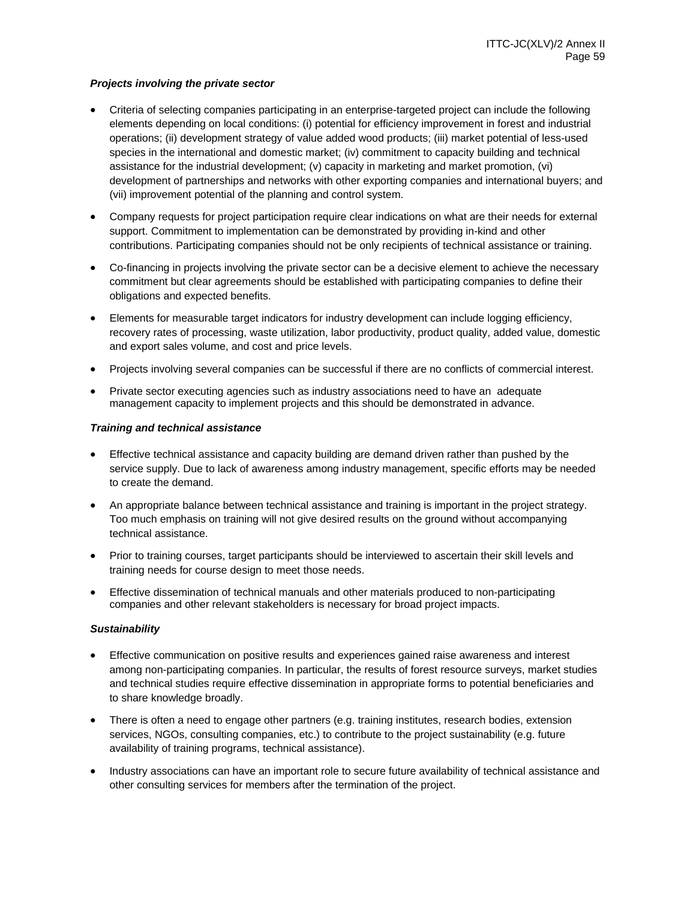***Projects involving the private sector***

- Criteria of selecting companies participating in an enterprise-targeted project can include the following elements depending on local conditions: (i) potential for efficiency improvement in forest and industrial operations; (ii) development strategy of value added wood products; (iii) market potential of less-used species in the international and domestic market; (iv) commitment to capacity building and technical assistance for the industrial development; (v) capacity in marketing and market promotion, (vi) development of partnerships and networks with other exporting companies and international buyers; and (vii) improvement potential of the planning and control system.
- Company requests for project participation require clear indications on what are their needs for external support. Commitment to implementation can be demonstrated by providing in-kind and other contributions. Participating companies should not be only recipients of technical assistance or training.
- Co-financing in projects involving the private sector can be a decisive element to achieve the necessary commitment but clear agreements should be established with participating companies to define their obligations and expected benefits.
- Elements for measurable target indicators for industry development can include logging efficiency, recovery rates of processing, waste utilization, labor productivity, product quality, added value, domestic and export sales volume, and cost and price levels.
- Projects involving several companies can be successful if there are no conflicts of commercial interest.
- Private sector executing agencies such as industry associations need to have an adequate management capacity to implement projects and this should be demonstrated in advance.

***Training and technical assistance***

- Effective technical assistance and capacity building are demand driven rather than pushed by the service supply. Due to lack of awareness among industry management, specific efforts may be needed to create the demand.
- An appropriate balance between technical assistance and training is important in the project strategy. Too much emphasis on training will not give desired results on the ground without accompanying technical assistance.
- Prior to training courses, target participants should be interviewed to ascertain their skill levels and training needs for course design to meet those needs.
- Effective dissemination of technical manuals and other materials produced to non-participating companies and other relevant stakeholders is necessary for broad project impacts.

***Sustainability***

- Effective communication on positive results and experiences gained raise awareness and interest among non-participating companies. In particular, the results of forest resource surveys, market studies and technical studies require effective dissemination in appropriate forms to potential beneficiaries and to share knowledge broadly.
- There is often a need to engage other partners (e.g. training institutes, research bodies, extension services, NGOs, consulting companies, etc.) to contribute to the project sustainability (e.g. future availability of training programs, technical assistance).
- Industry associations can have an important role to secure future availability of technical assistance and other consulting services for members after the termination of the project.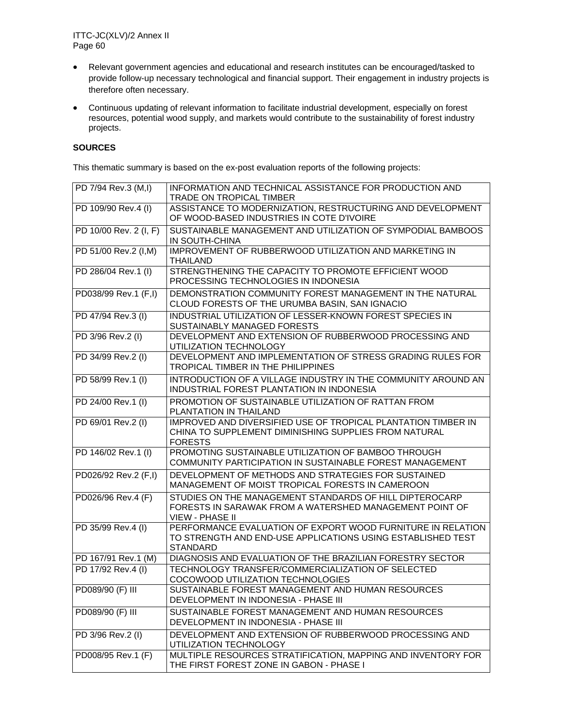- Relevant government agencies and educational and research institutes can be encouraged/tasked to provide follow-up necessary technological and financial support. Their engagement in industry projects is therefore often necessary.
- Continuous updating of relevant information to facilitate industrial development, especially on forest resources, potential wood supply, and markets would contribute to the sustainability of forest industry projects.

**SOURCES**

This thematic summary is based on the ex-post evaluation reports of the following projects:

| | |
|---|---|
| PD 7/94 Rev.3 (M,I) | INFORMATION AND TECHNICAL ASSISTANCE FOR PRODUCTION AND TRADE ON TROPICAL TIMBER |
| PD 109/90 Rev.4 (I) | ASSISTANCE TO MODERNIZATION, RESTRUCTURING AND DEVELOPMENT OF WOOD-BASED INDUSTRIES IN COTE D'IVOIRE |
| PD 10/00 Rev. 2 (I, F) | SUSTAINABLE MANAGEMENT AND UTILIZATION OF SYMPODIAL BAMBOOS IN SOUTH-CHINA |
| PD 51/00 Rev.2 (I,M) | IMPROVEMENT OF RUBBERWOOD UTILIZATION AND MARKETING IN THAILAND |
| PD 286/04 Rev.1 (I) | STRENGTHENING THE CAPACITY TO PROMOTE EFFICIENT WOOD PROCESSING TECHNOLOGIES IN INDONESIA |
| PD038/99 Rev.1 (F,I) | DEMONSTRATION COMMUNITY FOREST MANAGEMENT IN THE NATURAL CLOUD FORESTS OF THE URUMBA BASIN, SAN IGNACIO |
| PD 47/94 Rev.3 (I) | INDUSTRIAL UTILIZATION OF LESSER-KNOWN FOREST SPECIES IN SUSTAINABLY MANAGED FORESTS |
| PD 3/96 Rev.2 (I) | DEVELOPMENT AND EXTENSION OF RUBBERWOOD PROCESSING AND UTILIZATION TECHNOLOGY |
| PD 34/99 Rev.2 (I) | DEVELOPMENT AND IMPLEMENTATION OF STRESS GRADING RULES FOR TROPICAL TIMBER IN THE PHILIPPINES |
| PD 58/99 Rev.1 (I) | INTRODUCTION OF A VILLAGE INDUSTRY IN THE COMMUNITY AROUND AN INDUSTRIAL FOREST PLANTATION IN INDONESIA |
| PD 24/00 Rev.1 (I) | PROMOTION OF SUSTAINABLE UTILIZATION OF RATTAN FROM PLANTATION IN THAILAND |
| PD 69/01 Rev.2 (I) | IMPROVED AND DIVERSIFIED USE OF TROPICAL PLANTATION TIMBER IN CHINA TO SUPPLEMENT DIMINISHING SUPPLIES FROM NATURAL FORESTS |
| PD 146/02 Rev.1 (I) | PROMOTING SUSTAINABLE UTILIZATION OF BAMBOO THROUGH COMMUNITY PARTICIPATION IN SUSTAINABLE FOREST MANAGEMENT |
| PD026/92 Rev.2 (F,I) | DEVELOPMENT OF METHODS AND STRATEGIES FOR SUSTAINED MANAGEMENT OF MOIST TROPICAL FORESTS IN CAMEROON |
| PD026/96 Rev.4 (F) | STUDIES ON THE MANAGEMENT STANDARDS OF HILL DIPTEROCARP FORESTS IN SARAWAK FROM A WATERSHED MANAGEMENT POINT OF VIEW - PHASE II |
| PD 35/99 Rev.4 (I) | PERFORMANCE EVALUATION OF EXPORT WOOD FURNITURE IN RELATION TO STRENGTH AND END-USE APPLICATIONS USING ESTABLISHED TEST STANDARD |
| PD 167/91 Rev.1 (M) | DIAGNOSIS AND EVALUATION OF THE BRAZILIAN FORESTRY SECTOR |
| PD 17/92 Rev.4 (I) | TECHNOLOGY TRANSFER/COMMERCIALIZATION OF SELECTED COCOWOOD UTILIZATION TECHNOLOGIES |
| PD089/90 (F) III | SUSTAINABLE FOREST MANAGEMENT AND HUMAN RESOURCES DEVELOPMENT IN INDONESIA - PHASE III |
| PD089/90 (F) III | SUSTAINABLE FOREST MANAGEMENT AND HUMAN RESOURCES DEVELOPMENT IN INDONESIA - PHASE III |
| PD 3/96 Rev.2 (I) | DEVELOPMENT AND EXTENSION OF RUBBERWOOD PROCESSING AND UTILIZATION TECHNOLOGY |
| PD008/95 Rev.1 (F) | MULTIPLE RESOURCES STRATIFICATION, MAPPING AND INVENTORY FOR THE FIRST FOREST ZONE IN GABON - PHASE I |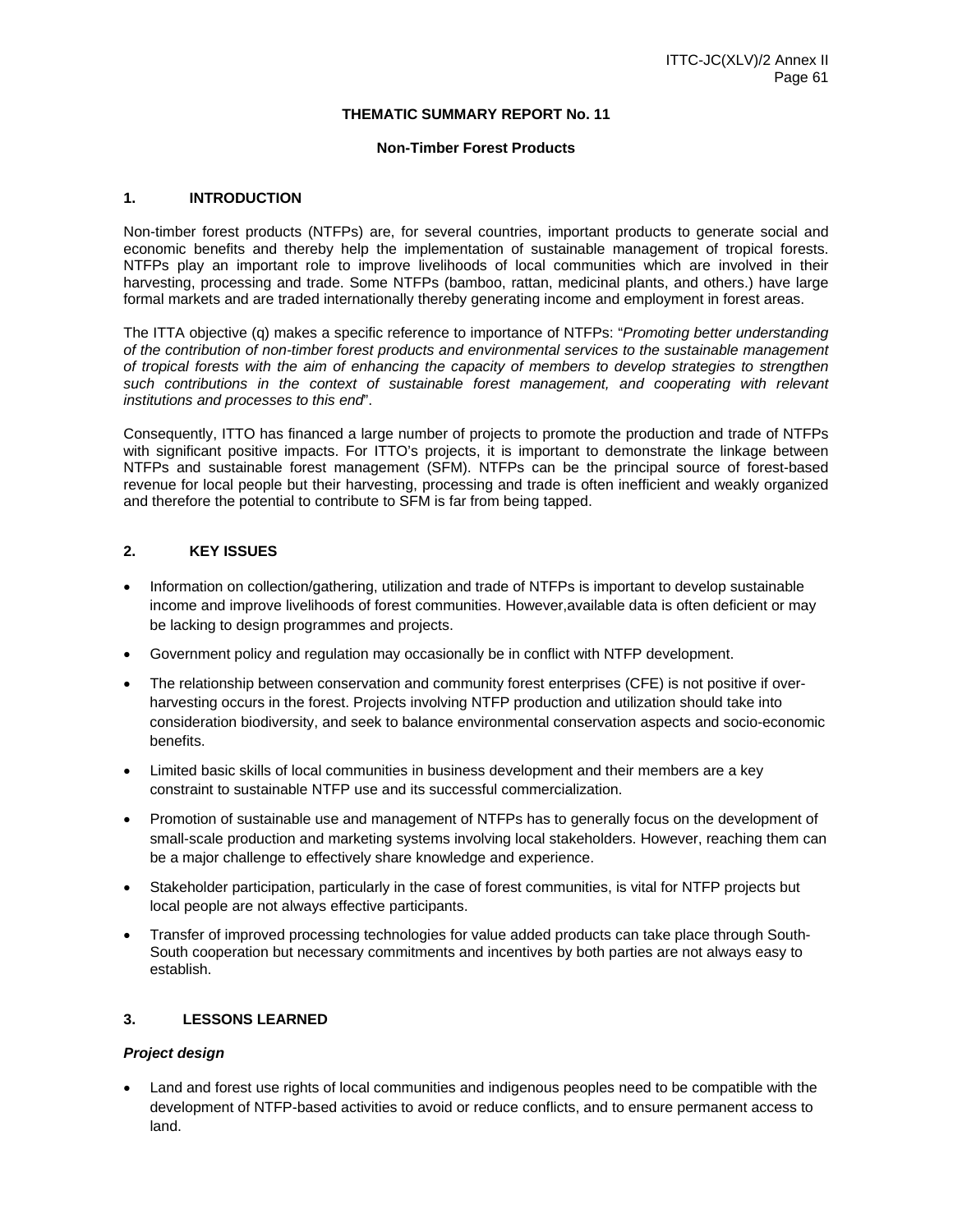**THEMATIC SUMMARY REPORT No. 11**

**Non-Timber Forest Products**

## 1. INTRODUCTION

Non-timber forest products (NTFPs) are, for several countries, important products to generate social and economic benefits and thereby help the implementation of sustainable management of tropical forests. NTFPs play an important role to improve livelihoods of local communities which are involved in their harvesting, processing and trade. Some NTFPs (bamboo, rattan, medicinal plants, and others.) have large formal markets and are traded internationally thereby generating income and employment in forest areas.

The ITTA objective (q) makes a specific reference to importance of NTFPs: "*Promoting better understanding of the contribution of non-timber forest products and environmental services to the sustainable management of tropical forests with the aim of enhancing the capacity of members to develop strategies to strengthen such contributions in the context of sustainable forest management, and cooperating with relevant institutions and processes to this end*".

Consequently, ITTO has financed a large number of projects to promote the production and trade of NTFPs with significant positive impacts. For ITTO's projects, it is important to demonstrate the linkage between NTFPs and sustainable forest management (SFM). NTFPs can be the principal source of forest-based revenue for local people but their harvesting, processing and trade is often inefficient and weakly organized and therefore the potential to contribute to SFM is far from being tapped.

## 2. KEY ISSUES

- Information on collection/gathering, utilization and trade of NTFPs is important to develop sustainable income and improve livelihoods of forest communities. However,available data is often deficient or may be lacking to design programmes and projects.
- Government policy and regulation may occasionally be in conflict with NTFP development.
- The relationship between conservation and community forest enterprises (CFE) is not positive if over-harvesting occurs in the forest. Projects involving NTFP production and utilization should take into consideration biodiversity, and seek to balance environmental conservation aspects and socio-economic benefits.
- Limited basic skills of local communities in business development and their members are a key constraint to sustainable NTFP use and its successful commercialization.
- Promotion of sustainable use and management of NTFPs has to generally focus on the development of small-scale production and marketing systems involving local stakeholders. However, reaching them can be a major challenge to effectively share knowledge and experience.
- Stakeholder participation, particularly in the case of forest communities, is vital for NTFP projects but local people are not always effective participants.
- Transfer of improved processing technologies for value added products can take place through South-South cooperation but necessary commitments and incentives by both parties are not always easy to establish.

## 3. LESSONS LEARNED

***Project design***

- Land and forest use rights of local communities and indigenous peoples need to be compatible with the development of NTFP-based activities to avoid or reduce conflicts, and to ensure permanent access to land.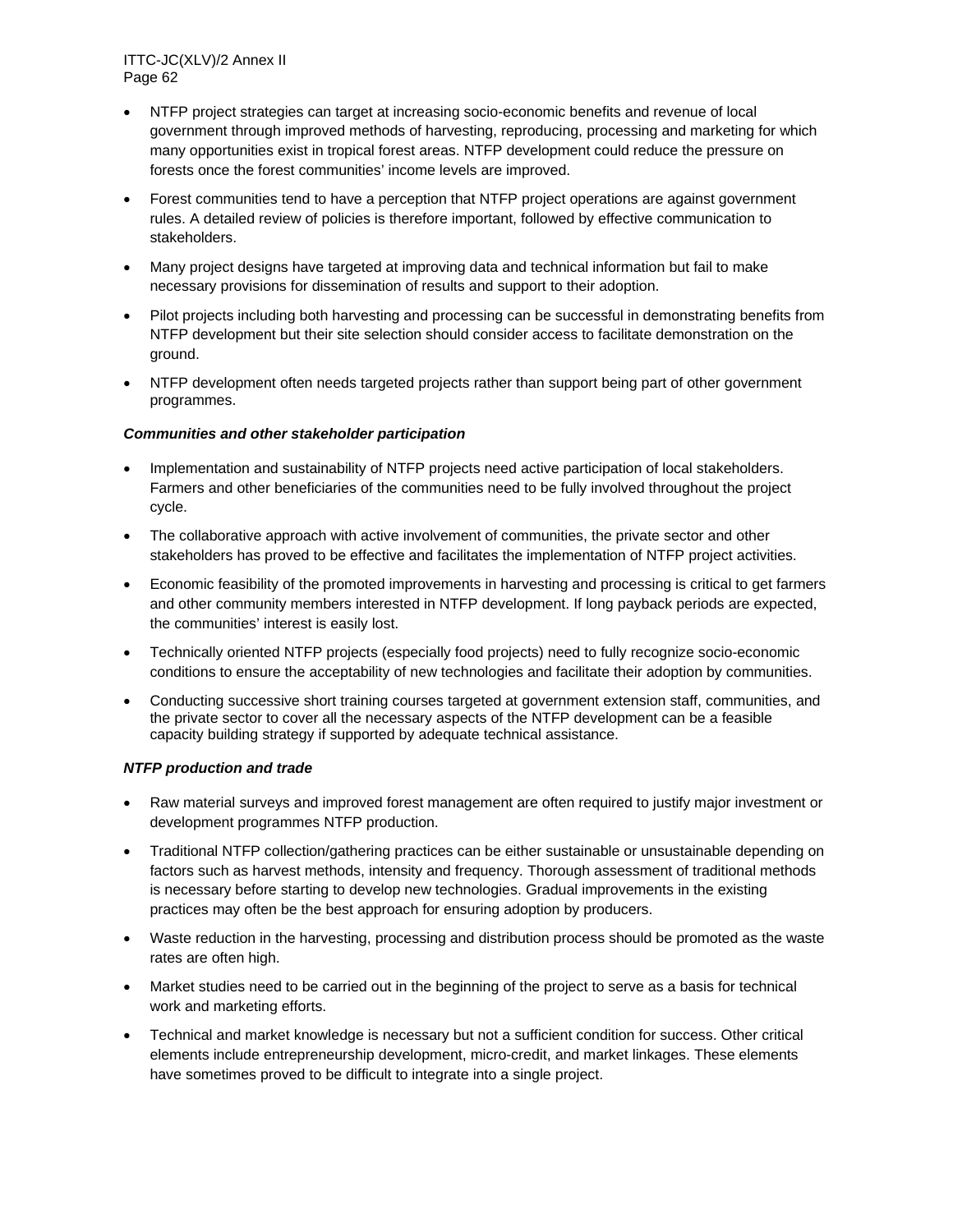- NTFP project strategies can target at increasing socio-economic benefits and revenue of local government through improved methods of harvesting, reproducing, processing and marketing for which many opportunities exist in tropical forest areas. NTFP development could reduce the pressure on forests once the forest communities' income levels are improved.
- Forest communities tend to have a perception that NTFP project operations are against government rules. A detailed review of policies is therefore important, followed by effective communication to stakeholders.
- Many project designs have targeted at improving data and technical information but fail to make necessary provisions for dissemination of results and support to their adoption.
- Pilot projects including both harvesting and processing can be successful in demonstrating benefits from NTFP development but their site selection should consider access to facilitate demonstration on the ground.
- NTFP development often needs targeted projects rather than support being part of other government programmes.

***Communities and other stakeholder participation***

- Implementation and sustainability of NTFP projects need active participation of local stakeholders. Farmers and other beneficiaries of the communities need to be fully involved throughout the project cycle.
- The collaborative approach with active involvement of communities, the private sector and other stakeholders has proved to be effective and facilitates the implementation of NTFP project activities.
- Economic feasibility of the promoted improvements in harvesting and processing is critical to get farmers and other community members interested in NTFP development. If long payback periods are expected, the communities' interest is easily lost.
- Technically oriented NTFP projects (especially food projects) need to fully recognize socio-economic conditions to ensure the acceptability of new technologies and facilitate their adoption by communities.
- Conducting successive short training courses targeted at government extension staff, communities, and the private sector to cover all the necessary aspects of the NTFP development can be a feasible capacity building strategy if supported by adequate technical assistance.

***NTFP production and trade***

- Raw material surveys and improved forest management are often required to justify major investment or development programmes NTFP production.
- Traditional NTFP collection/gathering practices can be either sustainable or unsustainable depending on factors such as harvest methods, intensity and frequency. Thorough assessment of traditional methods is necessary before starting to develop new technologies. Gradual improvements in the existing practices may often be the best approach for ensuring adoption by producers.
- Waste reduction in the harvesting, processing and distribution process should be promoted as the waste rates are often high.
- Market studies need to be carried out in the beginning of the project to serve as a basis for technical work and marketing efforts.
- Technical and market knowledge is necessary but not a sufficient condition for success. Other critical elements include entrepreneurship development, micro-credit, and market linkages. These elements have sometimes proved to be difficult to integrate into a single project.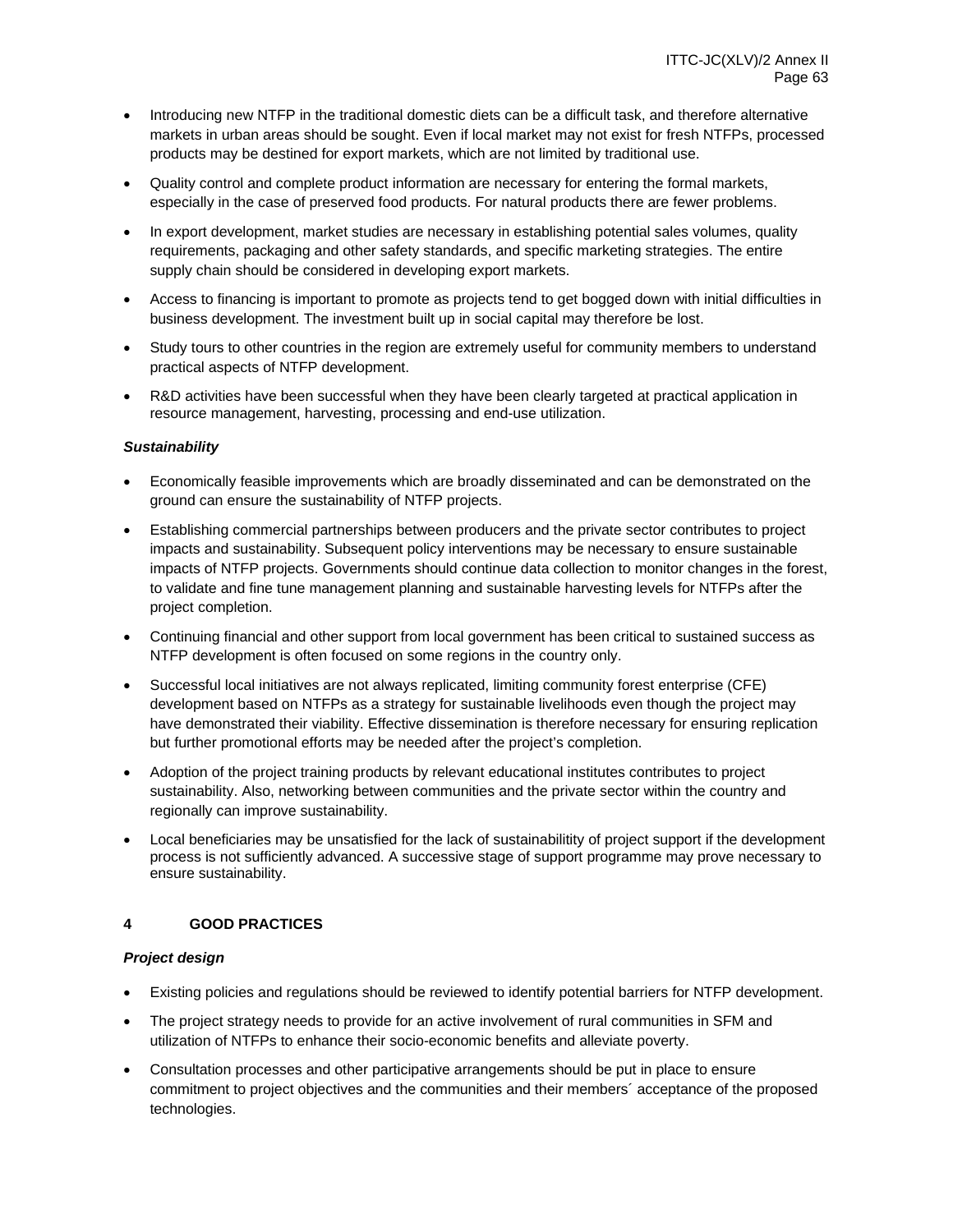- Introducing new NTFP in the traditional domestic diets can be a difficult task, and therefore alternative markets in urban areas should be sought. Even if local market may not exist for fresh NTFPs, processed products may be destined for export markets, which are not limited by traditional use.
- Quality control and complete product information are necessary for entering the formal markets, especially in the case of preserved food products. For natural products there are fewer problems.
- In export development, market studies are necessary in establishing potential sales volumes, quality requirements, packaging and other safety standards, and specific marketing strategies. The entire supply chain should be considered in developing export markets.
- Access to financing is important to promote as projects tend to get bogged down with initial difficulties in business development. The investment built up in social capital may therefore be lost.
- Study tours to other countries in the region are extremely useful for community members to understand practical aspects of NTFP development.
- R&D activities have been successful when they have been clearly targeted at practical application in resource management, harvesting, processing and end-use utilization.

***Sustainability***

- Economically feasible improvements which are broadly disseminated and can be demonstrated on the ground can ensure the sustainability of NTFP projects.
- Establishing commercial partnerships between producers and the private sector contributes to project impacts and sustainability. Subsequent policy interventions may be necessary to ensure sustainable impacts of NTFP projects. Governments should continue data collection to monitor changes in the forest, to validate and fine tune management planning and sustainable harvesting levels for NTFPs after the project completion.
- Continuing financial and other support from local government has been critical to sustained success as NTFP development is often focused on some regions in the country only.
- Successful local initiatives are not always replicated, limiting community forest enterprise (CFE) development based on NTFPs as a strategy for sustainable livelihoods even though the project may have demonstrated their viability. Effective dissemination is therefore necessary for ensuring replication but further promotional efforts may be needed after the project's completion.
- Adoption of the project training products by relevant educational institutes contributes to project sustainability. Also, networking between communities and the private sector within the country and regionally can improve sustainability.
- Local beneficiaries may be unsatisfied for the lack of sustainabilitity of project support if the development process is not sufficiently advanced. A successive stage of support programme may prove necessary to ensure sustainability.

## 4 GOOD PRACTICES

***Project design***

- Existing policies and regulations should be reviewed to identify potential barriers for NTFP development.
- The project strategy needs to provide for an active involvement of rural communities in SFM and utilization of NTFPs to enhance their socio-economic benefits and alleviate poverty.
- Consultation processes and other participative arrangements should be put in place to ensure commitment to project objectives and the communities and their members´ acceptance of the proposed technologies.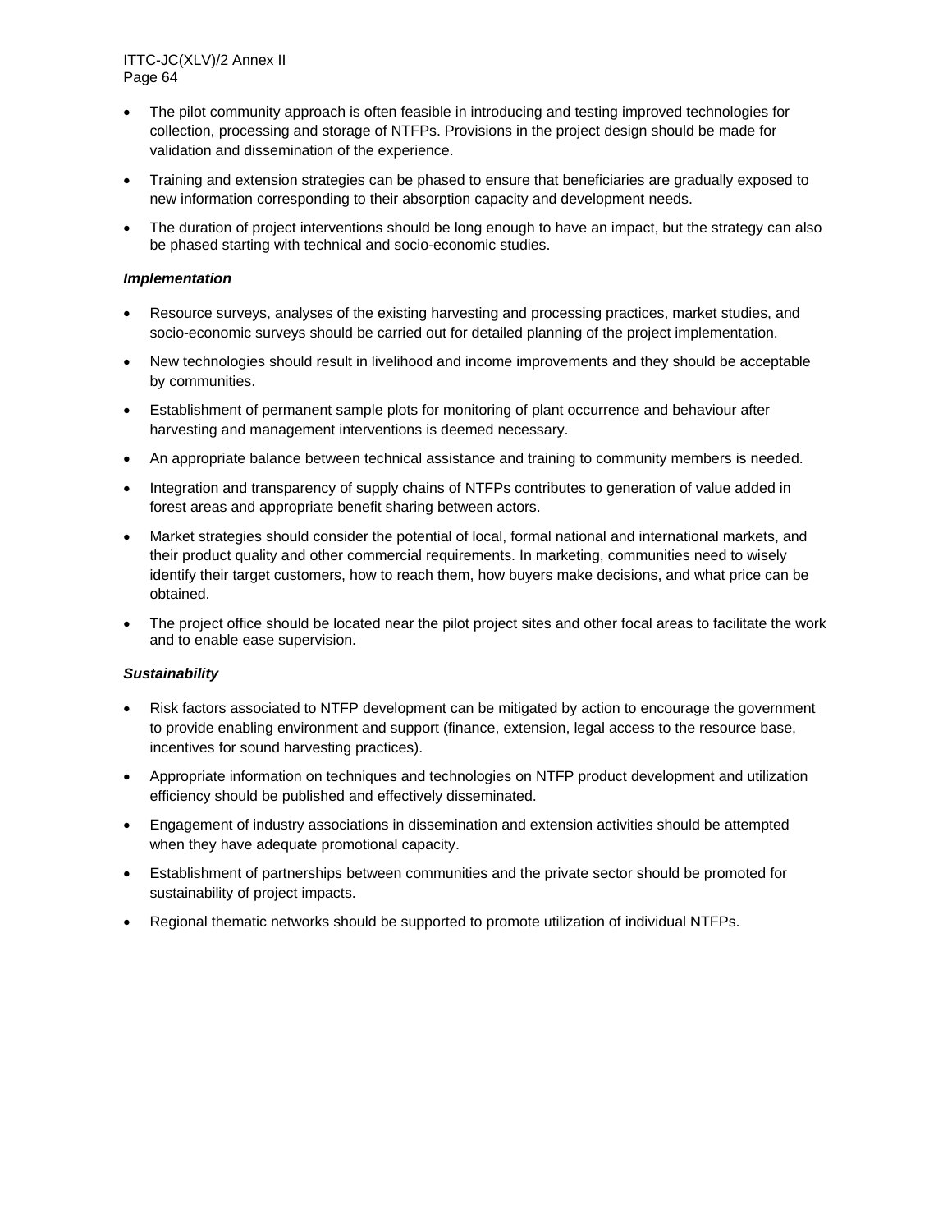- The pilot community approach is often feasible in introducing and testing improved technologies for collection, processing and storage of NTFPs. Provisions in the project design should be made for validation and dissemination of the experience.
- Training and extension strategies can be phased to ensure that beneficiaries are gradually exposed to new information corresponding to their absorption capacity and development needs.
- The duration of project interventions should be long enough to have an impact, but the strategy can also be phased starting with technical and socio-economic studies.

***Implementation***

- Resource surveys, analyses of the existing harvesting and processing practices, market studies, and socio-economic surveys should be carried out for detailed planning of the project implementation.
- New technologies should result in livelihood and income improvements and they should be acceptable by communities.
- Establishment of permanent sample plots for monitoring of plant occurrence and behaviour after harvesting and management interventions is deemed necessary.
- An appropriate balance between technical assistance and training to community members is needed.
- Integration and transparency of supply chains of NTFPs contributes to generation of value added in forest areas and appropriate benefit sharing between actors.
- Market strategies should consider the potential of local, formal national and international markets, and their product quality and other commercial requirements. In marketing, communities need to wisely identify their target customers, how to reach them, how buyers make decisions, and what price can be obtained.
- The project office should be located near the pilot project sites and other focal areas to facilitate the work and to enable ease supervision.

***Sustainability***

- Risk factors associated to NTFP development can be mitigated by action to encourage the government to provide enabling environment and support (finance, extension, legal access to the resource base, incentives for sound harvesting practices).
- Appropriate information on techniques and technologies on NTFP product development and utilization efficiency should be published and effectively disseminated.
- Engagement of industry associations in dissemination and extension activities should be attempted when they have adequate promotional capacity.
- Establishment of partnerships between communities and the private sector should be promoted for sustainability of project impacts.
- Regional thematic networks should be supported to promote utilization of individual NTFPs.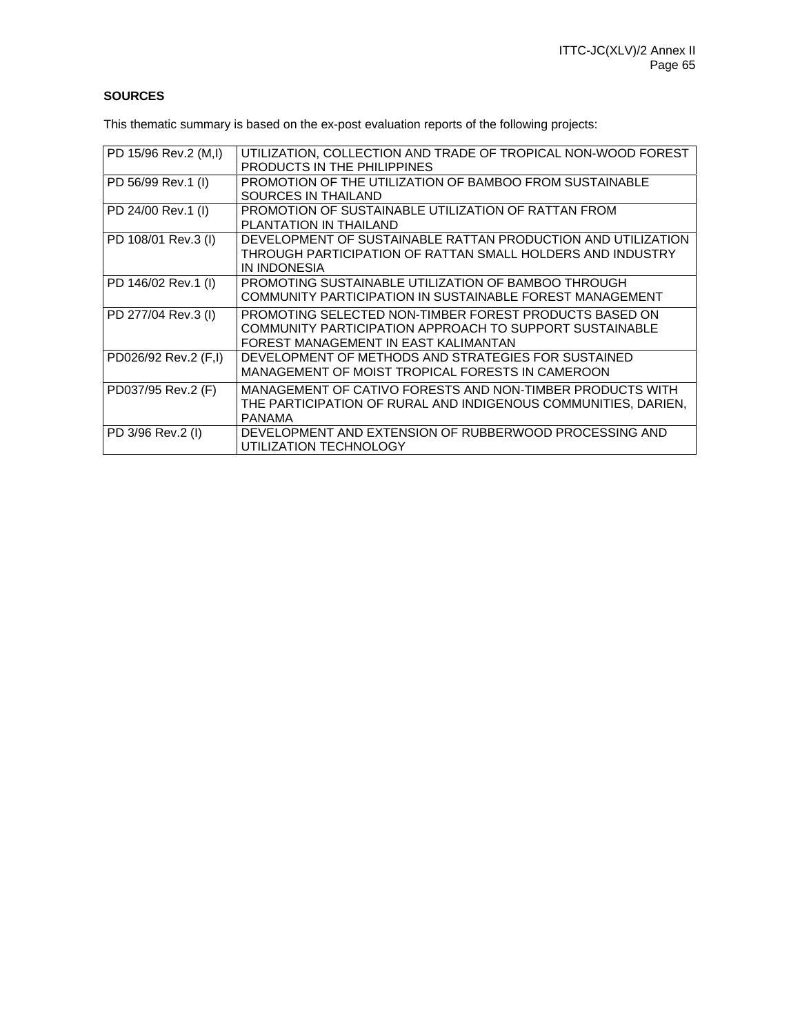**SOURCES**

This thematic summary is based on the ex-post evaluation reports of the following projects:

| | |
|---|---|
| PD 15/96 Rev.2 (M,I) | UTILIZATION, COLLECTION AND TRADE OF TROPICAL NON-WOOD FOREST PRODUCTS IN THE PHILIPPINES |
| PD 56/99 Rev.1 (I) | PROMOTION OF THE UTILIZATION OF BAMBOO FROM SUSTAINABLE SOURCES IN THAILAND |
| PD 24/00 Rev.1 (I) | PROMOTION OF SUSTAINABLE UTILIZATION OF RATTAN FROM PLANTATION IN THAILAND |
| PD 108/01 Rev.3 (I) | DEVELOPMENT OF SUSTAINABLE RATTAN PRODUCTION AND UTILIZATION THROUGH PARTICIPATION OF RATTAN SMALL HOLDERS AND INDUSTRY IN INDONESIA |
| PD 146/02 Rev.1 (I) | PROMOTING SUSTAINABLE UTILIZATION OF BAMBOO THROUGH COMMUNITY PARTICIPATION IN SUSTAINABLE FOREST MANAGEMENT |
| PD 277/04 Rev.3 (I) | PROMOTING SELECTED NON-TIMBER FOREST PRODUCTS BASED ON COMMUNITY PARTICIPATION APPROACH TO SUPPORT SUSTAINABLE FOREST MANAGEMENT IN EAST KALIMANTAN |
| PD026/92 Rev.2 (F,I) | DEVELOPMENT OF METHODS AND STRATEGIES FOR SUSTAINED MANAGEMENT OF MOIST TROPICAL FORESTS IN CAMEROON |
| PD037/95 Rev.2 (F) | MANAGEMENT OF CATIVO FORESTS AND NON-TIMBER PRODUCTS WITH THE PARTICIPATION OF RURAL AND INDIGENOUS COMMUNITIES, DARIEN, PANAMA |
| PD 3/96 Rev.2 (I) | DEVELOPMENT AND EXTENSION OF RUBBERWOOD PROCESSING AND UTILIZATION TECHNOLOGY |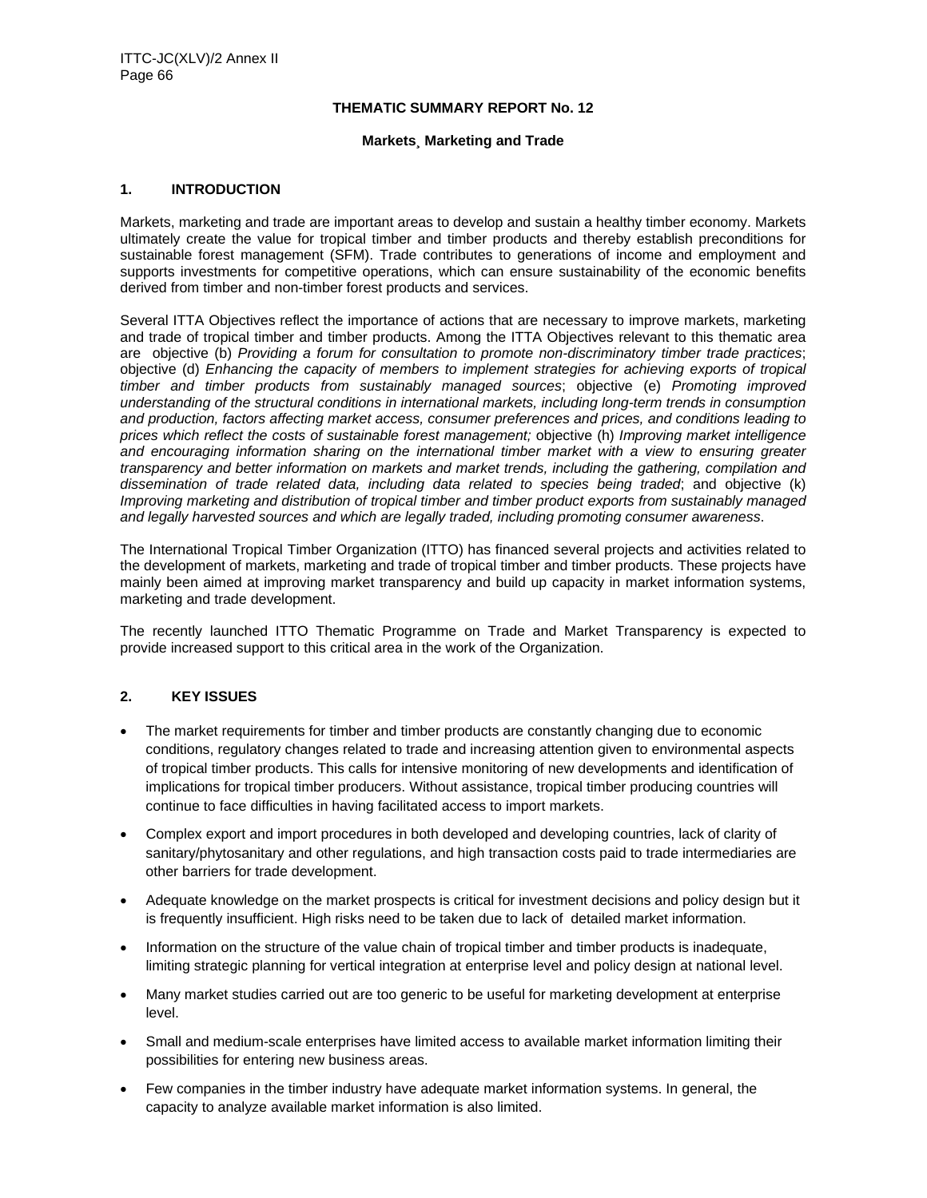## THEMATIC SUMMARY REPORT No. 12

### Markets¸ Marketing and Trade

### 1. INTRODUCTION

Markets, marketing and trade are important areas to develop and sustain a healthy timber economy. Markets ultimately create the value for tropical timber and timber products and thereby establish preconditions for sustainable forest management (SFM). Trade contributes to generations of income and employment and supports investments for competitive operations, which can ensure sustainability of the economic benefits derived from timber and non-timber forest products and services.

Several ITTA Objectives reflect the importance of actions that are necessary to improve markets, marketing and trade of tropical timber and timber products. Among the ITTA Objectives relevant to this thematic area are objective (b) *Providing a forum for consultation to promote non-discriminatory timber trade practices*; objective (d) *Enhancing the capacity of members to implement strategies for achieving exports of tropical timber and timber products from sustainably managed sources*; objective (e) *Promoting improved understanding of the structural conditions in international markets, including long-term trends in consumption and production, factors affecting market access, consumer preferences and prices, and conditions leading to prices which reflect the costs of sustainable forest management;* objective (h) *Improving market intelligence and encouraging information sharing on the international timber market with a view to ensuring greater transparency and better information on markets and market trends, including the gathering, compilation and dissemination of trade related data, including data related to species being traded*; and objective (k) *Improving marketing and distribution of tropical timber and timber product exports from sustainably managed and legally harvested sources and which are legally traded, including promoting consumer awareness*.

The International Tropical Timber Organization (ITTO) has financed several projects and activities related to the development of markets, marketing and trade of tropical timber and timber products. These projects have mainly been aimed at improving market transparency and build up capacity in market information systems, marketing and trade development.

The recently launched ITTO Thematic Programme on Trade and Market Transparency is expected to provide increased support to this critical area in the work of the Organization.

### 2. KEY ISSUES

- The market requirements for timber and timber products are constantly changing due to economic conditions, regulatory changes related to trade and increasing attention given to environmental aspects of tropical timber products. This calls for intensive monitoring of new developments and identification of implications for tropical timber producers. Without assistance, tropical timber producing countries will continue to face difficulties in having facilitated access to import markets.
- Complex export and import procedures in both developed and developing countries, lack of clarity of sanitary/phytosanitary and other regulations, and high transaction costs paid to trade intermediaries are other barriers for trade development.
- Adequate knowledge on the market prospects is critical for investment decisions and policy design but it is frequently insufficient. High risks need to be taken due to lack of detailed market information.
- Information on the structure of the value chain of tropical timber and timber products is inadequate, limiting strategic planning for vertical integration at enterprise level and policy design at national level.
- Many market studies carried out are too generic to be useful for marketing development at enterprise level.
- Small and medium-scale enterprises have limited access to available market information limiting their possibilities for entering new business areas.
- Few companies in the timber industry have adequate market information systems. In general, the capacity to analyze available market information is also limited.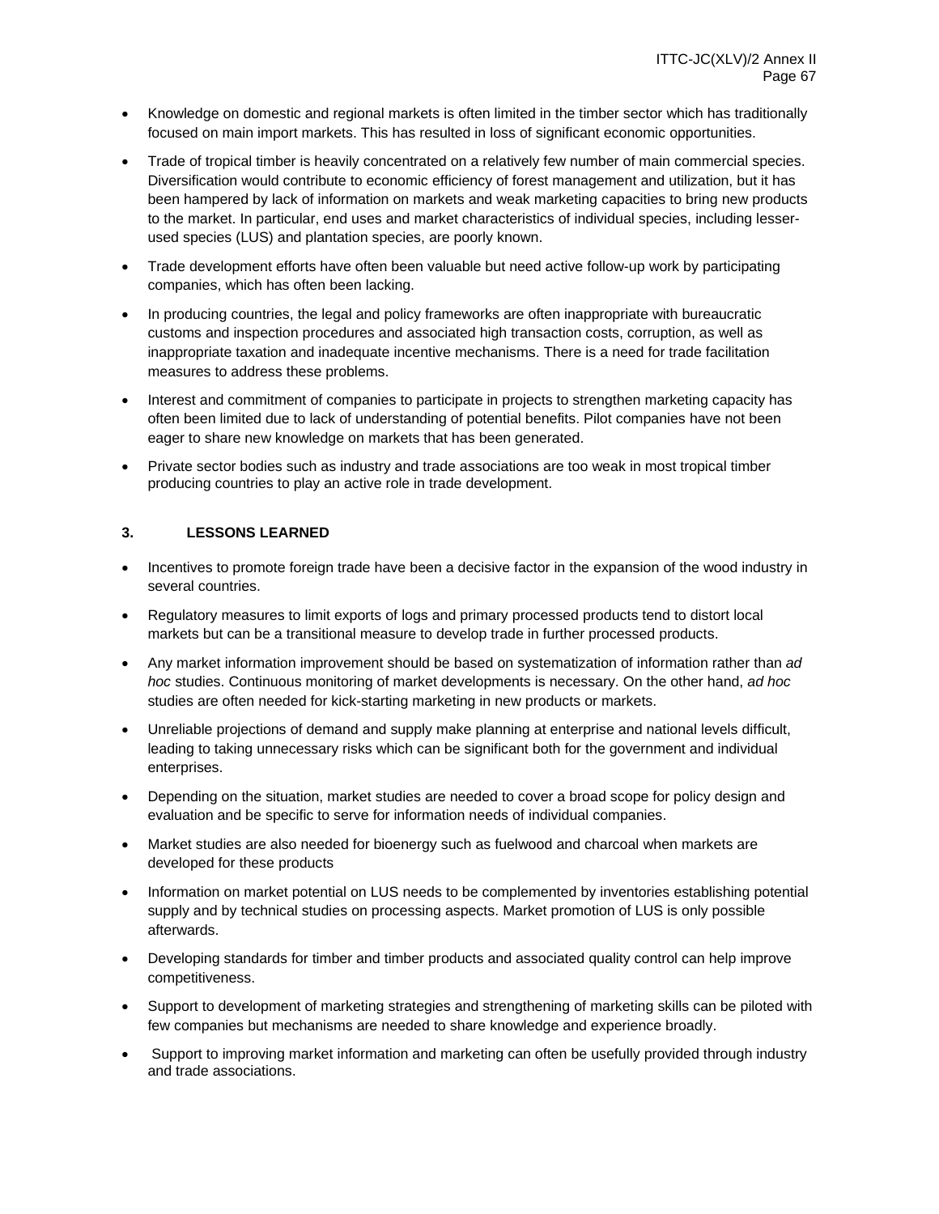- Knowledge on domestic and regional markets is often limited in the timber sector which has traditionally focused on main import markets. This has resulted in loss of significant economic opportunities.
- Trade of tropical timber is heavily concentrated on a relatively few number of main commercial species. Diversification would contribute to economic efficiency of forest management and utilization, but it has been hampered by lack of information on markets and weak marketing capacities to bring new products to the market. In particular, end uses and market characteristics of individual species, including lesser-used species (LUS) and plantation species, are poorly known.
- Trade development efforts have often been valuable but need active follow-up work by participating companies, which has often been lacking.
- In producing countries, the legal and policy frameworks are often inappropriate with bureaucratic customs and inspection procedures and associated high transaction costs, corruption, as well as inappropriate taxation and inadequate incentive mechanisms. There is a need for trade facilitation measures to address these problems.
- Interest and commitment of companies to participate in projects to strengthen marketing capacity has often been limited due to lack of understanding of potential benefits. Pilot companies have not been eager to share new knowledge on markets that has been generated.
- Private sector bodies such as industry and trade associations are too weak in most tropical timber producing countries to play an active role in trade development.

### 3. LESSONS LEARNED

- Incentives to promote foreign trade have been a decisive factor in the expansion of the wood industry in several countries.
- Regulatory measures to limit exports of logs and primary processed products tend to distort local markets but can be a transitional measure to develop trade in further processed products.
- Any market information improvement should be based on systematization of information rather than *ad hoc* studies. Continuous monitoring of market developments is necessary. On the other hand, *ad hoc* studies are often needed for kick-starting marketing in new products or markets.
- Unreliable projections of demand and supply make planning at enterprise and national levels difficult, leading to taking unnecessary risks which can be significant both for the government and individual enterprises.
- Depending on the situation, market studies are needed to cover a broad scope for policy design and evaluation and be specific to serve for information needs of individual companies.
- Market studies are also needed for bioenergy such as fuelwood and charcoal when markets are developed for these products
- Information on market potential on LUS needs to be complemented by inventories establishing potential supply and by technical studies on processing aspects. Market promotion of LUS is only possible afterwards.
- Developing standards for timber and timber products and associated quality control can help improve competitiveness.
- Support to development of marketing strategies and strengthening of marketing skills can be piloted with few companies but mechanisms are needed to share knowledge and experience broadly.
- Support to improving market information and marketing can often be usefully provided through industry and trade associations.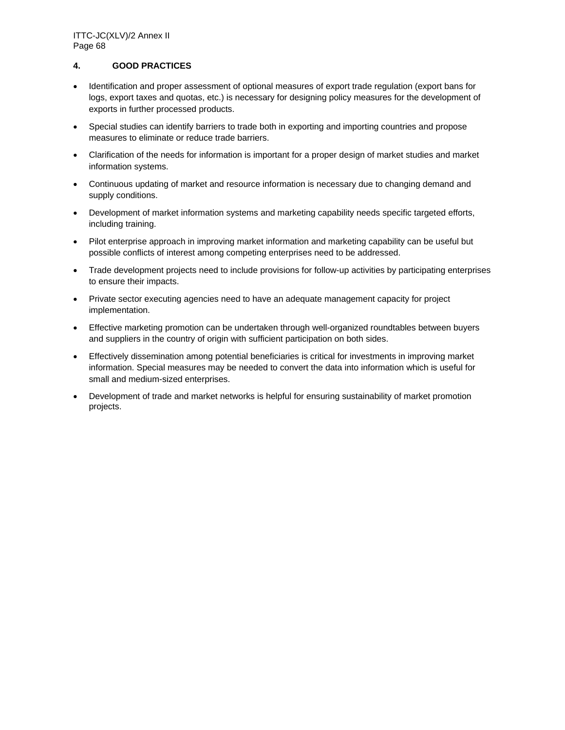## 4. GOOD PRACTICES

- Identification and proper assessment of optional measures of export trade regulation (export bans for logs, export taxes and quotas, etc.) is necessary for designing policy measures for the development of exports in further processed products.
- Special studies can identify barriers to trade both in exporting and importing countries and propose measures to eliminate or reduce trade barriers.
- Clarification of the needs for information is important for a proper design of market studies and market information systems.
- Continuous updating of market and resource information is necessary due to changing demand and supply conditions.
- Development of market information systems and marketing capability needs specific targeted efforts, including training.
- Pilot enterprise approach in improving market information and marketing capability can be useful but possible conflicts of interest among competing enterprises need to be addressed.
- Trade development projects need to include provisions for follow-up activities by participating enterprises to ensure their impacts.
- Private sector executing agencies need to have an adequate management capacity for project implementation.
- Effective marketing promotion can be undertaken through well-organized roundtables between buyers and suppliers in the country of origin with sufficient participation on both sides.
- Effectively dissemination among potential beneficiaries is critical for investments in improving market information. Special measures may be needed to convert the data into information which is useful for small and medium-sized enterprises.
- Development of trade and market networks is helpful for ensuring sustainability of market promotion projects.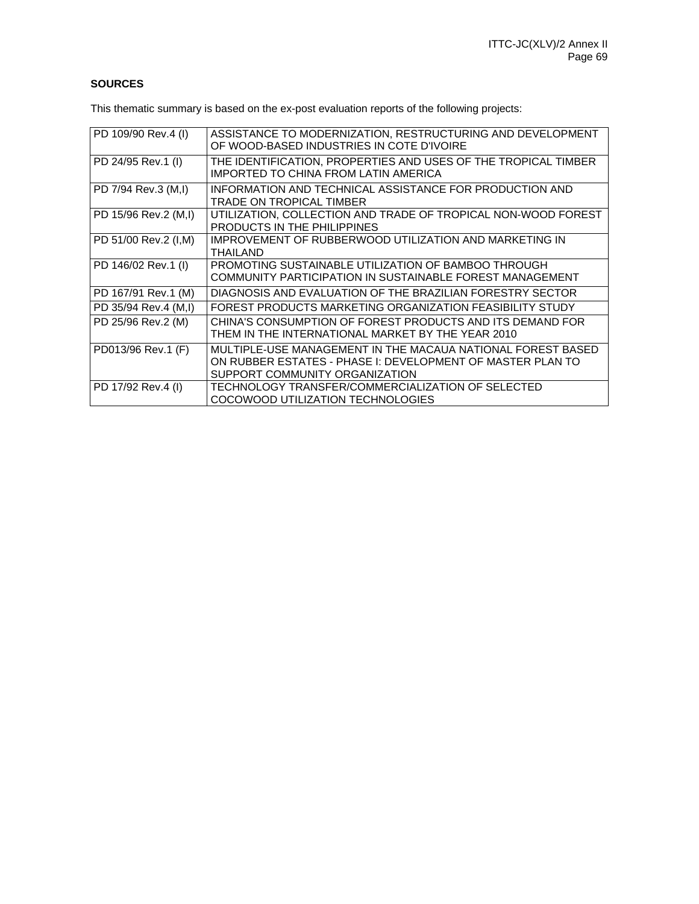**SOURCES**

This thematic summary is based on the ex-post evaluation reports of the following projects:

| | |
|---|---|
| PD 109/90 Rev.4 (I) | ASSISTANCE TO MODERNIZATION, RESTRUCTURING AND DEVELOPMENT OF WOOD-BASED INDUSTRIES IN COTE D'IVOIRE |
| PD 24/95 Rev.1 (I) | THE IDENTIFICATION, PROPERTIES AND USES OF THE TROPICAL TIMBER IMPORTED TO CHINA FROM LATIN AMERICA |
| PD 7/94 Rev.3 (M,I) | INFORMATION AND TECHNICAL ASSISTANCE FOR PRODUCTION AND TRADE ON TROPICAL TIMBER |
| PD 15/96 Rev.2 (M,I) | UTILIZATION, COLLECTION AND TRADE OF TROPICAL NON-WOOD FOREST PRODUCTS IN THE PHILIPPINES |
| PD 51/00 Rev.2 (I,M) | IMPROVEMENT OF RUBBERWOOD UTILIZATION AND MARKETING IN THAILAND |
| PD 146/02 Rev.1 (I) | PROMOTING SUSTAINABLE UTILIZATION OF BAMBOO THROUGH COMMUNITY PARTICIPATION IN SUSTAINABLE FOREST MANAGEMENT |
| PD 167/91 Rev.1 (M) | DIAGNOSIS AND EVALUATION OF THE BRAZILIAN FORESTRY SECTOR |
| PD 35/94 Rev.4 (M,I) | FOREST PRODUCTS MARKETING ORGANIZATION FEASIBILITY STUDY |
| PD 25/96 Rev.2 (M) | CHINA'S CONSUMPTION OF FOREST PRODUCTS AND ITS DEMAND FOR THEM IN THE INTERNATIONAL MARKET BY THE YEAR 2010 |
| PD013/96 Rev.1 (F) | MULTIPLE-USE MANAGEMENT IN THE MACAUA NATIONAL FOREST BASED ON RUBBER ESTATES - PHASE I: DEVELOPMENT OF MASTER PLAN TO SUPPORT COMMUNITY ORGANIZATION |
| PD 17/92 Rev.4 (I) | TECHNOLOGY TRANSFER/COMMERCIALIZATION OF SELECTED COCOWOOD UTILIZATION TECHNOLOGIES |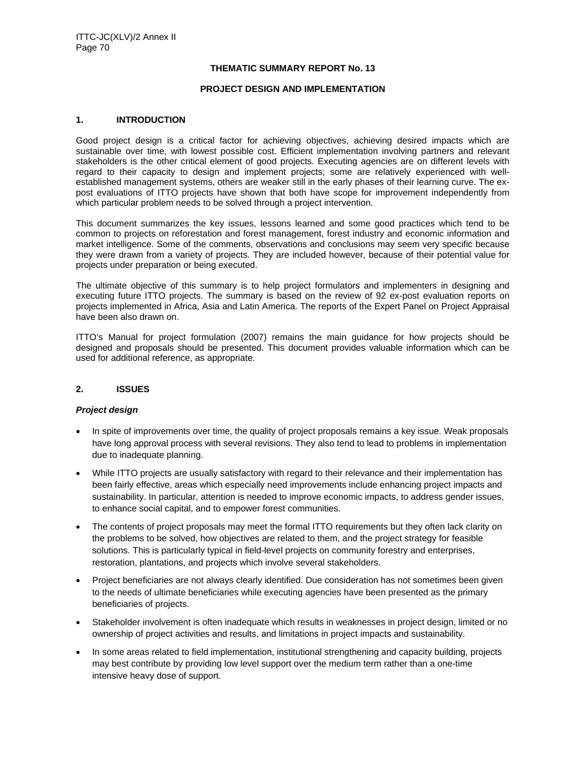**THEMATIC SUMMARY REPORT No. 13**

**PROJECT DESIGN AND IMPLEMENTATION**

## 1. INTRODUCTION

Good project design is a critical factor for achieving objectives, achieving desired impacts which are sustainable over time, with lowest possible cost. Efficient implementation involving partners and relevant stakeholders is the other critical element of good projects. Executing agencies are on different levels with regard to their capacity to design and implement projects; some are relatively experienced with well-established management systems, others are weaker still in the early phases of their learning curve. The ex-post evaluations of ITTO projects have shown that both have scope for improvement independently from which particular problem needs to be solved through a project intervention.

This document summarizes the key issues, lessons learned and some good practices which tend to be common to projects on reforestation and forest management, forest industry and economic information and market intelligence. Some of the comments, observations and conclusions may seem very specific because they were drawn from a variety of projects. They are included however, because of their potential value for projects under preparation or being executed.

The ultimate objective of this summary is to help project formulators and implementers in designing and executing future ITTO projects. The summary is based on the review of 92 ex-post evaluation reports on projects implemented in Africa, Asia and Latin America. The reports of the Expert Panel on Project Appraisal have been also drawn on.

ITTO's Manual for project formulation (2007) remains the main guidance for how projects should be designed and proposals should be presented. This document provides valuable information which can be used for additional reference, as appropriate.

## 2. ISSUES

***Project design***

- In spite of improvements over time, the quality of project proposals remains a key issue. Weak proposals have long approval process with several revisions. They also tend to lead to problems in implementation due to inadequate planning.
- While ITTO projects are usually satisfactory with regard to their relevance and their implementation has been fairly effective, areas which especially need improvements include enhancing project impacts and sustainability. In particular, attention is needed to improve economic impacts, to address gender issues, to enhance social capital, and to empower forest communities.
- The contents of project proposals may meet the formal ITTO requirements but they often lack clarity on the problems to be solved, how objectives are related to them, and the project strategy for feasible solutions. This is particularly typical in field-level projects on community forestry and enterprises, restoration, plantations, and projects which involve several stakeholders.
- Project beneficiaries are not always clearly identified. Due consideration has not sometimes been given to the needs of ultimate beneficiaries while executing agencies have been presented as the primary beneficiaries of projects.
- Stakeholder involvement is often inadequate which results in weaknesses in project design, limited or no ownership of project activities and results, and limitations in project impacts and sustainability.
- In some areas related to field implementation, institutional strengthening and capacity building, projects may best contribute by providing low level support over the medium term rather than a one-time intensive heavy dose of support.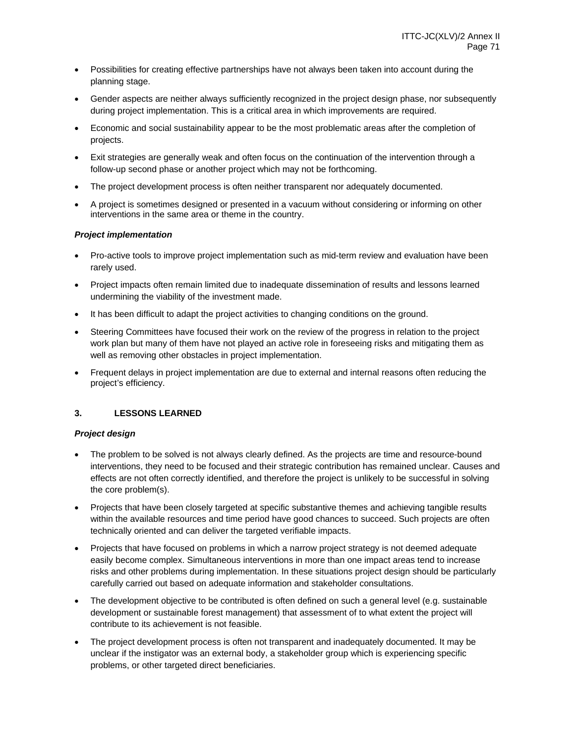- Possibilities for creating effective partnerships have not always been taken into account during the planning stage.
- Gender aspects are neither always sufficiently recognized in the project design phase, nor subsequently during project implementation. This is a critical area in which improvements are required.
- Economic and social sustainability appear to be the most problematic areas after the completion of projects.
- Exit strategies are generally weak and often focus on the continuation of the intervention through a follow-up second phase or another project which may not be forthcoming.
- The project development process is often neither transparent nor adequately documented.
- A project is sometimes designed or presented in a vacuum without considering or informing on other interventions in the same area or theme in the country.

***Project implementation***

- Pro-active tools to improve project implementation such as mid-term review and evaluation have been rarely used.
- Project impacts often remain limited due to inadequate dissemination of results and lessons learned undermining the viability of the investment made.
- It has been difficult to adapt the project activities to changing conditions on the ground.
- Steering Committees have focused their work on the review of the progress in relation to the project work plan but many of them have not played an active role in foreseeing risks and mitigating them as well as removing other obstacles in project implementation.
- Frequent delays in project implementation are due to external and internal reasons often reducing the project's efficiency.

## 3. LESSONS LEARNED

***Project design***

- The problem to be solved is not always clearly defined. As the projects are time and resource-bound interventions, they need to be focused and their strategic contribution has remained unclear. Causes and effects are not often correctly identified, and therefore the project is unlikely to be successful in solving the core problem(s).
- Projects that have been closely targeted at specific substantive themes and achieving tangible results within the available resources and time period have good chances to succeed. Such projects are often technically oriented and can deliver the targeted verifiable impacts.
- Projects that have focused on problems in which a narrow project strategy is not deemed adequate easily become complex. Simultaneous interventions in more than one impact areas tend to increase risks and other problems during implementation. In these situations project design should be particularly carefully carried out based on adequate information and stakeholder consultations.
- The development objective to be contributed is often defined on such a general level (e.g. sustainable development or sustainable forest management) that assessment of to what extent the project will contribute to its achievement is not feasible.
- The project development process is often not transparent and inadequately documented. It may be unclear if the instigator was an external body, a stakeholder group which is experiencing specific problems, or other targeted direct beneficiaries.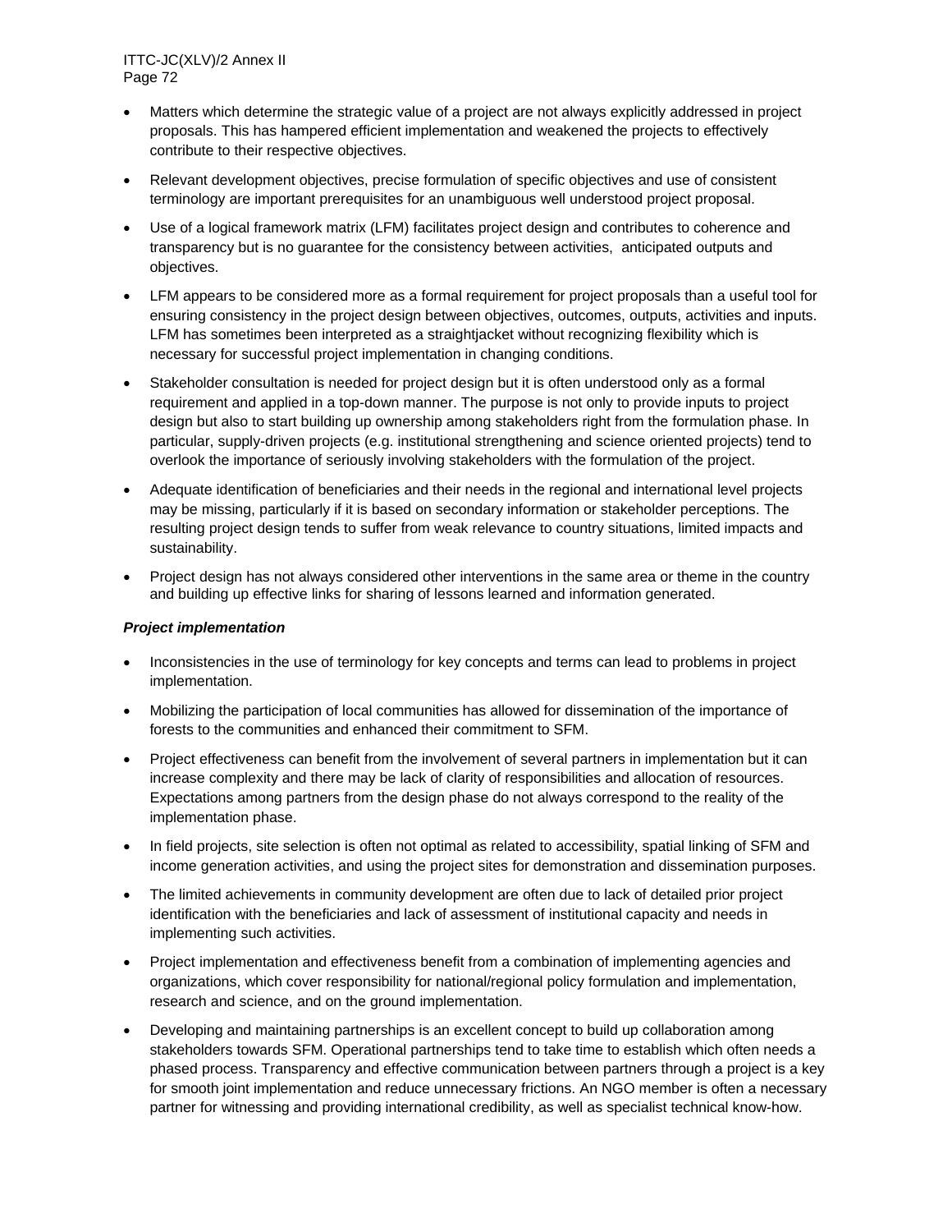- Matters which determine the strategic value of a project are not always explicitly addressed in project proposals. This has hampered efficient implementation and weakened the projects to effectively contribute to their respective objectives.
- Relevant development objectives, precise formulation of specific objectives and use of consistent terminology are important prerequisites for an unambiguous well understood project proposal.
- Use of a logical framework matrix (LFM) facilitates project design and contributes to coherence and transparency but is no guarantee for the consistency between activities, anticipated outputs and objectives.
- LFM appears to be considered more as a formal requirement for project proposals than a useful tool for ensuring consistency in the project design between objectives, outcomes, outputs, activities and inputs. LFM has sometimes been interpreted as a straightjacket without recognizing flexibility which is necessary for successful project implementation in changing conditions.
- Stakeholder consultation is needed for project design but it is often understood only as a formal requirement and applied in a top-down manner. The purpose is not only to provide inputs to project design but also to start building up ownership among stakeholders right from the formulation phase. In particular, supply-driven projects (e.g. institutional strengthening and science oriented projects) tend to overlook the importance of seriously involving stakeholders with the formulation of the project.
- Adequate identification of beneficiaries and their needs in the regional and international level projects may be missing, particularly if it is based on secondary information or stakeholder perceptions. The resulting project design tends to suffer from weak relevance to country situations, limited impacts and sustainability.
- Project design has not always considered other interventions in the same area or theme in the country and building up effective links for sharing of lessons learned and information generated.

***Project implementation***

- Inconsistencies in the use of terminology for key concepts and terms can lead to problems in project implementation.
- Mobilizing the participation of local communities has allowed for dissemination of the importance of forests to the communities and enhanced their commitment to SFM.
- Project effectiveness can benefit from the involvement of several partners in implementation but it can increase complexity and there may be lack of clarity of responsibilities and allocation of resources. Expectations among partners from the design phase do not always correspond to the reality of the implementation phase.
- In field projects, site selection is often not optimal as related to accessibility, spatial linking of SFM and income generation activities, and using the project sites for demonstration and dissemination purposes.
- The limited achievements in community development are often due to lack of detailed prior project identification with the beneficiaries and lack of assessment of institutional capacity and needs in implementing such activities.
- Project implementation and effectiveness benefit from a combination of implementing agencies and organizations, which cover responsibility for national/regional policy formulation and implementation, research and science, and on the ground implementation.
- Developing and maintaining partnerships is an excellent concept to build up collaboration among stakeholders towards SFM. Operational partnerships tend to take time to establish which often needs a phased process. Transparency and effective communication between partners through a project is a key for smooth joint implementation and reduce unnecessary frictions. An NGO member is often a necessary partner for witnessing and providing international credibility, as well as specialist technical know-how.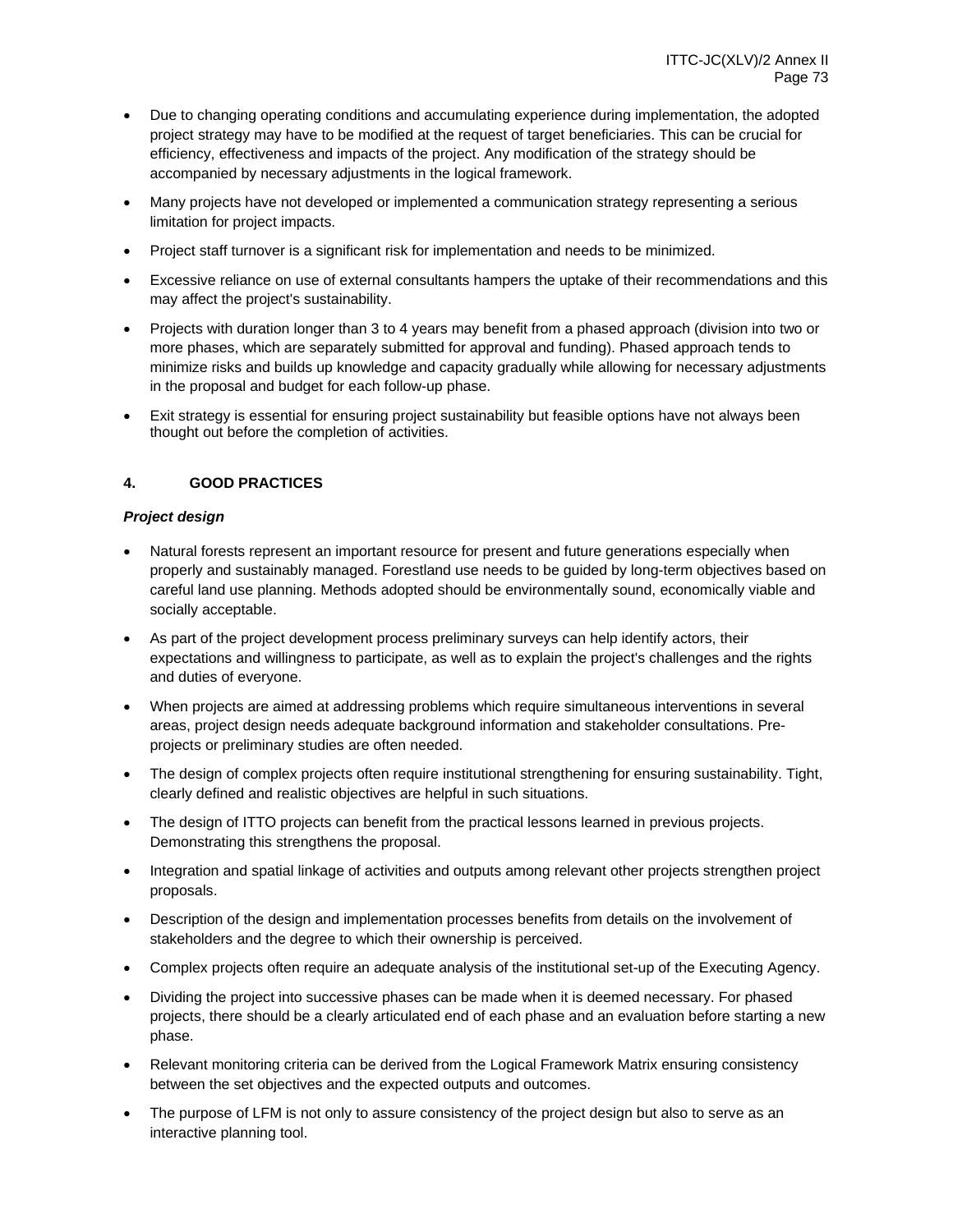- Due to changing operating conditions and accumulating experience during implementation, the adopted project strategy may have to be modified at the request of target beneficiaries. This can be crucial for efficiency, effectiveness and impacts of the project. Any modification of the strategy should be accompanied by necessary adjustments in the logical framework.
- Many projects have not developed or implemented a communication strategy representing a serious limitation for project impacts.
- Project staff turnover is a significant risk for implementation and needs to be minimized.
- Excessive reliance on use of external consultants hampers the uptake of their recommendations and this may affect the project's sustainability.
- Projects with duration longer than 3 to 4 years may benefit from a phased approach (division into two or more phases, which are separately submitted for approval and funding). Phased approach tends to minimize risks and builds up knowledge and capacity gradually while allowing for necessary adjustments in the proposal and budget for each follow-up phase.
- Exit strategy is essential for ensuring project sustainability but feasible options have not always been thought out before the completion of activities.

## 4. GOOD PRACTICES

***Project design***

- Natural forests represent an important resource for present and future generations especially when properly and sustainably managed. Forestland use needs to be guided by long-term objectives based on careful land use planning. Methods adopted should be environmentally sound, economically viable and socially acceptable.
- As part of the project development process preliminary surveys can help identify actors, their expectations and willingness to participate, as well as to explain the project's challenges and the rights and duties of everyone.
- When projects are aimed at addressing problems which require simultaneous interventions in several areas, project design needs adequate background information and stakeholder consultations. Pre-projects or preliminary studies are often needed.
- The design of complex projects often require institutional strengthening for ensuring sustainability. Tight, clearly defined and realistic objectives are helpful in such situations.
- The design of ITTO projects can benefit from the practical lessons learned in previous projects. Demonstrating this strengthens the proposal.
- Integration and spatial linkage of activities and outputs among relevant other projects strengthen project proposals.
- Description of the design and implementation processes benefits from details on the involvement of stakeholders and the degree to which their ownership is perceived.
- Complex projects often require an adequate analysis of the institutional set-up of the Executing Agency.
- Dividing the project into successive phases can be made when it is deemed necessary. For phased projects, there should be a clearly articulated end of each phase and an evaluation before starting a new phase.
- Relevant monitoring criteria can be derived from the Logical Framework Matrix ensuring consistency between the set objectives and the expected outputs and outcomes.
- The purpose of LFM is not only to assure consistency of the project design but also to serve as an interactive planning tool.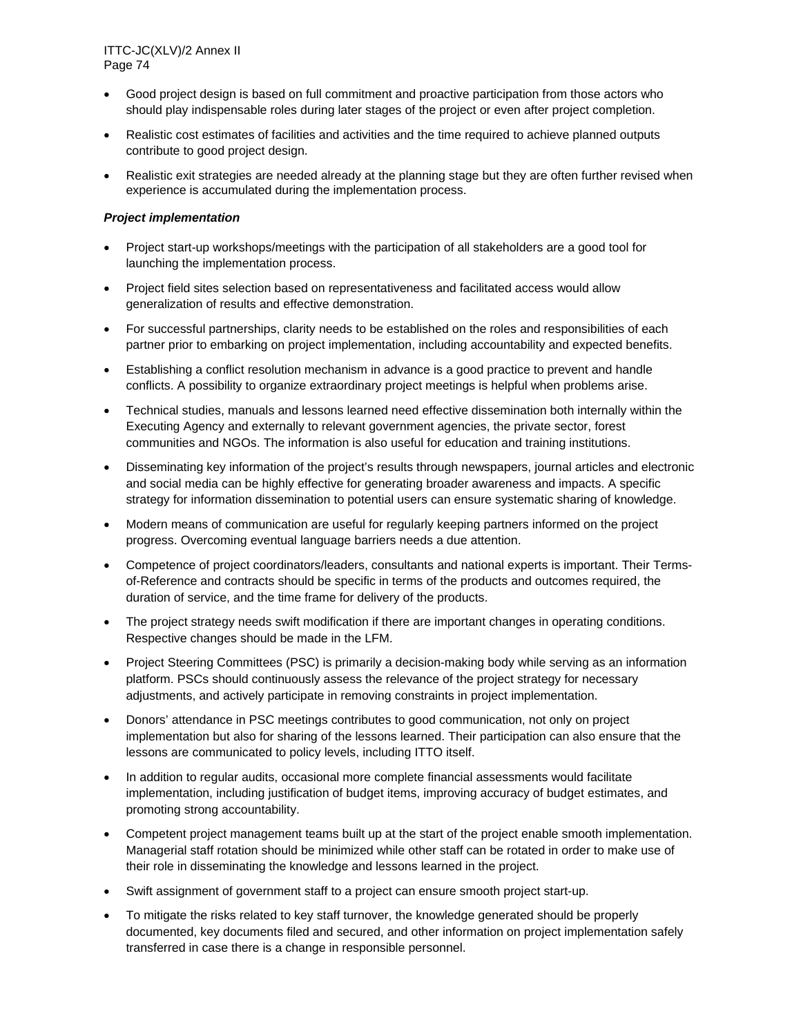- Good project design is based on full commitment and proactive participation from those actors who should play indispensable roles during later stages of the project or even after project completion.
- Realistic cost estimates of facilities and activities and the time required to achieve planned outputs contribute to good project design.
- Realistic exit strategies are needed already at the planning stage but they are often further revised when experience is accumulated during the implementation process.

***Project implementation***

- Project start-up workshops/meetings with the participation of all stakeholders are a good tool for launching the implementation process.
- Project field sites selection based on representativeness and facilitated access would allow generalization of results and effective demonstration.
- For successful partnerships, clarity needs to be established on the roles and responsibilities of each partner prior to embarking on project implementation, including accountability and expected benefits.
- Establishing a conflict resolution mechanism in advance is a good practice to prevent and handle conflicts. A possibility to organize extraordinary project meetings is helpful when problems arise.
- Technical studies, manuals and lessons learned need effective dissemination both internally within the Executing Agency and externally to relevant government agencies, the private sector, forest communities and NGOs. The information is also useful for education and training institutions.
- Disseminating key information of the project's results through newspapers, journal articles and electronic and social media can be highly effective for generating broader awareness and impacts. A specific strategy for information dissemination to potential users can ensure systematic sharing of knowledge.
- Modern means of communication are useful for regularly keeping partners informed on the project progress. Overcoming eventual language barriers needs a due attention.
- Competence of project coordinators/leaders, consultants and national experts is important. Their Terms-of-Reference and contracts should be specific in terms of the products and outcomes required, the duration of service, and the time frame for delivery of the products.
- The project strategy needs swift modification if there are important changes in operating conditions. Respective changes should be made in the LFM.
- Project Steering Committees (PSC) is primarily a decision-making body while serving as an information platform. PSCs should continuously assess the relevance of the project strategy for necessary adjustments, and actively participate in removing constraints in project implementation.
- Donors' attendance in PSC meetings contributes to good communication, not only on project implementation but also for sharing of the lessons learned. Their participation can also ensure that the lessons are communicated to policy levels, including ITTO itself.
- In addition to regular audits, occasional more complete financial assessments would facilitate implementation, including justification of budget items, improving accuracy of budget estimates, and promoting strong accountability.
- Competent project management teams built up at the start of the project enable smooth implementation. Managerial staff rotation should be minimized while other staff can be rotated in order to make use of their role in disseminating the knowledge and lessons learned in the project.
- Swift assignment of government staff to a project can ensure smooth project start-up.
- To mitigate the risks related to key staff turnover, the knowledge generated should be properly documented, key documents filed and secured, and other information on project implementation safely transferred in case there is a change in responsible personnel.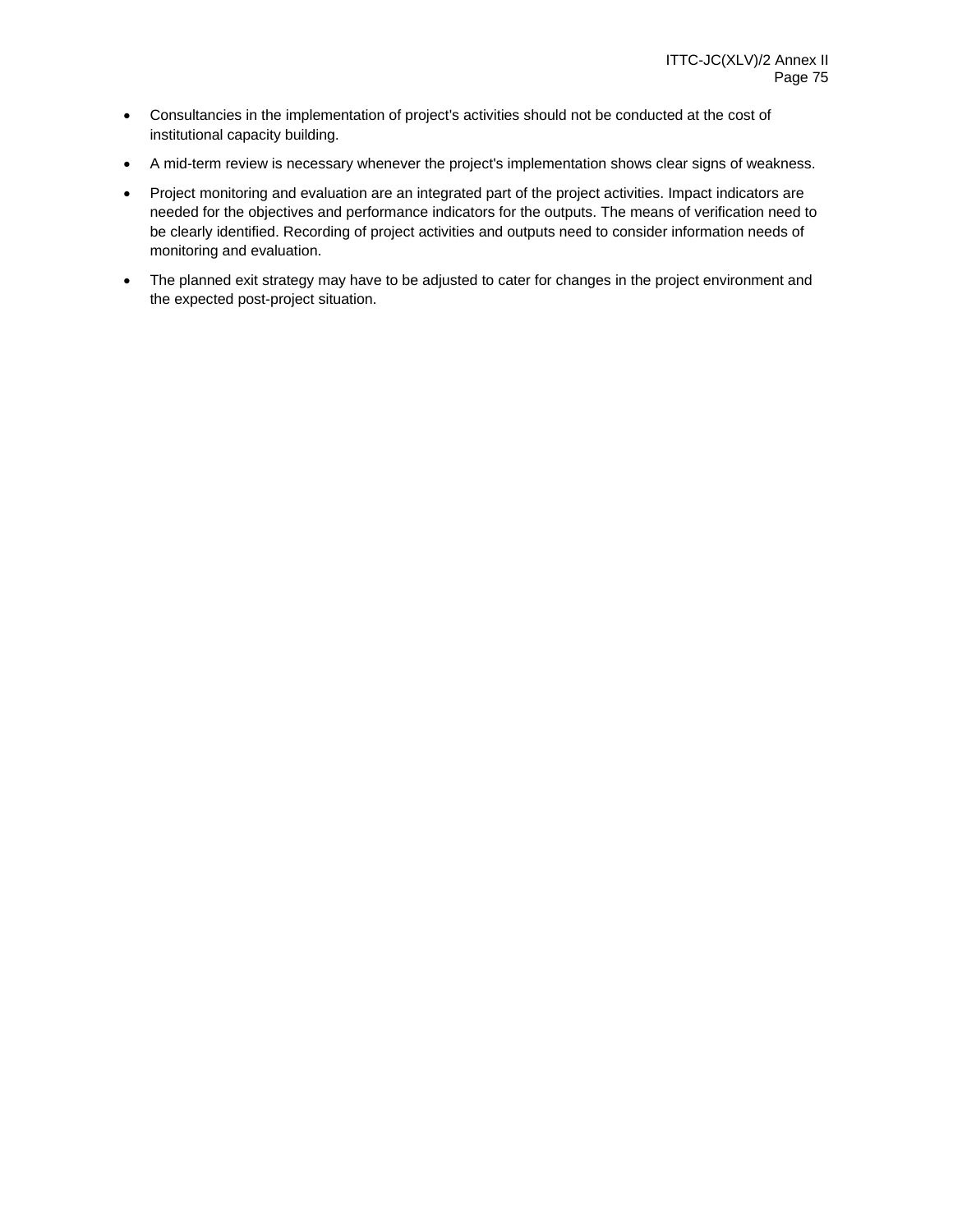- Consultancies in the implementation of project's activities should not be conducted at the cost of institutional capacity building.
- A mid-term review is necessary whenever the project's implementation shows clear signs of weakness.
- Project monitoring and evaluation are an integrated part of the project activities. Impact indicators are needed for the objectives and performance indicators for the outputs. The means of verification need to be clearly identified. Recording of project activities and outputs need to consider information needs of monitoring and evaluation.
- The planned exit strategy may have to be adjusted to cater for changes in the project environment and the expected post-project situation.